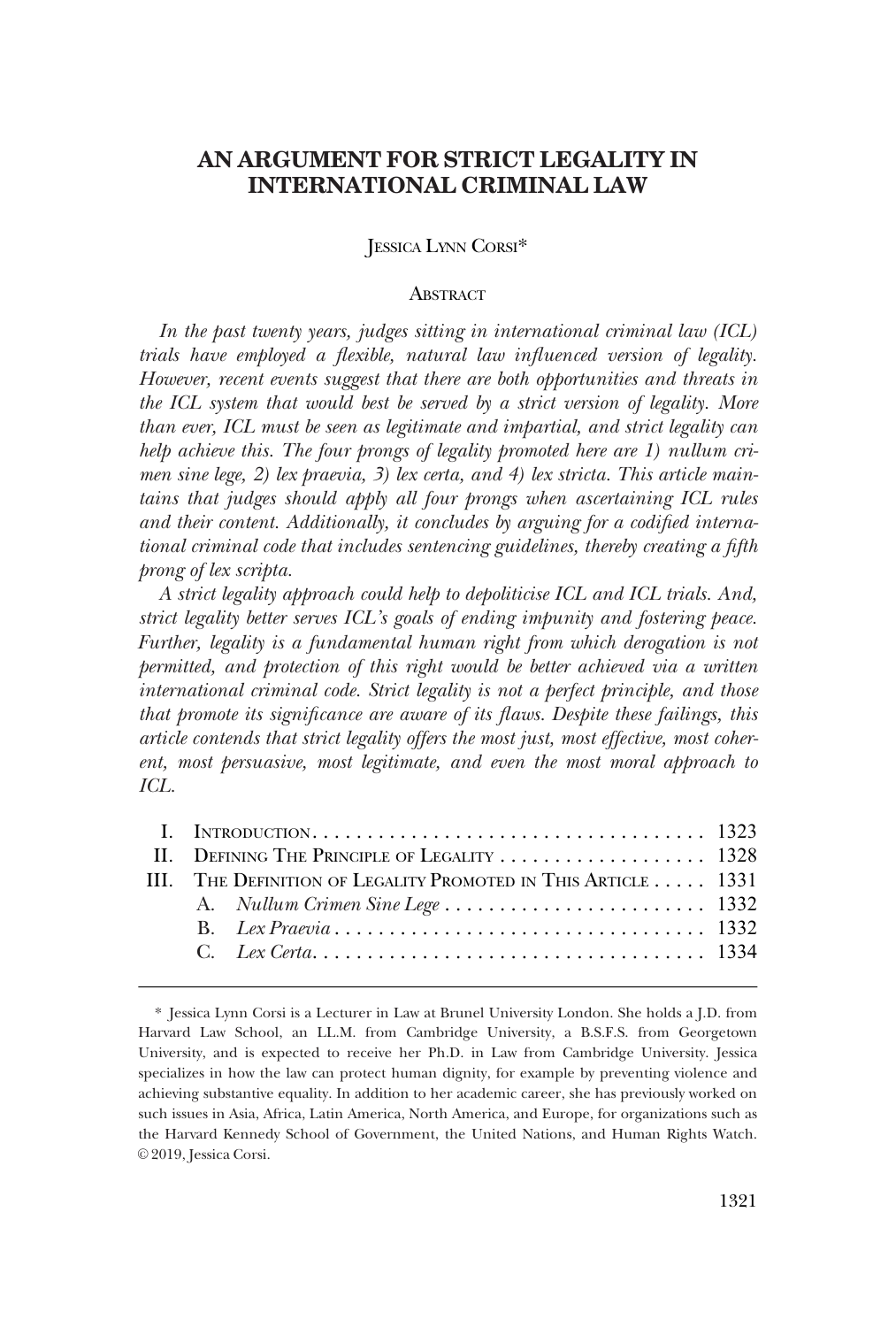# AN ARGUMENT FOR STRICT LEGALITY IN INTERNATIONAL CRIMINAL LAW

JESSICA LYNN CORSI*

## ABSTRACT

*In the past twenty years, judges sitting in international criminal law (ICL) trials have employed a flexible, natural law influenced version of legality. However, recent events suggest that there are both opportunities and threats in the ICL system that would best be served by a strict version of legality. More than ever, ICL must be seen as legitimate and impartial, and strict legality can help achieve this. The four prongs of legality promoted here are 1) nullum crimen sine lege, 2) lex praevia, 3) lex certa, and 4) lex stricta. This article maintains that judges should apply all four prongs when ascertaining ICL rules and their content. Additionally, it concludes by arguing for a codified international criminal code that includes sentencing guidelines, thereby creating a fifth prong of lex scripta.*

*A strict legality approach could help to depoliticise ICL and ICL trials. And, strict legality better serves ICL's goals of ending impunity and fostering peace. Further, legality is a fundamental human right from which derogation is not permitted, and protection of this right would be better achieved via a written international criminal code. Strict legality is not a perfect principle, and those that promote its significance are aware of its flaws. Despite these failings, this article contends that strict legality offers the most just, most effective, most coherent, most persuasive, most legitimate, and even the most moral approach to ICL.*

| | | |
|---|---|---|
| I. | INTRODUCTION | 1323 |
| II. | DEFINING THE PRINCIPLE OF LEGALITY | 1328 |
| III. | THE DEFINITION OF LEGALITY PROMOTED IN THIS ARTICLE | 1331 |
| | A. *Nullum Crimen Sine Lege* | 1332 |
| | B. *Lex Praevia* | 1332 |
| | C. *Lex Certa* | 1334 |

\* Jessica Lynn Corsi is a Lecturer in Law at Brunel University London. She holds a J.D. from Harvard Law School, an LL.M. from Cambridge University, a B.S.F.S. from Georgetown University, and is expected to receive her Ph.D. in Law from Cambridge University. Jessica specializes in how the law can protect human dignity, for example by preventing violence and achieving substantive equality. In addition to her academic career, she has previously worked on such issues in Asia, Africa, Latin America, North America, and Europe, for organizations such as the Harvard Kennedy School of Government, the United Nations, and Human Rights Watch. © 2019, Jessica Corsi.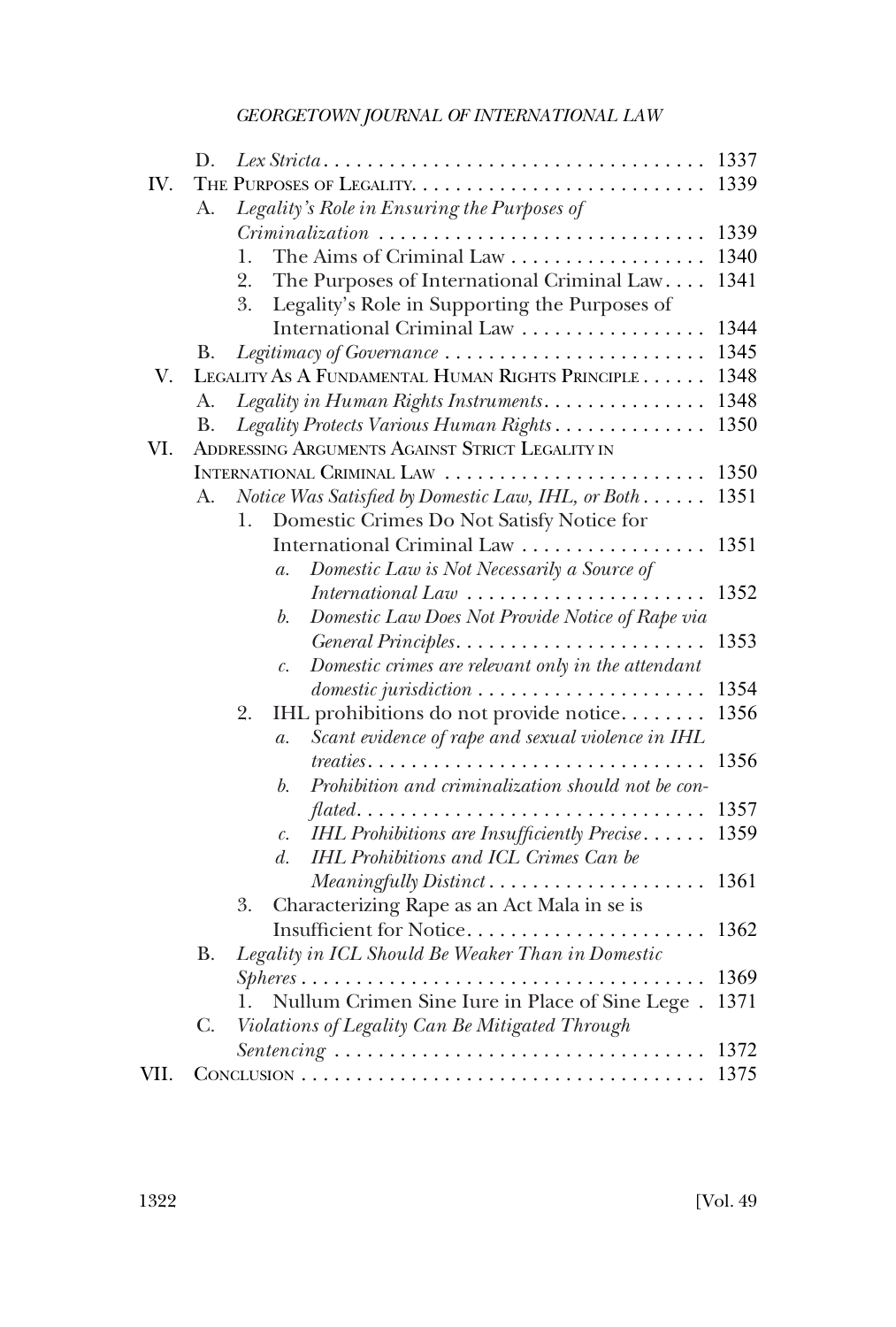D. *Lex Stricta* . . . . . . . . . . . . . . . . . . . . . . . . . . . . . . . . . . . 1337

IV. The Purposes of Legality. . . . . . . . . . . . . . . . . . . . . . . . . . . 1339

A. *Legality's Role in Ensuring the Purposes of Criminalization* . . . . . . . . . . . . . . . . . . . . . . . . . . . . . 1339

1. The Aims of Criminal Law . . . . . . . . . . . . . . . . . . 1340
2. The Purposes of International Criminal Law. . . . 1341
3. Legality's Role in Supporting the Purposes of International Criminal Law . . . . . . . . . . . . . . . . . 1344

B. *Legitimacy of Governance* . . . . . . . . . . . . . . . . . . . . . . . . 1345

V. Legality As A Fundamental Human Rights Principle . . . . . . 1348

A. *Legality in Human Rights Instruments*. . . . . . . . . . . . . . . 1348

B. *Legality Protects Various Human Rights* . . . . . . . . . . . . . . 1350

VI. Addressing Arguments Against Strict Legality in International Criminal Law . . . . . . . . . . . . . . . . . . . . . . . . 1350

A. *Notice Was Satisfied by Domestic Law, IHL, or Both* . . . . . . 1351

1. Domestic Crimes Do Not Satisfy Notice for International Criminal Law . . . . . . . . . . . . . . . . . 1351

   a. *Domestic Law is Not Necessarily a Source of International Law* . . . . . . . . . . . . . . . . . . . . . . 1352

   b. *Domestic Law Does Not Provide Notice of Rape via General Principles*. . . . . . . . . . . . . . . . . . . . . . . 1353

   c. *Domestic crimes are relevant only in the attendant domestic jurisdiction* . . . . . . . . . . . . . . . . . . . . . 1354

2. IHL prohibitions do not provide notice. . . . . . . . 1356

   a. *Scant evidence of rape and sexual violence in IHL treaties*. . . . . . . . . . . . . . . . . . . . . . . . . . . . . . . 1356

   b. *Prohibition and criminalization should not be conflated*. . . . . . . . . . . . . . . . . . . . . . . . . . . . . . . . 1357

   c. *IHL Prohibitions are Insufficiently Precise* . . . . . . 1359

   d. *IHL Prohibitions and ICL Crimes Can be Meaningfully Distinct* . . . . . . . . . . . . . . . . . . . . 1361

3. Characterizing Rape as an Act Mala in se is Insufficient for Notice. . . . . . . . . . . . . . . . . . . . . . 1362

B. *Legality in ICL Should Be Weaker Than in Domestic Spheres* . . . . . . . . . . . . . . . . . . . . . . . . . . . . . . . . . . . . . 1369

1. Nullum Crimen Sine Iure in Place of Sine Lege . 1371

C. *Violations of Legality Can Be Mitigated Through Sentencing* . . . . . . . . . . . . . . . . . . . . . . . . . . . . . . . . . . 1372

VII. Conclusion . . . . . . . . . . . . . . . . . . . . . . . . . . . . . . . . . . . . . 1375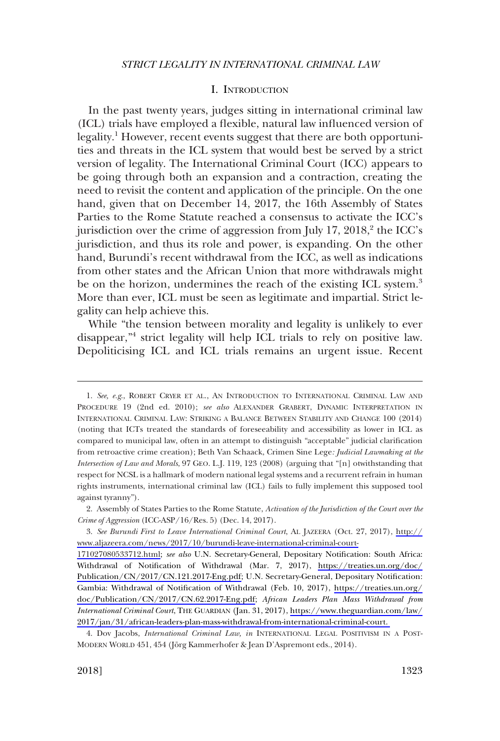## I. Introduction

In the past twenty years, judges sitting in international criminal law (ICL) trials have employed a flexible, natural law influenced version of legality.[1] However, recent events suggest that there are both opportunities and threats in the ICL system that would best be served by a strict version of legality. The International Criminal Court (ICC) appears to be going through both an expansion and a contraction, creating the need to revisit the content and application of the principle. On the one hand, given that on December 14, 2017, the 16th Assembly of States Parties to the Rome Statute reached a consensus to activate the ICC's jurisdiction over the crime of aggression from July 17, 2018,[2] the ICC's jurisdiction, and thus its role and power, is expanding. On the other hand, Burundi's recent withdrawal from the ICC, as well as indications from other states and the African Union that more withdrawals might be on the horizon, undermines the reach of the existing ICL system.[3] More than ever, ICL must be seen as legitimate and impartial. Strict legality can help achieve this.

While "the tension between morality and legality is unlikely to ever disappear,"[4] strict legality will help ICL trials to rely on positive law. Depoliticising ICL and ICL trials remains an urgent issue. Recent

---

1. *See, e.g.*, ROBERT CRYER ET AL., AN INTRODUCTION TO INTERNATIONAL CRIMINAL LAW AND PROCEDURE 19 (2nd ed. 2010); *see also* ALEXANDER GRABERT, DYNAMIC INTERPRETATION IN INTERNATIONAL CRIMINAL LAW: STRIKING A BALANCE BETWEEN STABILITY AND CHANGE 100 (2014) (noting that ICTs treated the standards of foreseeability and accessibility as lower in ICL as compared to municipal law, often in an attempt to distinguish "acceptable" judicial clarification from retroactive crime creation); Beth Van Schaack, Crimen Sine Lege*: Judicial Lawmaking at the Intersection of Law and Morals*, 97 GEO. L.J. 119, 123 (2008) (arguing that "[n] otwithstanding that respect for NCSL is a hallmark of modern national legal systems and a recurrent refrain in human rights instruments, international criminal law (ICL) fails to fully implement this supposed tool against tyranny").

2. Assembly of States Parties to the Rome Statute, *Activation of the Jurisdiction of the Court over the Crime of Aggression* (ICC-ASP/16/Res. 5) (Dec. 14, 2017).

3. *See Burundi First to Leave International Criminal Court*, AL JAZEERA (Oct. 27, 2017), http://www.aljazeera.com/news/2017/10/burundi-leave-international-criminal-court-171027080533712.html; *see also* U.N. Secretary-General, Depositary Notification: South Africa: Withdrawal of Notification of Withdrawal (Mar. 7, 2017), https://treaties.un.org/doc/Publication/CN/2017/CN.121.2017-Eng.pdf; U.N. Secretary-General, Depositary Notification: Gambia: Withdrawal of Notification of Withdrawal (Feb. 10, 2017), https://treaties.un.org/doc/Publication/CN/2017/CN.62.2017-Eng.pdf; *African Leaders Plan Mass Withdrawal from International Criminal Court*, THE GUARDIAN (Jan. 31, 2017), https://www.theguardian.com/law/2017/jan/31/african-leaders-plan-mass-withdrawal-from-international-criminal-court.

4. Dov Jacobs, *International Criminal Law, in* INTERNATIONAL LEGAL POSITIVISM IN A POST-MODERN WORLD 451, 454 (Jörg Kammerhofer & Jean D'Aspremont eds., 2014).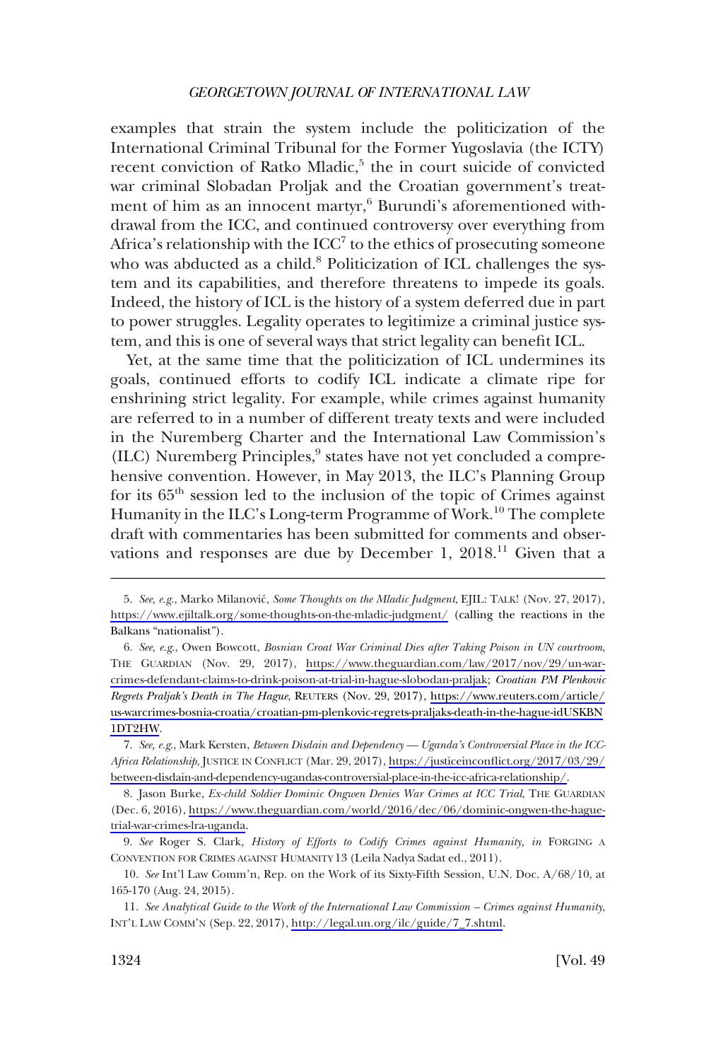examples that strain the system include the politicization of the International Criminal Tribunal for the Former Yugoslavia (the ICTY) recent conviction of Ratko Mladic,[5] the in court suicide of convicted war criminal Slobadan Proljak and the Croatian government's treatment of him as an innocent martyr,[6] Burundi's aforementioned withdrawal from the ICC, and continued controversy over everything from Africa's relationship with the ICC[7] to the ethics of prosecuting someone who was abducted as a child.[8] Politicization of ICL challenges the system and its capabilities, and therefore threatens to impede its goals. Indeed, the history of ICL is the history of a system deferred due in part to power struggles. Legality operates to legitimize a criminal justice system, and this is one of several ways that strict legality can benefit ICL.

Yet, at the same time that the politicization of ICL undermines its goals, continued efforts to codify ICL indicate a climate ripe for enshrining strict legality. For example, while crimes against humanity are referred to in a number of different treaty texts and were included in the Nuremberg Charter and the International Law Commission's (ILC) Nuremberg Principles,[9] states have not yet concluded a comprehensive convention. However, in May 2013, the ILC's Planning Group for its 65th session led to the inclusion of the topic of Crimes against Humanity in the ILC's Long-term Programme of Work.[10] The complete draft with commentaries has been submitted for comments and observations and responses are due by December 1, 2018.[11] Given that a

---

5. *See, e.g.*, Marko Milanović, *Some Thoughts on the Mladic Judgment*, EJIL: TALK! (Nov. 27, 2017), https://www.ejiltalk.org/some-thoughts-on-the-mladic-judgment/ (calling the reactions in the Balkans "nationalist").

6. *See, e.g.*, Owen Bowcott, *Bosnian Croat War Criminal Dies after Taking Poison in UN courtroom*, THE GUARDIAN (Nov. 29, 2017), https://www.theguardian.com/law/2017/nov/29/un-war-crimes-defendant-claims-to-drink-poison-at-trial-in-hague-slobodan-praljak; *Croatian PM Plenkovic Regrets Praljak's Death in The Hague*, REUTERS (Nov. 29, 2017), https://www.reuters.com/article/us-warcrimes-bosnia-croatia/croatian-pm-plenkovic-regrets-praljaks-death-in-the-hague-idUSKBN1DT2HW.

7. *See, e.g.*, Mark Kersten, *Between Disdain and Dependency — Uganda's Controversial Place in the ICC-Africa Relationship*, JUSTICE IN CONFLICT (Mar. 29, 2017), https://justiceinconflict.org/2017/03/29/between-disdain-and-dependency-ugandas-controversial-place-in-the-icc-africa-relationship/.

8. Jason Burke, *Ex-child Soldier Dominic Ongwen Denies War Crimes at ICC Trial*, THE GUARDIAN (Dec. 6, 2016), https://www.theguardian.com/world/2016/dec/06/dominic-ongwen-the-hague-trial-war-crimes-lra-uganda.

9. *See* Roger S. Clark, *History of Efforts to Codify Crimes against Humanity, in* FORGING A CONVENTION FOR CRIMES AGAINST HUMANITY 13 (Leila Nadya Sadat ed., 2011).

10. *See* Int'l Law Comm'n, Rep. on the Work of its Sixty-Fifth Session, U.N. Doc. A/68/10, at 165-170 (Aug. 24, 2015).

11. *See Analytical Guide to the Work of the International Law Commission – Crimes against Humanity*, INT'L LAW COMM'N (Sep. 22, 2017), http://legal.un.org/ilc/guide/7_7.shtml.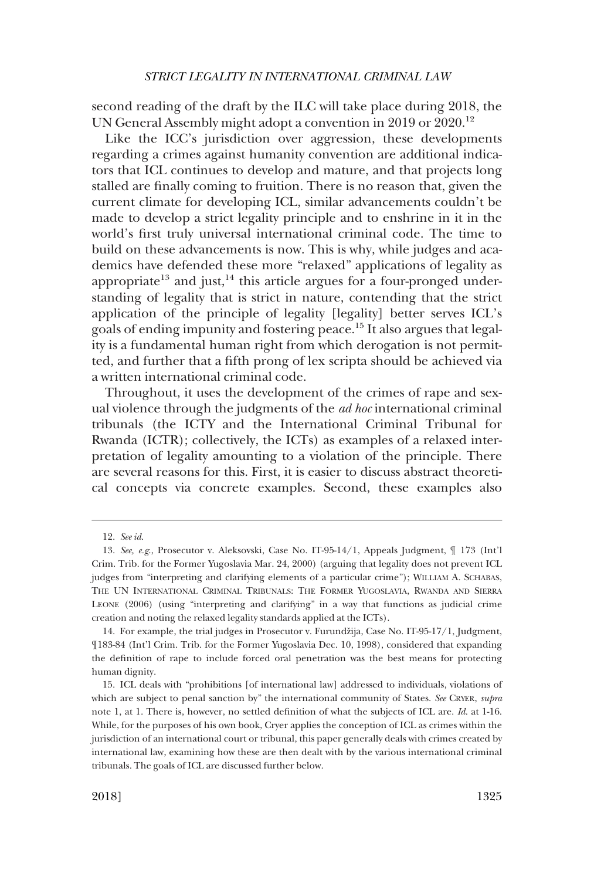second reading of the draft by the ILC will take place during 2018, the UN General Assembly might adopt a convention in 2019 or 2020.[12]

Like the ICC's jurisdiction over aggression, these developments regarding a crimes against humanity convention are additional indicators that ICL continues to develop and mature, and that projects long stalled are finally coming to fruition. There is no reason that, given the current climate for developing ICL, similar advancements couldn't be made to develop a strict legality principle and to enshrine in it in the world's first truly universal international criminal code. The time to build on these advancements is now. This is why, while judges and academics have defended these more "relaxed" applications of legality as appropriate[13] and just,[14] this article argues for a four-pronged understanding of legality that is strict in nature, contending that the strict application of the principle of legality [legality] better serves ICL's goals of ending impunity and fostering peace.[15] It also argues that legality is a fundamental human right from which derogation is not permitted, and further that a fifth prong of lex scripta should be achieved via a written international criminal code.

Throughout, it uses the development of the crimes of rape and sexual violence through the judgments of the *ad hoc* international criminal tribunals (the ICTY and the International Criminal Tribunal for Rwanda (ICTR); collectively, the ICTs) as examples of a relaxed interpretation of legality amounting to a violation of the principle. There are several reasons for this. First, it is easier to discuss abstract theoretical concepts via concrete examples. Second, these examples also

---

12. *See id.*

13. *See, e.g.*, Prosecutor v. Aleksovski, Case No. IT-95-14/1, Appeals Judgment, ¶ 173 (Int'l Crim. Trib. for the Former Yugoslavia Mar. 24, 2000) (arguing that legality does not prevent ICL judges from "interpreting and clarifying elements of a particular crime"); WILLIAM A. SCHABAS, THE UN INTERNATIONAL CRIMINAL TRIBUNALS: THE FORMER YUGOSLAVIA, RWANDA AND SIERRA LEONE (2006) (using "interpreting and clarifying" in a way that functions as judicial crime creation and noting the relaxed legality standards applied at the ICTs).

14. For example, the trial judges in Prosecutor v. Furundžija, Case No. IT-95-17/1, Judgment, ¶183-84 (Int'l Crim. Trib. for the Former Yugoslavia Dec. 10, 1998), considered that expanding the definition of rape to include forced oral penetration was the best means for protecting human dignity.

15. ICL deals with "prohibitions [of international law] addressed to individuals, violations of which are subject to penal sanction by" the international community of States. *See* CRYER, *supra* note 1, at 1. There is, however, no settled definition of what the subjects of ICL are. *Id.* at 1-16. While, for the purposes of his own book, Cryer applies the conception of ICL as crimes within the jurisdiction of an international court or tribunal, this paper generally deals with crimes created by international law, examining how these are then dealt with by the various international criminal tribunals. The goals of ICL are discussed further below.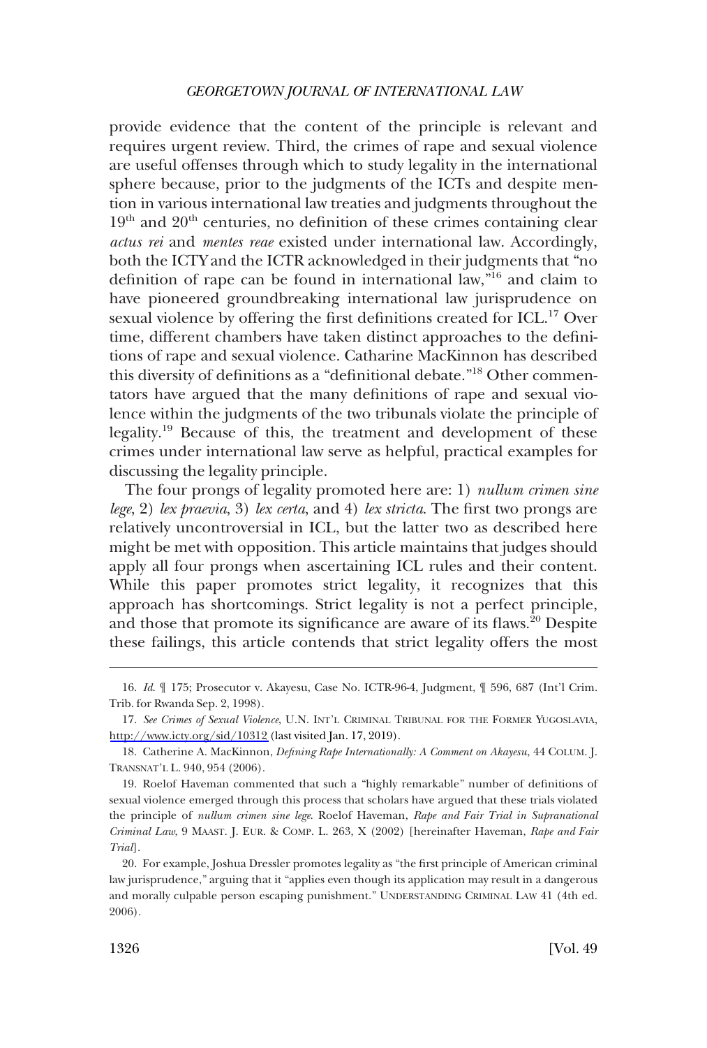provide evidence that the content of the principle is relevant and requires urgent review. Third, the crimes of rape and sexual violence are useful offenses through which to study legality in the international sphere because, prior to the judgments of the ICTs and despite mention in various international law treaties and judgments throughout the 19th and 20th centuries, no definition of these crimes containing clear *actus rei* and *mentes reae* existed under international law. Accordingly, both the ICTY and the ICTR acknowledged in their judgments that "no definition of rape can be found in international law,"[16] and claim to have pioneered groundbreaking international law jurisprudence on sexual violence by offering the first definitions created for ICL.[17] Over time, different chambers have taken distinct approaches to the definitions of rape and sexual violence. Catharine MacKinnon has described this diversity of definitions as a "definitional debate."[18] Other commentators have argued that the many definitions of rape and sexual violence within the judgments of the two tribunals violate the principle of legality.[19] Because of this, the treatment and development of these crimes under international law serve as helpful, practical examples for discussing the legality principle.

The four prongs of legality promoted here are: 1) *nullum crimen sine lege*, 2) *lex praevia*, 3) *lex certa*, and 4) *lex stricta*. The first two prongs are relatively uncontroversial in ICL, but the latter two as described here might be met with opposition. This article maintains that judges should apply all four prongs when ascertaining ICL rules and their content. While this paper promotes strict legality, it recognizes that this approach has shortcomings. Strict legality is not a perfect principle, and those that promote its significance are aware of its flaws.[20] Despite these failings, this article contends that strict legality offers the most

16. *Id.* ¶ 175; Prosecutor v. Akayesu, Case No. ICTR-96-4, Judgment, ¶ 596, 687 (Int'l Crim. Trib. for Rwanda Sep. 2, 1998).

17. *See Crimes of Sexual Violence*, U.N. INT'L CRIMINAL TRIBUNAL FOR THE FORMER YUGOSLAVIA, http://www.icty.org/sid/10312 (last visited Jan. 17, 2019).

18. Catherine A. MacKinnon, *Defining Rape Internationally: A Comment on Akayesu*, 44 COLUM. J. TRANSNAT'L L. 940, 954 (2006).

19. Roelof Haveman commented that such a "highly remarkable" number of definitions of sexual violence emerged through this process that scholars have argued that these trials violated the principle of *nullum crimen sine lege*. Roelof Haveman, *Rape and Fair Trial in Supranational Criminal Law*, 9 MAAST. J. EUR. & COMP. L. 263, X (2002) [hereinafter Haveman, *Rape and Fair Trial*].

20. For example, Joshua Dressler promotes legality as "the first principle of American criminal law jurisprudence," arguing that it "applies even though its application may result in a dangerous and morally culpable person escaping punishment." UNDERSTANDING CRIMINAL LAW 41 (4th ed. 2006).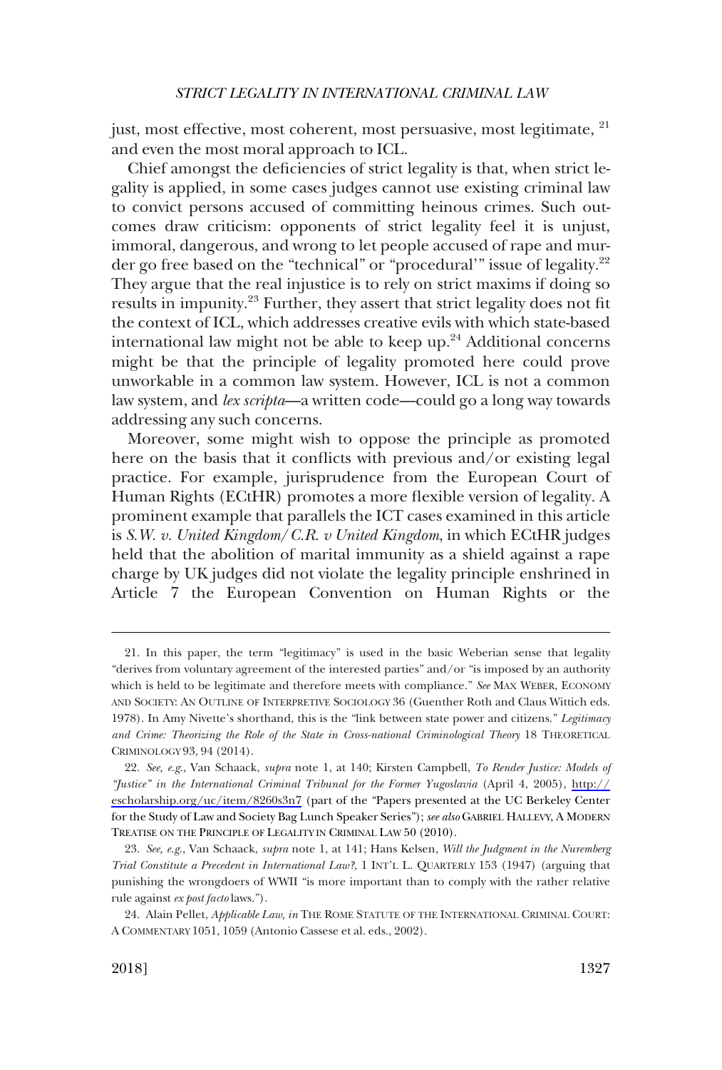just, most effective, most coherent, most persuasive, most legitimate, [21] and even the most moral approach to ICL.

Chief amongst the deficiencies of strict legality is that, when strict legality is applied, in some cases judges cannot use existing criminal law to convict persons accused of committing heinous crimes. Such outcomes draw criticism: opponents of strict legality feel it is unjust, immoral, dangerous, and wrong to let people accused of rape and murder go free based on the "technical" or "procedural'" issue of legality.[22] They argue that the real injustice is to rely on strict maxims if doing so results in impunity.[23] Further, they assert that strict legality does not fit the context of ICL, which addresses creative evils with which state-based international law might not be able to keep up.[24] Additional concerns might be that the principle of legality promoted here could prove unworkable in a common law system. However, ICL is not a common law system, and *lex scripta*—a written code—could go a long way towards addressing any such concerns.

Moreover, some might wish to oppose the principle as promoted here on the basis that it conflicts with previous and/or existing legal practice. For example, jurisprudence from the European Court of Human Rights (ECtHR) promotes a more flexible version of legality. A prominent example that parallels the ICT cases examined in this article is *S.W. v. United Kingdom/C.R. v United Kingdom*, in which ECtHR judges held that the abolition of marital immunity as a shield against a rape charge by UK judges did not violate the legality principle enshrined in Article 7 the European Convention on Human Rights or the

---

21. In this paper, the term "legitimacy" is used in the basic Weberian sense that legality "derives from voluntary agreement of the interested parties" and/or "is imposed by an authority which is held to be legitimate and therefore meets with compliance." *See* MAX WEBER, ECONOMY AND SOCIETY: AN OUTLINE OF INTERPRETIVE SOCIOLOGY 36 (Guenther Roth and Claus Wittich eds. 1978). In Amy Nivette's shorthand, this is the "link between state power and citizens." *Legitimacy and Crime: Theorizing the Role of the State in Cross-national Criminological Theory* 18 THEORETICAL CRIMINOLOGY 93, 94 (2014).

22. *See, e.g.*, Van Schaack, *supra* note 1, at 140; Kirsten Campbell, *To Render Justice: Models of "Justice" in the International Criminal Tribunal for the Former Yugoslavia* (April 4, 2005), http://escholarship.org/uc/item/8260s3n7 (part of the "Papers presented at the UC Berkeley Center for the Study of Law and Society Bag Lunch Speaker Series"); *see also* GABRIEL HALLEVY, A MODERN TREATISE ON THE PRINCIPLE OF LEGALITY IN CRIMINAL LAW 50 (2010).

23. *See, e.g.*, Van Schaack, *supra* note 1, at 141; Hans Kelsen, *Will the Judgment in the Nuremberg Trial Constitute a Precedent in International Law?*, 1 INT'L L. QUARTERLY 153 (1947) (arguing that punishing the wrongdoers of WWII "is more important than to comply with the rather relative rule against *ex post facto* laws.").

24. Alain Pellet, *Applicable Law, in* THE ROME STATUTE OF THE INTERNATIONAL CRIMINAL COURT: A COMMENTARY 1051, 1059 (Antonio Cassese et al. eds., 2002).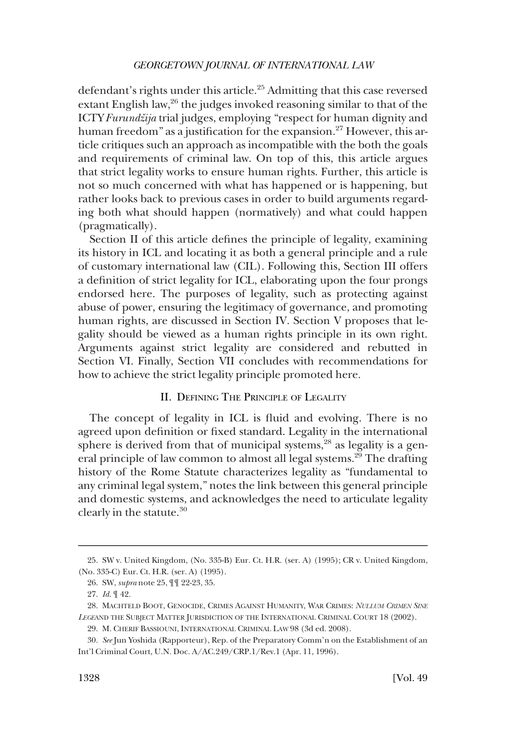defendant's rights under this article.[25] Admitting that this case reversed extant English law,[26] the judges invoked reasoning similar to that of the ICTY *Furundžija* trial judges, employing "respect for human dignity and human freedom" as a justification for the expansion.[27] However, this article critiques such an approach as incompatible with the both the goals and requirements of criminal law. On top of this, this article argues that strict legality works to ensure human rights. Further, this article is not so much concerned with what has happened or is happening, but rather looks back to previous cases in order to build arguments regarding both what should happen (normatively) and what could happen (pragmatically).

Section II of this article defines the principle of legality, examining its history in ICL and locating it as both a general principle and a rule of customary international law (CIL). Following this, Section III offers a definition of strict legality for ICL, elaborating upon the four prongs endorsed here. The purposes of legality, such as protecting against abuse of power, ensuring the legitimacy of governance, and promoting human rights, are discussed in Section IV. Section V proposes that legality should be viewed as a human rights principle in its own right. Arguments against strict legality are considered and rebutted in Section VI. Finally, Section VII concludes with recommendations for how to achieve the strict legality principle promoted here.

## II. Defining The Principle of Legality

The concept of legality in ICL is fluid and evolving. There is no agreed upon definition or fixed standard. Legality in the international sphere is derived from that of municipal systems,[28] as legality is a general principle of law common to almost all legal systems.[29] The drafting history of the Rome Statute characterizes legality as "fundamental to any criminal legal system," notes the link between this general principle and domestic systems, and acknowledges the need to articulate legality clearly in the statute.[30]

---

25. SW v. United Kingdom, (No. 335-B) Eur. Ct. H.R. (ser. A) (1995); CR v. United Kingdom, (No. 335-C) Eur. Ct. H.R. (ser. A) (1995).

26. SW, *supra* note 25, ¶¶ 22-23, 35.

27. *Id.* ¶ 42.

28. Machteld Boot, Genocide, Crimes Against Humanity, War Crimes: *Nullum Crimen Sine Lege* and the Subject Matter Jurisdiction of the International Criminal Court 18 (2002).

29. M. Cherif Bassiouni, International Criminal Law 98 (3d ed. 2008).

30. *See* Jun Yoshida (Rapporteur), Rep. of the Preparatory Comm'n on the Establishment of an Int'l Criminal Court, U.N. Doc. A/AC.249/CRP.1/Rev.1 (Apr. 11, 1996).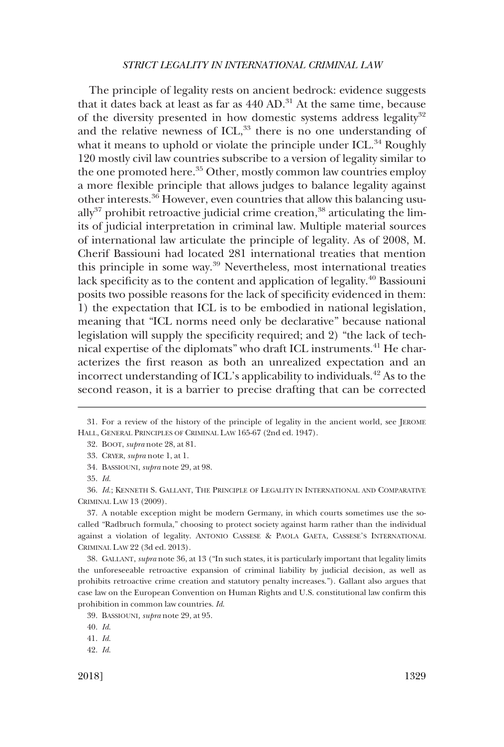The principle of legality rests on ancient bedrock: evidence suggests that it dates back at least as far as 440 AD.[31] At the same time, because of the diversity presented in how domestic systems address legality[32] and the relative newness of ICL,[33] there is no one understanding of what it means to uphold or violate the principle under ICL.[34] Roughly 120 mostly civil law countries subscribe to a version of legality similar to the one promoted here.[35] Other, mostly common law countries employ a more flexible principle that allows judges to balance legality against other interests.[36] However, even countries that allow this balancing usually[37] prohibit retroactive judicial crime creation,[38] articulating the limits of judicial interpretation in criminal law. Multiple material sources of international law articulate the principle of legality. As of 2008, M. Cherif Bassiouni had located 281 international treaties that mention this principle in some way.[39] Nevertheless, most international treaties lack specificity as to the content and application of legality.[40] Bassiouni posits two possible reasons for the lack of specificity evidenced in them: 1) the expectation that ICL is to be embodied in national legislation, meaning that "ICL norms need only be declarative" because national legislation will supply the specificity required; and 2) "the lack of technical expertise of the diplomats" who draft ICL instruments.[41] He characterizes the first reason as both an unrealized expectation and an incorrect understanding of ICL's applicability to individuals.[42] As to the second reason, it is a barrier to precise drafting that can be corrected

---

31. For a review of the history of the principle of legality in the ancient world, see JEROME HALL, GENERAL PRINCIPLES OF CRIMINAL LAW 165-67 (2nd ed. 1947).

32. BOOT, *supra* note 28, at 81.

33. CRYER, *supra* note 1, at 1.

34. BASSIOUNI, *supra* note 29, at 98.

35. *Id.*

36. *Id.*; KENNETH S. GALLANT, THE PRINCIPLE OF LEGALITY IN INTERNATIONAL AND COMPARATIVE CRIMINAL LAW 13 (2009).

37. A notable exception might be modern Germany, in which courts sometimes use the so-called "Radbruch formula," choosing to protect society against harm rather than the individual against a violation of legality. ANTONIO CASSESE & PAOLA GAETA, CASSESE'S INTERNATIONAL CRIMINAL LAW 22 (3d ed. 2013).

38. GALLANT, *supra* note 36, at 13 ("In such states, it is particularly important that legality limits the unforeseeable retroactive expansion of criminal liability by judicial decision, as well as prohibits retroactive crime creation and statutory penalty increases."). Gallant also argues that case law on the European Convention on Human Rights and U.S. constitutional law confirm this prohibition in common law countries. *Id.*

39. BASSIOUNI, *supra* note 29, at 95.

40. *Id.*

41. *Id.*

42. *Id.*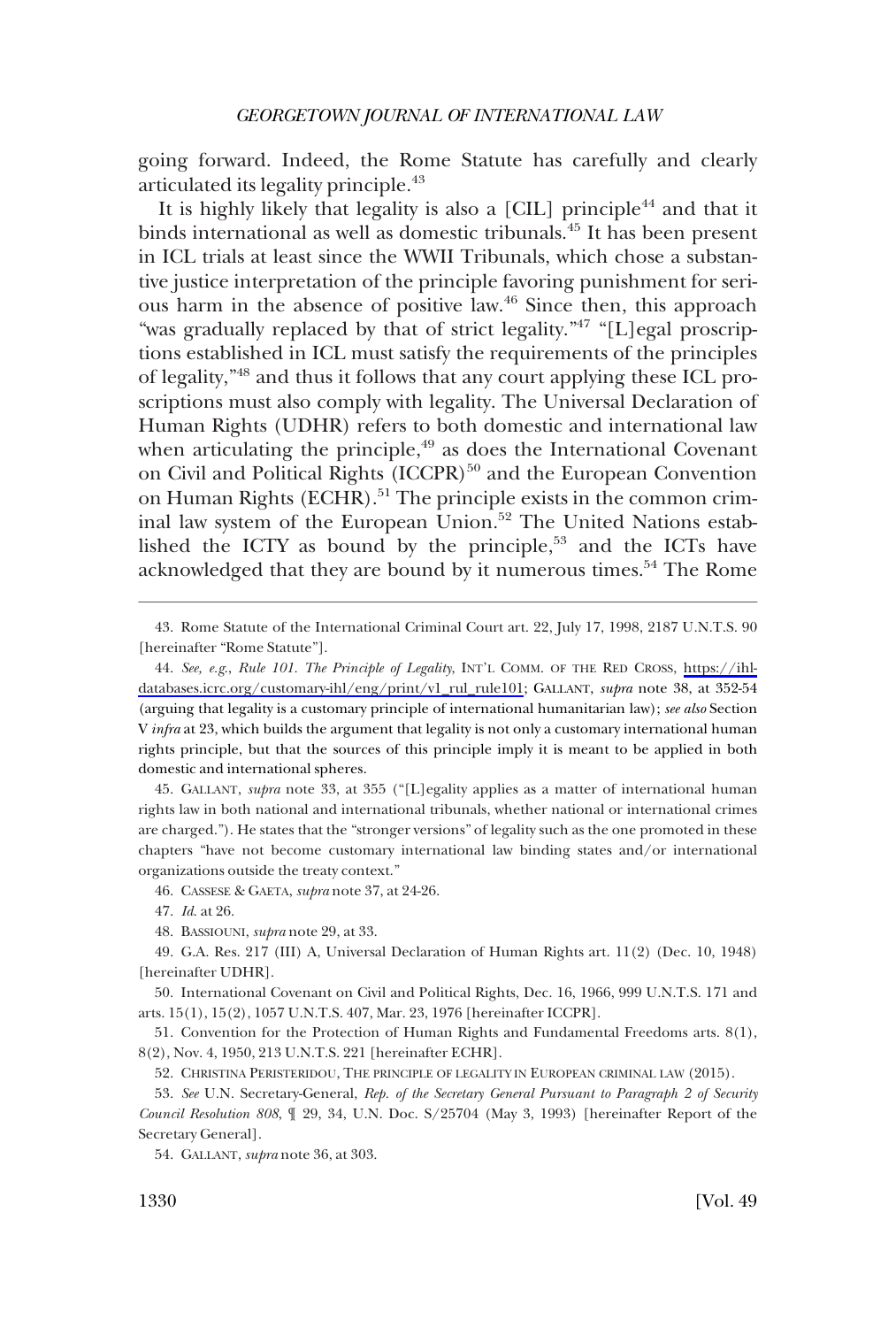going forward. Indeed, the Rome Statute has carefully and clearly articulated its legality principle.[43]

It is highly likely that legality is also a [CIL] principle[44] and that it binds international as well as domestic tribunals.[45] It has been present in ICL trials at least since the WWII Tribunals, which chose a substantive justice interpretation of the principle favoring punishment for serious harm in the absence of positive law.[46] Since then, this approach "was gradually replaced by that of strict legality."[47] "[L]egal proscriptions established in ICL must satisfy the requirements of the principles of legality,"[48] and thus it follows that any court applying these ICL proscriptions must also comply with legality. The Universal Declaration of Human Rights (UDHR) refers to both domestic and international law when articulating the principle,[49] as does the International Covenant on Civil and Political Rights (ICCPR)[50] and the European Convention on Human Rights (ECHR).[51] The principle exists in the common criminal law system of the European Union.[52] The United Nations established the ICTY as bound by the principle,[53] and the ICTs have acknowledged that they are bound by it numerous times.[54] The Rome

---

43. Rome Statute of the International Criminal Court art. 22, July 17, 1998, 2187 U.N.T.S. 90 [hereinafter "Rome Statute"].

44. *See, e.g.*, *Rule 101. The Principle of Legality*, INT'L COMM. OF THE RED CROSS, https://ihl-databases.icrc.org/customary-ihl/eng/print/v1_rul_rule101; GALLANT, *supra* note 38, at 352-54 (arguing that legality is a customary principle of international humanitarian law); *see also* Section V *infra* at 23, which builds the argument that legality is not only a customary international human rights principle, but that the sources of this principle imply it is meant to be applied in both domestic and international spheres.

45. GALLANT, *supra* note 33, at 355 ("[L]egality applies as a matter of international human rights law in both national and international tribunals, whether national or international crimes are charged."). He states that the "stronger versions" of legality such as the one promoted in these chapters "have not become customary international law binding states and/or international organizations outside the treaty context."

46. CASSESE & GAETA, *supra* note 37, at 24-26.

47. *Id.* at 26.

48. BASSIOUNI, *supra* note 29, at 33.

49. G.A. Res. 217 (III) A, Universal Declaration of Human Rights art. 11(2) (Dec. 10, 1948) [hereinafter UDHR].

50. International Covenant on Civil and Political Rights, Dec. 16, 1966, 999 U.N.T.S. 171 and arts. 15(1), 15(2), 1057 U.N.T.S. 407, Mar. 23, 1976 [hereinafter ICCPR].

51. Convention for the Protection of Human Rights and Fundamental Freedoms arts. 8(1), 8(2), Nov. 4, 1950, 213 U.N.T.S. 221 [hereinafter ECHR].

52. CHRISTINA PERISTERIDOU, THE PRINCIPLE OF LEGALITY IN EUROPEAN CRIMINAL LAW (2015).

53. *See* U.N. Secretary-General, *Rep. of the Secretary General Pursuant to Paragraph 2 of Security Council Resolution 808*, ¶ 29, 34, U.N. Doc. S/25704 (May 3, 1993) [hereinafter Report of the Secretary General].

54. GALLANT, *supra* note 36, at 303.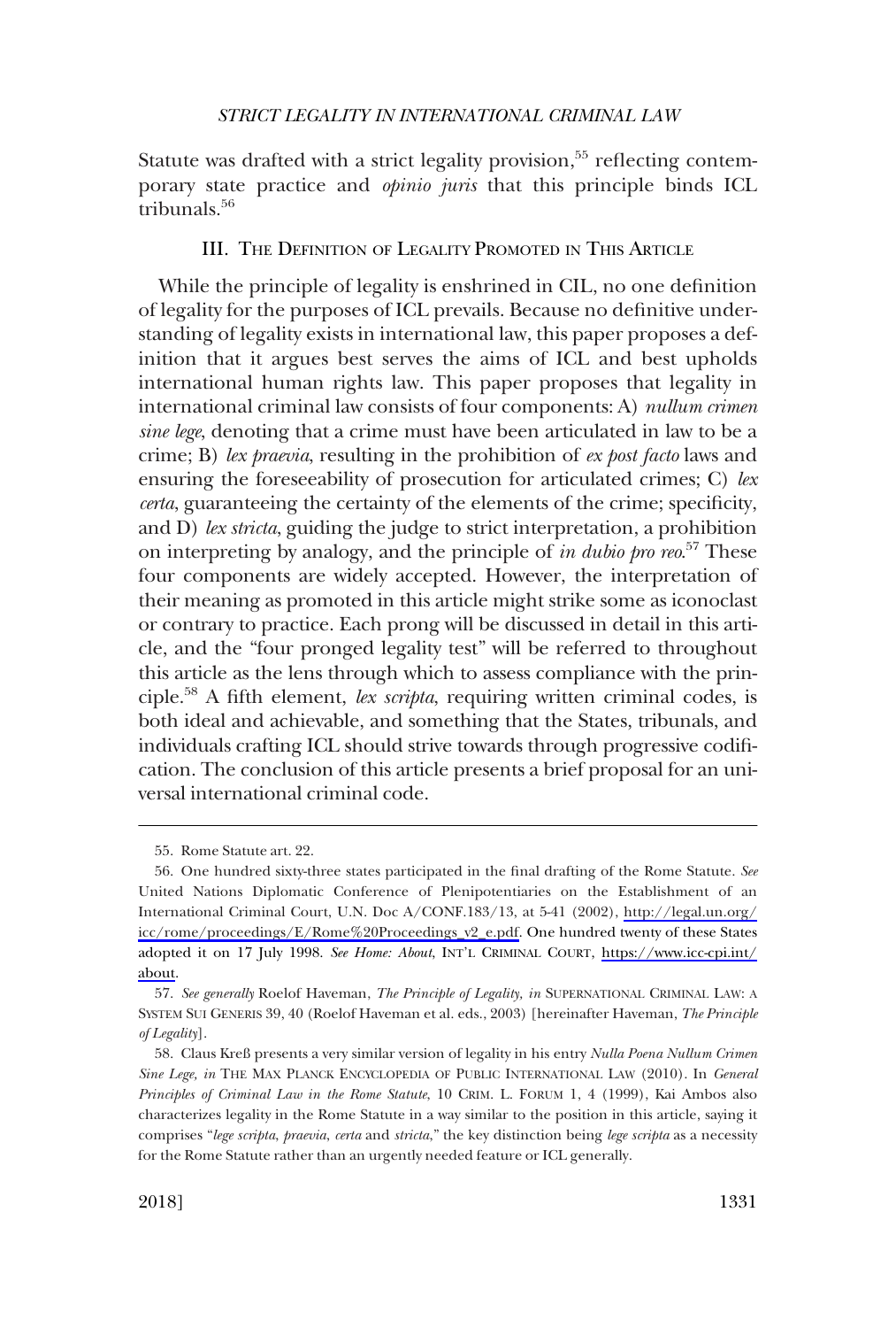Statute was drafted with a strict legality provision,[55] reflecting contemporary state practice and *opinio juris* that this principle binds ICL tribunals.[56]

## III. The Definition of Legality Promoted in This Article

While the principle of legality is enshrined in CIL, no one definition of legality for the purposes of ICL prevails. Because no definitive understanding of legality exists in international law, this paper proposes a definition that it argues best serves the aims of ICL and best upholds international human rights law. This paper proposes that legality in international criminal law consists of four components: A) *nullum crimen sine lege*, denoting that a crime must have been articulated in law to be a crime; B) *lex praevia*, resulting in the prohibition of *ex post facto* laws and ensuring the foreseeability of prosecution for articulated crimes; C) *lex certa*, guaranteeing the certainty of the elements of the crime; specificity, and D) *lex stricta*, guiding the judge to strict interpretation, a prohibition on interpreting by analogy, and the principle of *in dubio pro reo*.[57] These four components are widely accepted. However, the interpretation of their meaning as promoted in this article might strike some as iconoclast or contrary to practice. Each prong will be discussed in detail in this article, and the "four pronged legality test" will be referred to throughout this article as the lens through which to assess compliance with the principle.[58] A fifth element, *lex scripta*, requiring written criminal codes, is both ideal and achievable, and something that the States, tribunals, and individuals crafting ICL should strive towards through progressive codification. The conclusion of this article presents a brief proposal for an universal international criminal code.

---

55. Rome Statute art. 22.

56. One hundred sixty-three states participated in the final drafting of the Rome Statute. *See* United Nations Diplomatic Conference of Plenipotentiaries on the Establishment of an International Criminal Court, U.N. Doc A/CONF.183/13, at 5-41 (2002), http://legal.un.org/icc/rome/proceedings/E/Rome%20Proceedings_v2_e.pdf. One hundred twenty of these States adopted it on 17 July 1998. *See Home: About*, INT'L CRIMINAL COURT, https://www.icc-cpi.int/about.

57. *See generally* Roelof Haveman, *The Principle of Legality, in* SUPERNATIONAL CRIMINAL LAW: A SYSTEM SUI GENERIS 39, 40 (Roelof Haveman et al. eds., 2003) [hereinafter Haveman, *The Principle of Legality*].

58. Claus Kreß presents a very similar version of legality in his entry *Nulla Poena Nullum Crimen Sine Lege*, *in* THE MAX PLANCK ENCYCLOPEDIA OF PUBLIC INTERNATIONAL LAW (2010). In *General Principles of Criminal Law in the Rome Statute*, 10 CRIM. L. FORUM 1, 4 (1999), Kai Ambos also characterizes legality in the Rome Statute in a way similar to the position in this article, saying it comprises "*lege scripta*, *praevia*, *certa* and *stricta*," the key distinction being *lege scripta* as a necessity for the Rome Statute rather than an urgently needed feature or ICL generally.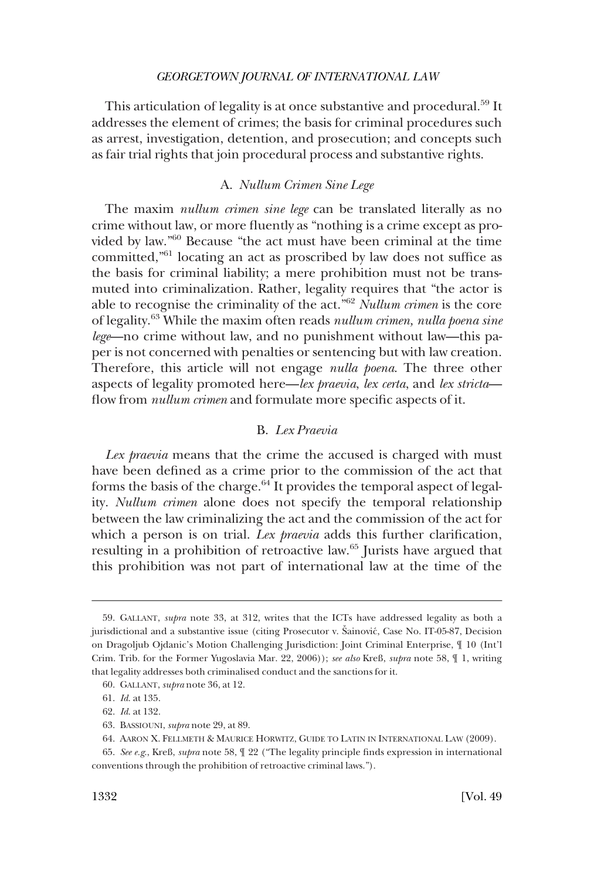This articulation of legality is at once substantive and procedural.[59] It addresses the element of crimes; the basis for criminal procedures such as arrest, investigation, detention, and prosecution; and concepts such as fair trial rights that join procedural process and substantive rights.

### A. *Nullum Crimen Sine Lege*

The maxim *nullum crimen sine lege* can be translated literally as no crime without law, or more fluently as "nothing is a crime except as provided by law."[60] Because "the act must have been criminal at the time committed,"[61] locating an act as proscribed by law does not suffice as the basis for criminal liability; a mere prohibition must not be transmuted into criminalization. Rather, legality requires that "the actor is able to recognise the criminality of the act."[62] *Nullum crimen* is the core of legality.[63] While the maxim often reads *nullum crimen, nulla poena sine lege*—no crime without law, and no punishment without law—this paper is not concerned with penalties or sentencing but with law creation. Therefore, this article will not engage *nulla poena*. The three other aspects of legality promoted here—*lex praevia*, *lex certa*, and *lex stricta*—flow from *nullum crimen* and formulate more specific aspects of it.

### B. *Lex Praevia*

*Lex praevia* means that the crime the accused is charged with must have been defined as a crime prior to the commission of the act that forms the basis of the charge.[64] It provides the temporal aspect of legality. *Nullum crimen* alone does not specify the temporal relationship between the law criminalizing the act and the commission of the act for which a person is on trial. *Lex praevia* adds this further clarification, resulting in a prohibition of retroactive law.[65] Jurists have argued that this prohibition was not part of international law at the time of the

---

59. GALLANT, *supra* note 33, at 312, writes that the ICTs have addressed legality as both a jurisdictional and a substantive issue (citing Prosecutor v. Šainović, Case No. IT-05-87, Decision on Dragoljub Ojdanic's Motion Challenging Jurisdiction: Joint Criminal Enterprise, ¶ 10 (Int'l Crim. Trib. for the Former Yugoslavia Mar. 22, 2006)); *see also* Kreß, *supra* note 58, ¶ 1, writing that legality addresses both criminalised conduct and the sanctions for it.

60. GALLANT, *supra* note 36, at 12.

61. *Id.* at 135.

62. *Id.* at 132.

63. BASSIOUNI, *supra* note 29, at 89.

64. AARON X. FELLMETH & MAURICE HORWITZ, GUIDE TO LATIN IN INTERNATIONAL LAW (2009).

65. *See e.g.*, Kreß, *supra* note 58, ¶ 22 ("The legality principle finds expression in international conventions through the prohibition of retroactive criminal laws.").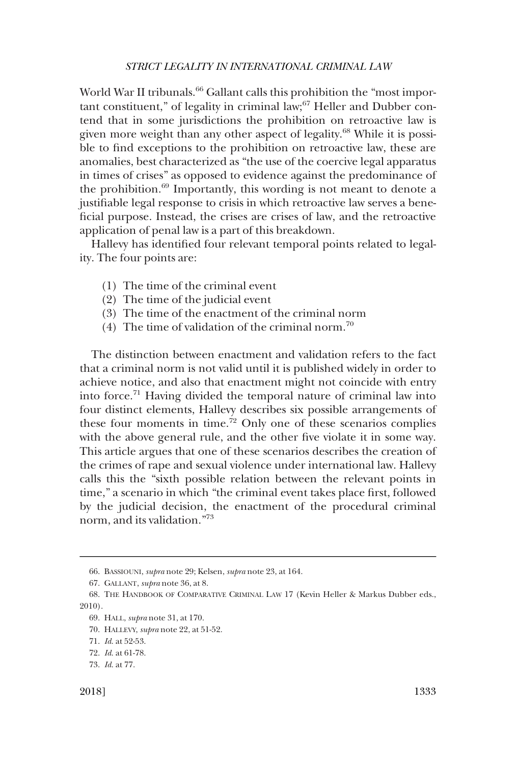World War II tribunals.[66] Gallant calls this prohibition the "most important constituent," of legality in criminal law;[67] Heller and Dubber contend that in some jurisdictions the prohibition on retroactive law is given more weight than any other aspect of legality.[68] While it is possible to find exceptions to the prohibition on retroactive law, these are anomalies, best characterized as "the use of the coercive legal apparatus in times of crises" as opposed to evidence against the predominance of the prohibition.[69] Importantly, this wording is not meant to denote a justifiable legal response to crisis in which retroactive law serves a beneficial purpose. Instead, the crises are crises of law, and the retroactive application of penal law is a part of this breakdown.

Hallevy has identified four relevant temporal points related to legality. The four points are:

(1) The time of the criminal event
(2) The time of the judicial event
(3) The time of the enactment of the criminal norm
(4) The time of validation of the criminal norm.[70]

The distinction between enactment and validation refers to the fact that a criminal norm is not valid until it is published widely in order to achieve notice, and also that enactment might not coincide with entry into force.[71] Having divided the temporal nature of criminal law into four distinct elements, Hallevy describes six possible arrangements of these four moments in time.[72] Only one of these scenarios complies with the above general rule, and the other five violate it in some way. This article argues that one of these scenarios describes the creation of the crimes of rape and sexual violence under international law. Hallevy calls this the "sixth possible relation between the relevant points in time," a scenario in which "the criminal event takes place first, followed by the judicial decision, the enactment of the procedural criminal norm, and its validation."[73]

---

66. BASSIOUNI, *supra* note 29; Kelsen, *supra* note 23, at 164.
67. GALLANT, *supra* note 36, at 8.
68. THE HANDBOOK OF COMPARATIVE CRIMINAL LAW 17 (Kevin Heller & Markus Dubber eds., 2010).
69. HALL, *supra* note 31, at 170.
70. HALLEVY, *supra* note 22, at 51-52.
71. *Id.* at 52-53.
72. *Id.* at 61-78.
73. *Id.* at 77.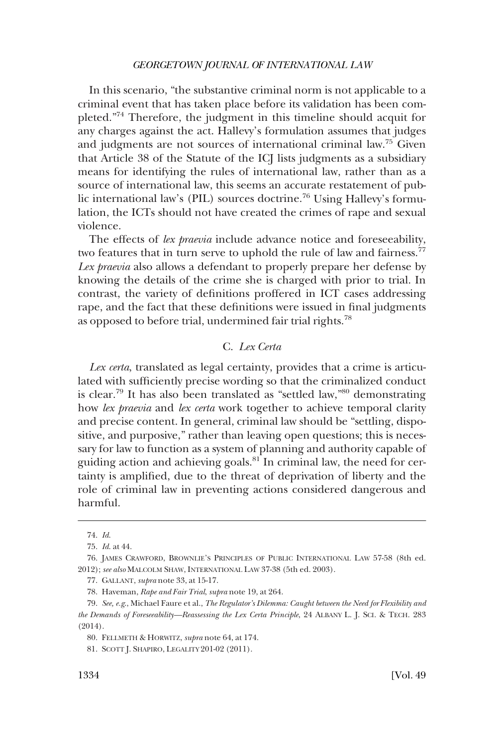In this scenario, "the substantive criminal norm is not applicable to a criminal event that has taken place before its validation has been completed."[74] Therefore, the judgment in this timeline should acquit for any charges against the act. Hallevy's formulation assumes that judges and judgments are not sources of international criminal law.[75] Given that Article 38 of the Statute of the ICJ lists judgments as a subsidiary means for identifying the rules of international law, rather than as a source of international law, this seems an accurate restatement of public international law's (PIL) sources doctrine.[76] Using Hallevy's formulation, the ICTs should not have created the crimes of rape and sexual violence.

The effects of *lex praevia* include advance notice and foreseeability, two features that in turn serve to uphold the rule of law and fairness.[77] *Lex praevia* also allows a defendant to properly prepare her defense by knowing the details of the crime she is charged with prior to trial. In contrast, the variety of definitions proffered in ICT cases addressing rape, and the fact that these definitions were issued in final judgments as opposed to before trial, undermined fair trial rights.[78]

### C. *Lex Certa*

*Lex certa*, translated as legal certainty, provides that a crime is articulated with sufficiently precise wording so that the criminalized conduct is clear.[79] It has also been translated as "settled law,"[80] demonstrating how *lex praevia* and *lex certa* work together to achieve temporal clarity and precise content. In general, criminal law should be "settling, dispositive, and purposive," rather than leaving open questions; this is necessary for law to function as a system of planning and authority capable of guiding action and achieving goals.[81] In criminal law, the need for certainty is amplified, due to the threat of deprivation of liberty and the role of criminal law in preventing actions considered dangerous and harmful.

---

74. *Id.*

75. *Id.* at 44.

76. JAMES CRAWFORD, BROWNLIE'S PRINCIPLES OF PUBLIC INTERNATIONAL LAW 57-58 (8th ed. 2012); *see also* MALCOLM SHAW, INTERNATIONAL LAW 37-38 (5th ed. 2003).

77. GALLANT, *supra* note 33, at 15-17.

78. Haveman, *Rape and Fair Trial*, *supra* note 19, at 264.

79. *See, e.g.*, Michael Faure et al., *The Regulator's Dilemma: Caught between the Need for Flexibility and the Demands of Foreseeability—Reassessing the Lex Certa Principle*, 24 ALBANY L. J. SCI. & TECH. 283 (2014).

80. FELLMETH & HORWITZ, *supra* note 64, at 174.

81. SCOTT J. SHAPIRO, LEGALITY 201-02 (2011).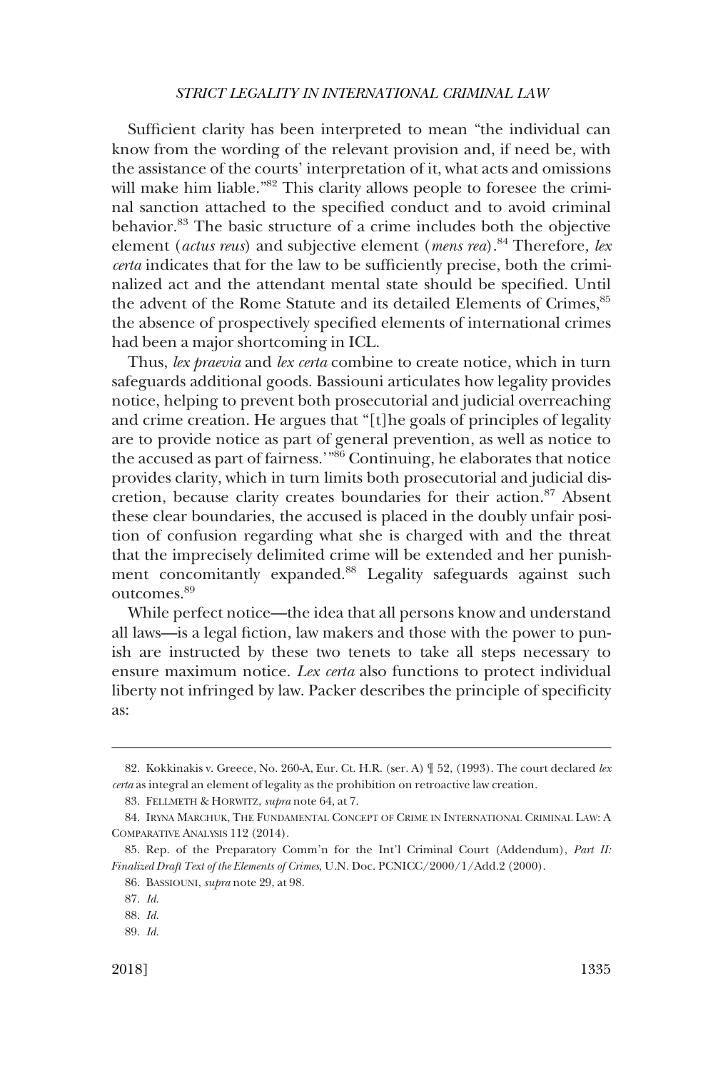Sufficient clarity has been interpreted to mean "the individual can know from the wording of the relevant provision and, if need be, with the assistance of the courts' interpretation of it, what acts and omissions will make him liable."[82] This clarity allows people to foresee the criminal sanction attached to the specified conduct and to avoid criminal behavior.[83] The basic structure of a crime includes both the objective element (*actus reus*) and subjective element (*mens rea*).[84] Therefore, *lex certa* indicates that for the law to be sufficiently precise, both the criminalized act and the attendant mental state should be specified. Until the advent of the Rome Statute and its detailed Elements of Crimes,[85] the absence of prospectively specified elements of international crimes had been a major shortcoming in ICL.

Thus, *lex praevia* and *lex certa* combine to create notice, which in turn safeguards additional goods. Bassiouni articulates how legality provides notice, helping to prevent both prosecutorial and judicial overreaching and crime creation. He argues that "[t]he goals of principles of legality are to provide notice as part of general prevention, as well as notice to the accused as part of fairness.'"[86] Continuing, he elaborates that notice provides clarity, which in turn limits both prosecutorial and judicial discretion, because clarity creates boundaries for their action.[87] Absent these clear boundaries, the accused is placed in the doubly unfair position of confusion regarding what she is charged with and the threat that the imprecisely delimited crime will be extended and her punishment concomitantly expanded.[88] Legality safeguards against such outcomes.[89]

While perfect notice—the idea that all persons know and understand all laws—is a legal fiction, law makers and those with the power to punish are instructed by these two tenets to take all steps necessary to ensure maximum notice. *Lex certa* also functions to protect individual liberty not infringed by law. Packer describes the principle of specificity as:

---

82. Kokkinakis v. Greece, No. 260-A, Eur. Ct. H.R. (ser. A) ¶ 52, (1993). The court declared *lex certa* as integral an element of legality as the prohibition on retroactive law creation.

83. FELLMETH & HORWITZ, *supra* note 64, at 7.

84. IRYNA MARCHUK, THE FUNDAMENTAL CONCEPT OF CRIME IN INTERNATIONAL CRIMINAL LAW: A COMPARATIVE ANALYSIS 112 (2014).

85. Rep. of the Preparatory Comm'n for the Int'l Criminal Court (Addendum), *Part II: Finalized Draft Text of the Elements of Crimes*, U.N. Doc. PCNICC/2000/1/Add.2 (2000).

86. BASSIOUNI, *supra* note 29, at 98.

87. *Id.*

88. *Id.*

89. *Id.*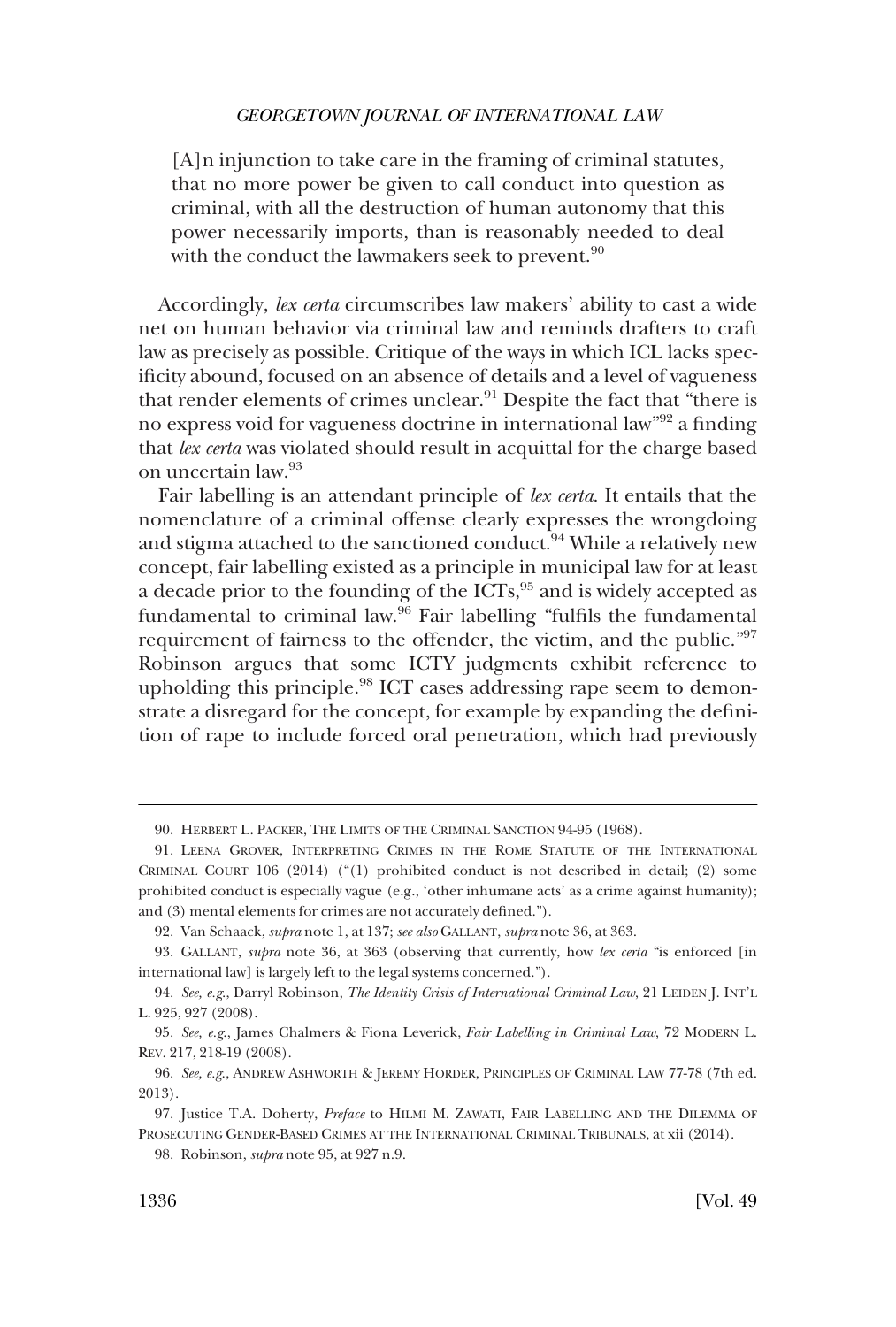> [A]n injunction to take care in the framing of criminal statutes, that no more power be given to call conduct into question as criminal, with all the destruction of human autonomy that this power necessarily imports, than is reasonably needed to deal with the conduct the lawmakers seek to prevent.[90]

Accordingly, *lex certa* circumscribes law makers' ability to cast a wide net on human behavior via criminal law and reminds drafters to craft law as precisely as possible. Critique of the ways in which ICL lacks specificity abound, focused on an absence of details and a level of vagueness that render elements of crimes unclear.[91] Despite the fact that "there is no express void for vagueness doctrine in international law"[92] a finding that *lex certa* was violated should result in acquittal for the charge based on uncertain law.[93]

Fair labelling is an attendant principle of *lex certa*. It entails that the nomenclature of a criminal offense clearly expresses the wrongdoing and stigma attached to the sanctioned conduct.[94] While a relatively new concept, fair labelling existed as a principle in municipal law for at least a decade prior to the founding of the ICTs,[95] and is widely accepted as fundamental to criminal law.[96] Fair labelling "fulfils the fundamental requirement of fairness to the offender, the victim, and the public."[97] Robinson argues that some ICTY judgments exhibit reference to upholding this principle.[98] ICT cases addressing rape seem to demonstrate a disregard for the concept, for example by expanding the definition of rape to include forced oral penetration, which had previously

---

90. HERBERT L. PACKER, THE LIMITS OF THE CRIMINAL SANCTION 94-95 (1968).

91. LEENA GROVER, INTERPRETING CRIMES IN THE ROME STATUTE OF THE INTERNATIONAL CRIMINAL COURT 106 (2014) ("(1) prohibited conduct is not described in detail; (2) some prohibited conduct is especially vague (e.g., 'other inhumane acts' as a crime against humanity); and (3) mental elements for crimes are not accurately defined.").

92. Van Schaack, *supra* note 1, at 137; *see also* GALLANT, *supra* note 36, at 363.

93. GALLANT, *supra* note 36, at 363 (observing that currently, how *lex certa* "is enforced [in international law] is largely left to the legal systems concerned.").

94. *See, e.g.*, Darryl Robinson, *The Identity Crisis of International Criminal Law*, 21 LEIDEN J. INT'L L. 925, 927 (2008).

95. *See, e.g.*, James Chalmers & Fiona Leverick, *Fair Labelling in Criminal Law*, 72 MODERN L. REV. 217, 218-19 (2008).

96. *See, e.g.*, ANDREW ASHWORTH & JEREMY HORDER, PRINCIPLES OF CRIMINAL LAW 77-78 (7th ed. 2013).

97. Justice T.A. Doherty, *Preface* to HILMI M. ZAWATI, FAIR LABELLING AND THE DILEMMA OF PROSECUTING GENDER-BASED CRIMES AT THE INTERNATIONAL CRIMINAL TRIBUNALS, at xii (2014).

98. Robinson, *supra* note 95, at 927 n.9.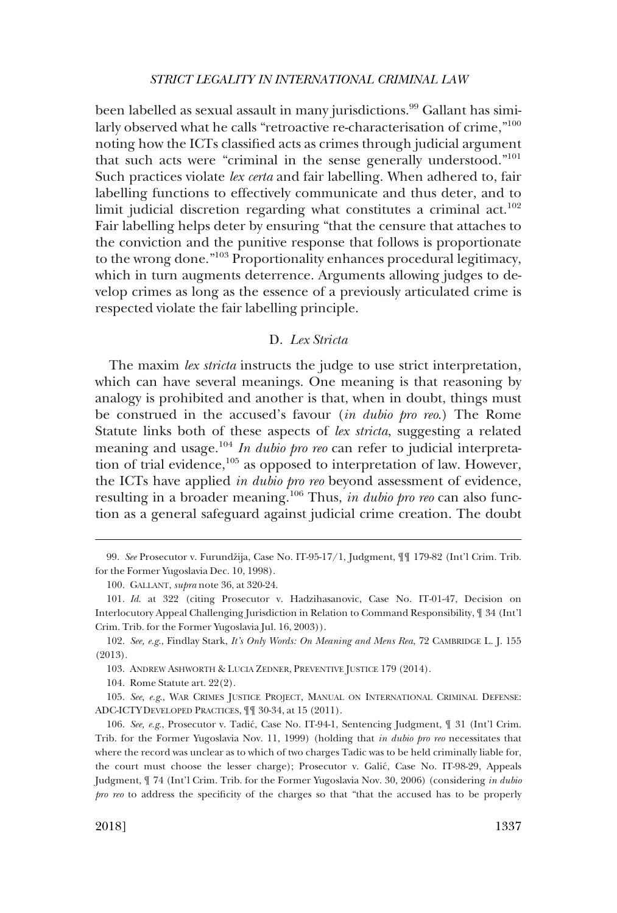been labelled as sexual assault in many jurisdictions.[99] Gallant has similarly observed what he calls "retroactive re-characterisation of crime,"[100] noting how the ICTs classified acts as crimes through judicial argument that such acts were "criminal in the sense generally understood."[101] Such practices violate *lex certa* and fair labelling. When adhered to, fair labelling functions to effectively communicate and thus deter, and to limit judicial discretion regarding what constitutes a criminal act.[102] Fair labelling helps deter by ensuring "that the censure that attaches to the conviction and the punitive response that follows is proportionate to the wrong done."[103] Proportionality enhances procedural legitimacy, which in turn augments deterrence. Arguments allowing judges to develop crimes as long as the essence of a previously articulated crime is respected violate the fair labelling principle.

### D. *Lex Stricta*

The maxim *lex stricta* instructs the judge to use strict interpretation, which can have several meanings. One meaning is that reasoning by analogy is prohibited and another is that, when in doubt, things must be construed in the accused's favour (*in dubio pro reo*.) The Rome Statute links both of these aspects of *lex stricta*, suggesting a related meaning and usage.[104] *In dubio pro reo* can refer to judicial interpretation of trial evidence,[105] as opposed to interpretation of law. However, the ICTs have applied *in dubio pro reo* beyond assessment of evidence, resulting in a broader meaning.[106] Thus, *in dubio pro reo* can also function as a general safeguard against judicial crime creation. The doubt

---

99. *See* Prosecutor v. Furundžija, Case No. IT-95-17/1, Judgment, ¶¶ 179-82 (Int'l Crim. Trib. for the Former Yugoslavia Dec. 10, 1998).

100. GALLANT, *supra* note 36, at 320-24.

101. *Id.* at 322 (citing Prosecutor v. Hadzihasanovic, Case No. IT-01-47, Decision on Interlocutory Appeal Challenging Jurisdiction in Relation to Command Responsibility, ¶ 34 (Int'l Crim. Trib. for the Former Yugoslavia Jul. 16, 2003)).

102. *See, e.g.*, Findlay Stark, *It's Only Words: On Meaning and Mens Rea*, 72 CAMBRIDGE L. J. 155 (2013).

103. ANDREW ASHWORTH & LUCIA ZEDNER, PREVENTIVE JUSTICE 179 (2014).

104. Rome Statute art. 22(2).

105. *See, e.g.*, WAR CRIMES JUSTICE PROJECT, MANUAL ON INTERNATIONAL CRIMINAL DEFENSE: ADC-ICTY DEVELOPED PRACTICES, ¶¶ 30-34, at 15 (2011).

106. *See, e.g.*, Prosecutor v. Tadić, Case No. IT-94-1, Sentencing Judgment, ¶ 31 (Int'l Crim. Trib. for the Former Yugoslavia Nov. 11, 1999) (holding that *in dubio pro reo* necessitates that where the record was unclear as to which of two charges Tadic was to be held criminally liable for, the court must choose the lesser charge); Prosecutor v. Galić, Case No. IT-98-29, Appeals Judgment, ¶ 74 (Int'l Crim. Trib. for the Former Yugoslavia Nov. 30, 2006) (considering *in dubio pro reo* to address the specificity of the charges so that "that the accused has to be properly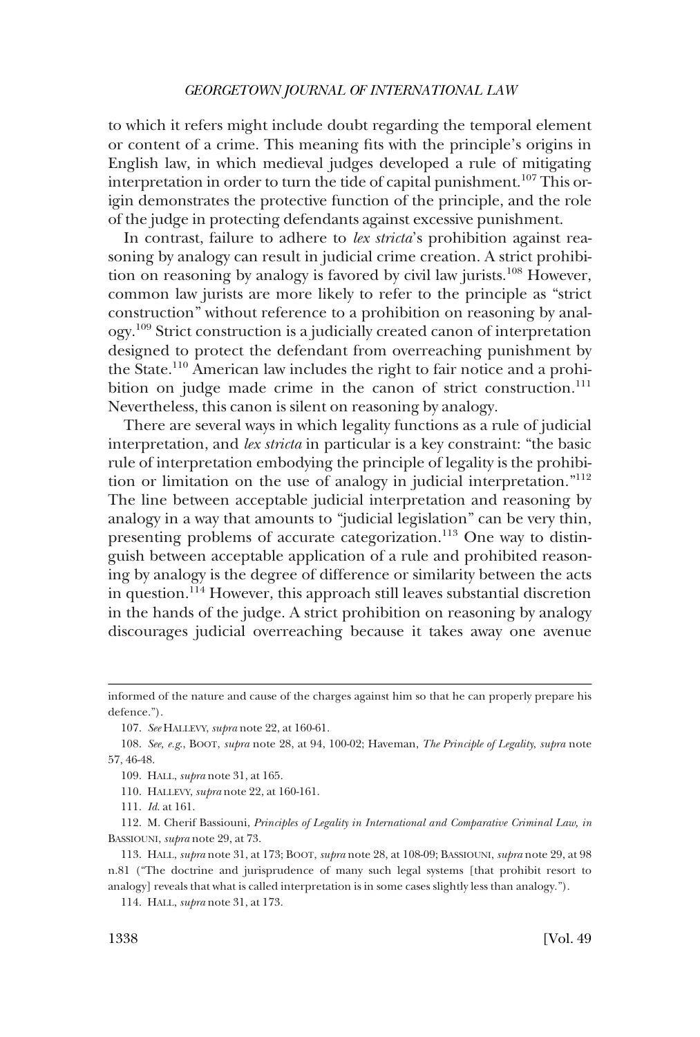to which it refers might include doubt regarding the temporal element or content of a crime. This meaning fits with the principle's origins in English law, in which medieval judges developed a rule of mitigating interpretation in order to turn the tide of capital punishment.[107] This origin demonstrates the protective function of the principle, and the role of the judge in protecting defendants against excessive punishment.

In contrast, failure to adhere to *lex stricta*'s prohibition against reasoning by analogy can result in judicial crime creation. A strict prohibition on reasoning by analogy is favored by civil law jurists.[108] However, common law jurists are more likely to refer to the principle as "strict construction" without reference to a prohibition on reasoning by analogy.[109] Strict construction is a judicially created canon of interpretation designed to protect the defendant from overreaching punishment by the State.[110] American law includes the right to fair notice and a prohibition on judge made crime in the canon of strict construction.[111] Nevertheless, this canon is silent on reasoning by analogy.

There are several ways in which legality functions as a rule of judicial interpretation, and *lex stricta* in particular is a key constraint: "the basic rule of interpretation embodying the principle of legality is the prohibition or limitation on the use of analogy in judicial interpretation."[112] The line between acceptable judicial interpretation and reasoning by analogy in a way that amounts to "judicial legislation" can be very thin, presenting problems of accurate categorization.[113] One way to distinguish between acceptable application of a rule and prohibited reasoning by analogy is the degree of difference or similarity between the acts in question.[114] However, this approach still leaves substantial discretion in the hands of the judge. A strict prohibition on reasoning by analogy discourages judicial overreaching because it takes away one avenue

---

informed of the nature and cause of the charges against him so that he can properly prepare his defence.").

107. *See* HALLEVY, *supra* note 22, at 160-61.

108. *See, e.g.*, BOOT, *supra* note 28, at 94, 100-02; Haveman, *The Principle of Legality*, *supra* note 57, 46-48.

109. HALL, *supra* note 31, at 165.

110. HALLEVY, *supra* note 22, at 160-161.

111. *Id.* at 161.

112. M. Cherif Bassiouni, *Principles of Legality in International and Comparative Criminal Law, in* BASSIOUNI, *supra* note 29, at 73.

113. HALL, *supra* note 31, at 173; BOOT, *supra* note 28, at 108-09; BASSIOUNI, *supra* note 29, at 98 n.81 ("The doctrine and jurisprudence of many such legal systems [that prohibit resort to analogy] reveals that what is called interpretation is in some cases slightly less than analogy.").

114. HALL, *supra* note 31, at 173.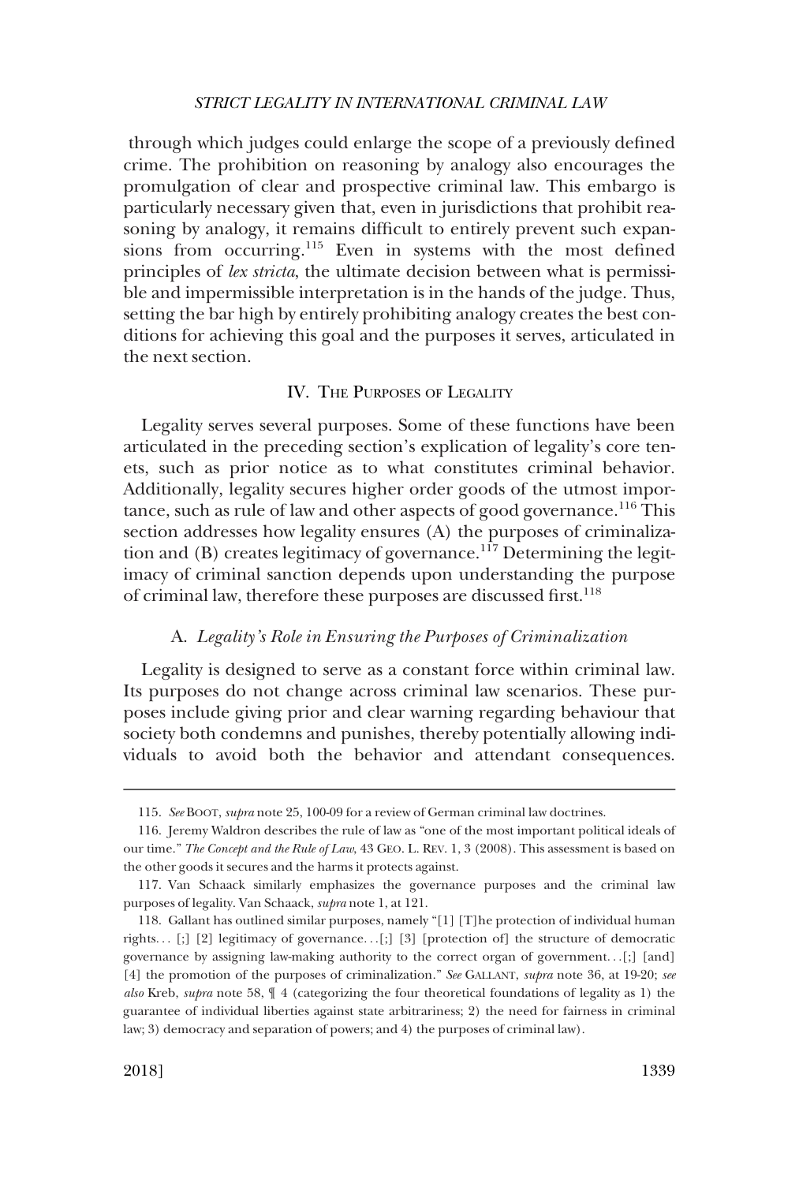through which judges could enlarge the scope of a previously defined crime. The prohibition on reasoning by analogy also encourages the promulgation of clear and prospective criminal law. This embargo is particularly necessary given that, even in jurisdictions that prohibit reasoning by analogy, it remains difficult to entirely prevent such expansions from occurring.[115] Even in systems with the most defined principles of *lex stricta*, the ultimate decision between what is permissible and impermissible interpretation is in the hands of the judge. Thus, setting the bar high by entirely prohibiting analogy creates the best conditions for achieving this goal and the purposes it serves, articulated in the next section.

## IV. The Purposes of Legality

Legality serves several purposes. Some of these functions have been articulated in the preceding section's explication of legality's core tenets, such as prior notice as to what constitutes criminal behavior. Additionally, legality secures higher order goods of the utmost importance, such as rule of law and other aspects of good governance.[116] This section addresses how legality ensures (A) the purposes of criminalization and (B) creates legitimacy of governance.[117] Determining the legitimacy of criminal sanction depends upon understanding the purpose of criminal law, therefore these purposes are discussed first.[118]

### A. *Legality's Role in Ensuring the Purposes of Criminalization*

Legality is designed to serve as a constant force within criminal law. Its purposes do not change across criminal law scenarios. These purposes include giving prior and clear warning regarding behaviour that society both condemns and punishes, thereby potentially allowing individuals to avoid both the behavior and attendant consequences.

---

115. *See* Boot, *supra* note 25, 100-09 for a review of German criminal law doctrines.

116. Jeremy Waldron describes the rule of law as "one of the most important political ideals of our time." *The Concept and the Rule of Law*, 43 Geo. L. Rev. 1, 3 (2008). This assessment is based on the other goods it secures and the harms it protects against.

117. Van Schaack similarly emphasizes the governance purposes and the criminal law purposes of legality. Van Schaack, *supra* note 1, at 121.

118. Gallant has outlined similar purposes, namely "[1] [T]he protection of individual human rights. . . [;] [2] legitimacy of governance. . .[;] [3] [protection of] the structure of democratic governance by assigning law-making authority to the correct organ of government. . .[;] [and] [4] the promotion of the purposes of criminalization." *See* Gallant, *supra* note 36, at 19-20; *see also* Kreb, *supra* note 58, ¶ 4 (categorizing the four theoretical foundations of legality as 1) the guarantee of individual liberties against state arbitrariness; 2) the need for fairness in criminal law; 3) democracy and separation of powers; and 4) the purposes of criminal law).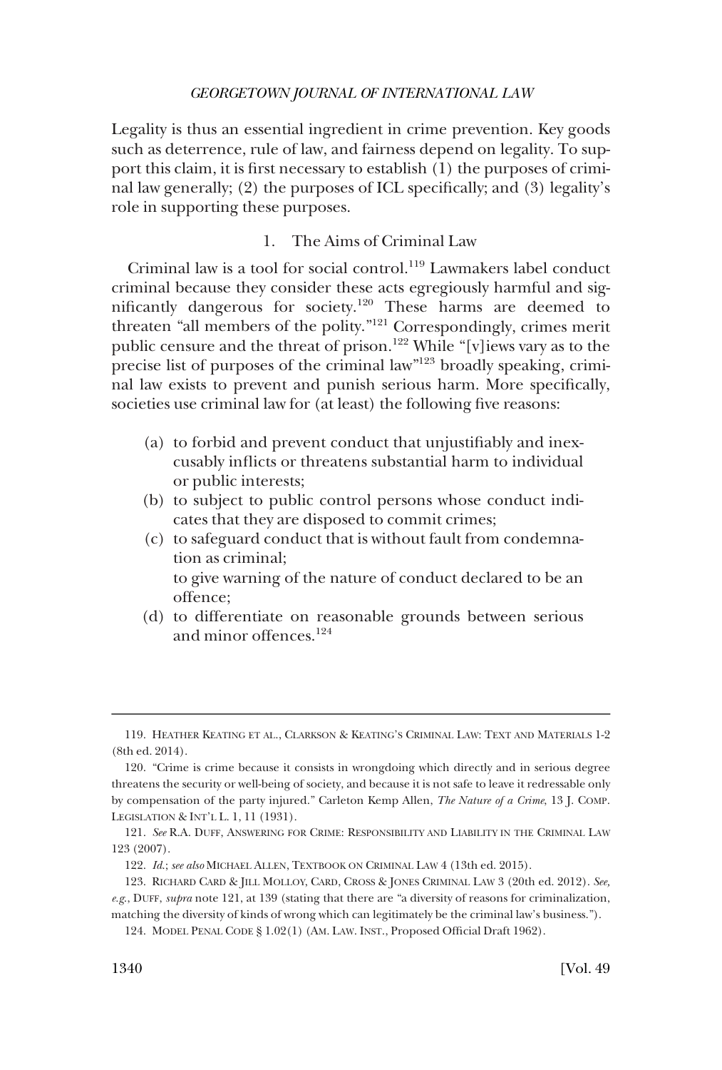Legality is thus an essential ingredient in crime prevention. Key goods such as deterrence, rule of law, and fairness depend on legality. To support this claim, it is first necessary to establish (1) the purposes of criminal law generally; (2) the purposes of ICL specifically; and (3) legality's role in supporting these purposes.

### 1. The Aims of Criminal Law

Criminal law is a tool for social control.[119] Lawmakers label conduct criminal because they consider these acts egregiously harmful and significantly dangerous for society.[120] These harms are deemed to threaten "all members of the polity."[121] Correspondingly, crimes merit public censure and the threat of prison.[122] While "[v]iews vary as to the precise list of purposes of the criminal law"[123] broadly speaking, criminal law exists to prevent and punish serious harm. More specifically, societies use criminal law for (at least) the following five reasons:

> (a) to forbid and prevent conduct that unjustifiably and inexcusably inflicts or threatens substantial harm to individual or public interests;
>
> (b) to subject to public control persons whose conduct indicates that they are disposed to commit crimes;
>
> (c) to safeguard conduct that is without fault from condemnation as criminal;
>
> to give warning of the nature of conduct declared to be an offence;
>
> (d) to differentiate on reasonable grounds between serious and minor offences.[124]

---

119. HEATHER KEATING ET AL., CLARKSON & KEATING'S CRIMINAL LAW: TEXT AND MATERIALS 1-2 (8th ed. 2014).

120. "Crime is crime because it consists in wrongdoing which directly and in serious degree threatens the security or well-being of society, and because it is not safe to leave it redressable only by compensation of the party injured." Carleton Kemp Allen, *The Nature of a Crime*, 13 J. COMP. LEGISLATION & INT'L L. 1, 11 (1931).

121. *See* R.A. DUFF, ANSWERING FOR CRIME: RESPONSIBILITY AND LIABILITY IN THE CRIMINAL LAW 123 (2007).

122. *Id.*; *see also* MICHAEL ALLEN, TEXTBOOK ON CRIMINAL LAW 4 (13th ed. 2015).

123. RICHARD CARD & JILL MOLLOY, CARD, CROSS & JONES CRIMINAL LAW 3 (20th ed. 2012). *See, e.g.*, DUFF, *supra* note 121, at 139 (stating that there are "a diversity of reasons for criminalization, matching the diversity of kinds of wrong which can legitimately be the criminal law's business.").

124. MODEL PENAL CODE § 1.02(1) (AM. LAW. INST., Proposed Official Draft 1962).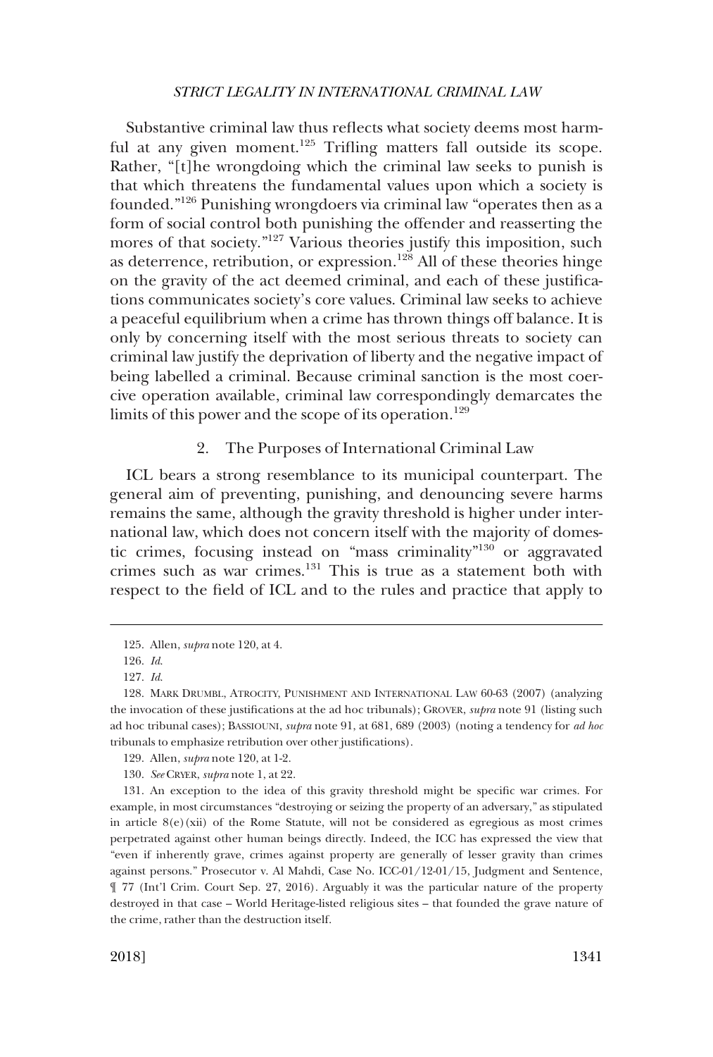Substantive criminal law thus reflects what society deems most harmful at any given moment.[125] Trifling matters fall outside its scope. Rather, "[t]he wrongdoing which the criminal law seeks to punish is that which threatens the fundamental values upon which a society is founded."[126] Punishing wrongdoers via criminal law "operates then as a form of social control both punishing the offender and reasserting the mores of that society."[127] Various theories justify this imposition, such as deterrence, retribution, or expression.[128] All of these theories hinge on the gravity of the act deemed criminal, and each of these justifications communicates society's core values. Criminal law seeks to achieve a peaceful equilibrium when a crime has thrown things off balance. It is only by concerning itself with the most serious threats to society can criminal law justify the deprivation of liberty and the negative impact of being labelled a criminal. Because criminal sanction is the most coercive operation available, criminal law correspondingly demarcates the limits of this power and the scope of its operation.[129]

### 2. The Purposes of International Criminal Law

ICL bears a strong resemblance to its municipal counterpart. The general aim of preventing, punishing, and denouncing severe harms remains the same, although the gravity threshold is higher under international law, which does not concern itself with the majority of domestic crimes, focusing instead on "mass criminality"[130] or aggravated crimes such as war crimes.[131] This is true as a statement both with respect to the field of ICL and to the rules and practice that apply to

---

125. Allen, *supra* note 120, at 4.

126. *Id.*

127. *Id.*

128. MARK DRUMBL, ATROCITY, PUNISHMENT AND INTERNATIONAL LAW 60-63 (2007) (analyzing the invocation of these justifications at the ad hoc tribunals); GROVER, *supra* note 91 (listing such ad hoc tribunal cases); BASSIOUNI, *supra* note 91, at 681, 689 (2003) (noting a tendency for *ad hoc* tribunals to emphasize retribution over other justifications).

129. Allen, *supra* note 120, at 1-2.

130. *See* CRYER, *supra* note 1, at 22.

131. An exception to the idea of this gravity threshold might be specific war crimes. For example, in most circumstances "destroying or seizing the property of an adversary," as stipulated in article 8(e)(xii) of the Rome Statute, will not be considered as egregious as most crimes perpetrated against other human beings directly. Indeed, the ICC has expressed the view that "even if inherently grave, crimes against property are generally of lesser gravity than crimes against persons." Prosecutor v. Al Mahdi, Case No. ICC-01/12-01/15, Judgment and Sentence, ¶ 77 (Int'l Crim. Court Sep. 27, 2016). Arguably it was the particular nature of the property destroyed in that case – World Heritage-listed religious sites – that founded the grave nature of the crime, rather than the destruction itself.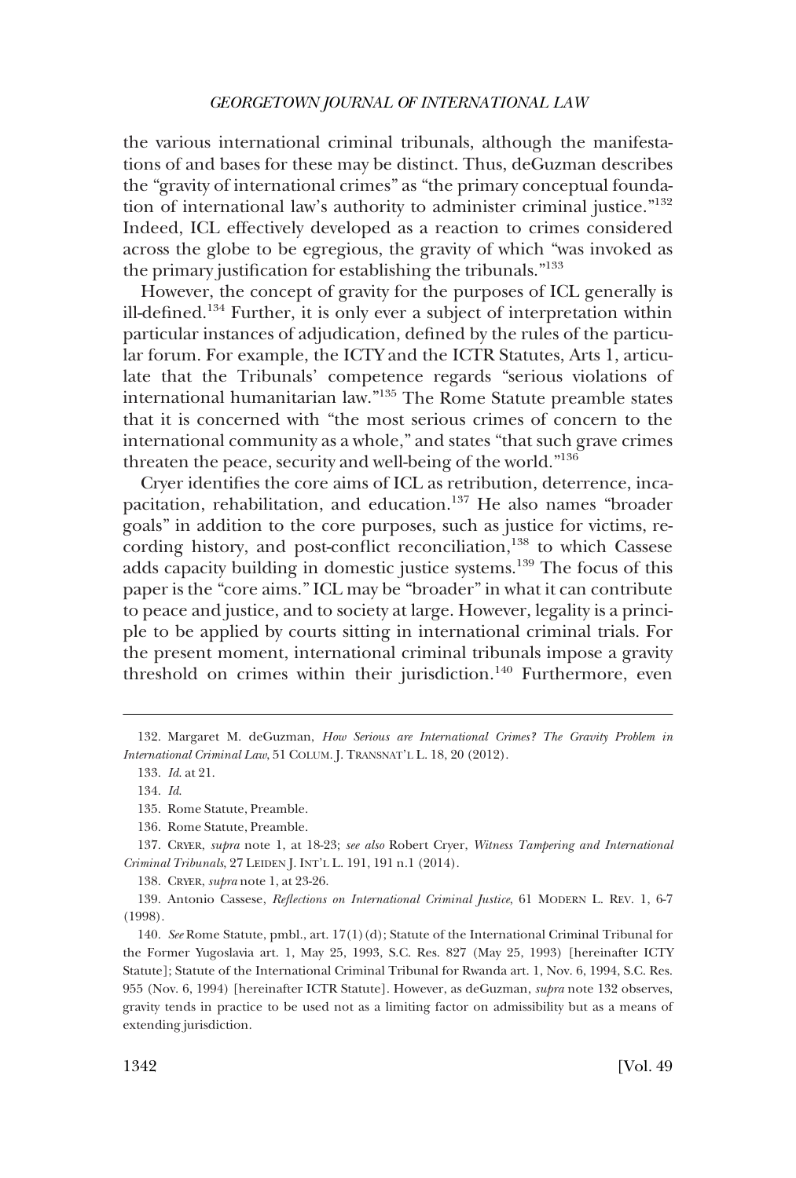the various international criminal tribunals, although the manifestations of and bases for these may be distinct. Thus, deGuzman describes the "gravity of international crimes" as "the primary conceptual foundation of international law's authority to administer criminal justice."[132] Indeed, ICL effectively developed as a reaction to crimes considered across the globe to be egregious, the gravity of which "was invoked as the primary justification for establishing the tribunals."[133]

However, the concept of gravity for the purposes of ICL generally is ill-defined.[134] Further, it is only ever a subject of interpretation within particular instances of adjudication, defined by the rules of the particular forum. For example, the ICTY and the ICTR Statutes, Arts 1, articulate that the Tribunals' competence regards "serious violations of international humanitarian law."[135] The Rome Statute preamble states that it is concerned with "the most serious crimes of concern to the international community as a whole," and states "that such grave crimes threaten the peace, security and well-being of the world."[136]

Cryer identifies the core aims of ICL as retribution, deterrence, incapacitation, rehabilitation, and education.[137] He also names "broader goals" in addition to the core purposes, such as justice for victims, recording history, and post-conflict reconciliation,[138] to which Cassese adds capacity building in domestic justice systems.[139] The focus of this paper is the "core aims." ICL may be "broader" in what it can contribute to peace and justice, and to society at large. However, legality is a principle to be applied by courts sitting in international criminal trials. For the present moment, international criminal tribunals impose a gravity threshold on crimes within their jurisdiction.[140] Furthermore, even

---

132. Margaret M. deGuzman, *How Serious are International Crimes? The Gravity Problem in International Criminal Law*, 51 COLUM. J. TRANSNAT'L L. 18, 20 (2012).

133. *Id.* at 21.

134. *Id.*

135. Rome Statute, Preamble.

136. Rome Statute, Preamble.

137. CRYER, *supra* note 1, at 18-23; *see also* Robert Cryer, *Witness Tampering and International Criminal Tribunals*, 27 LEIDEN J. INT'L L. 191, 191 n.1 (2014).

138. CRYER, *supra* note 1, at 23-26.

139. Antonio Cassese, *Reflections on International Criminal Justice*, 61 MODERN L. REV. 1, 6-7 (1998).

140. *See* Rome Statute, pmbl., art. 17(1)(d); Statute of the International Criminal Tribunal for the Former Yugoslavia art. 1, May 25, 1993, S.C. Res. 827 (May 25, 1993) [hereinafter ICTY Statute]; Statute of the International Criminal Tribunal for Rwanda art. 1, Nov. 6, 1994, S.C. Res. 955 (Nov. 6, 1994) [hereinafter ICTR Statute]. However, as deGuzman, *supra* note 132 observes, gravity tends in practice to be used not as a limiting factor on admissibility but as a means of extending jurisdiction.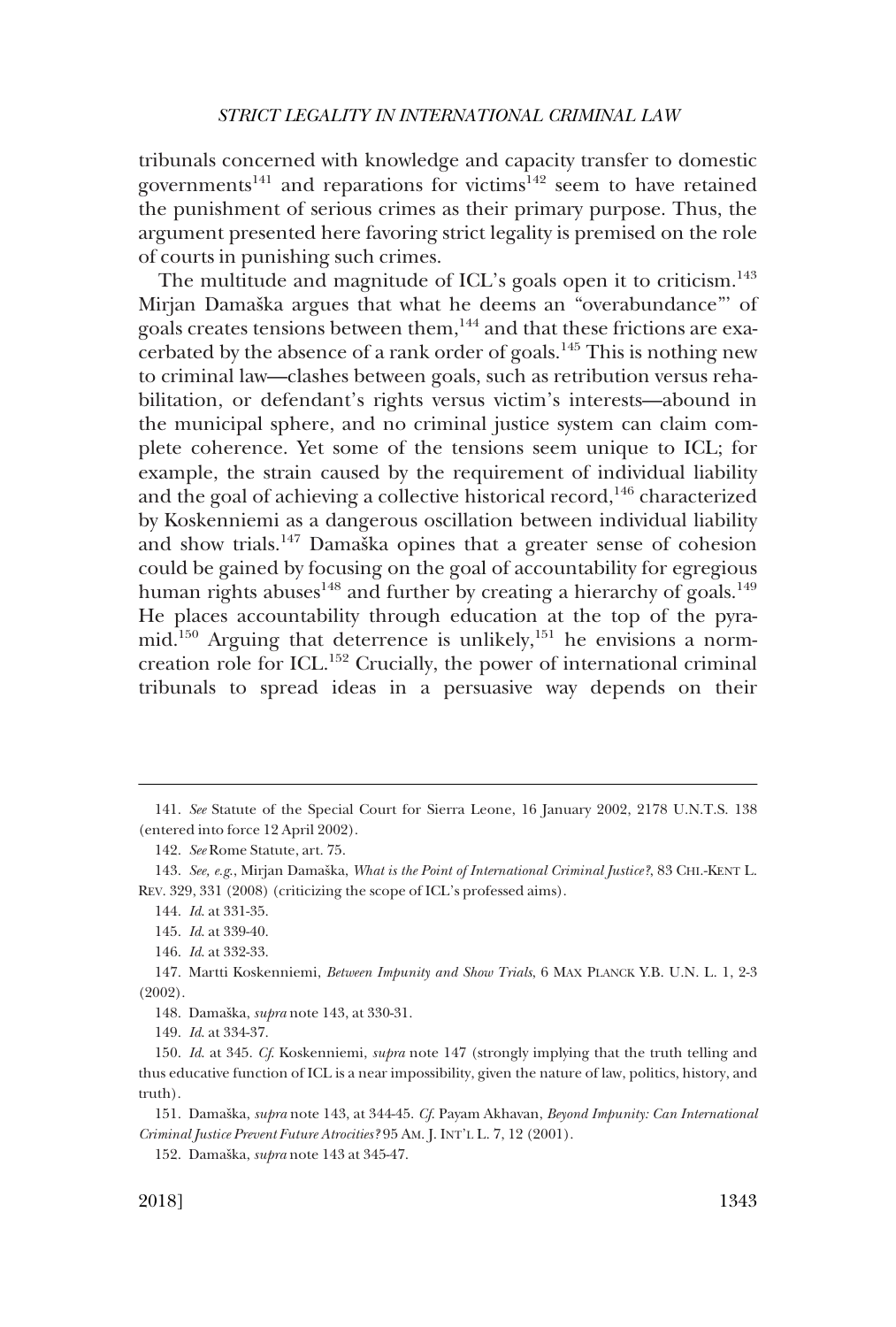tribunals concerned with knowledge and capacity transfer to domestic governments[141] and reparations for victims[142] seem to have retained the punishment of serious crimes as their primary purpose. Thus, the argument presented here favoring strict legality is premised on the role of courts in punishing such crimes.

The multitude and magnitude of ICL's goals open it to criticism.[143] Mirjan Damaška argues that what he deems an "overabundance"' of goals creates tensions between them,[144] and that these frictions are exacerbated by the absence of a rank order of goals.[145] This is nothing new to criminal law—clashes between goals, such as retribution versus rehabilitation, or defendant's rights versus victim's interests—abound in the municipal sphere, and no criminal justice system can claim complete coherence. Yet some of the tensions seem unique to ICL; for example, the strain caused by the requirement of individual liability and the goal of achieving a collective historical record,[146] characterized by Koskenniemi as a dangerous oscillation between individual liability and show trials.[147] Damaška opines that a greater sense of cohesion could be gained by focusing on the goal of accountability for egregious human rights abuses[148] and further by creating a hierarchy of goals.[149] He places accountability through education at the top of the pyramid.[150] Arguing that deterrence is unlikely,[151] he envisions a norm-creation role for ICL.[152] Crucially, the power of international criminal tribunals to spread ideas in a persuasive way depends on their

---

141. *See* Statute of the Special Court for Sierra Leone, 16 January 2002, 2178 U.N.T.S. 138 (entered into force 12 April 2002).

142. *See* Rome Statute, art. 75.

143. *See, e.g.*, Mirjan Damaška, *What is the Point of International Criminal Justice?*, 83 CHI.-KENT L. REV. 329, 331 (2008) (criticizing the scope of ICL's professed aims).

144. *Id.* at 331-35.

145. *Id.* at 339-40.

146. *Id.* at 332-33.

147. Martti Koskenniemi, *Between Impunity and Show Trials*, 6 MAX PLANCK Y.B. U.N. L. 1, 2-3 (2002).

148. Damaška, *supra* note 143, at 330-31.

149. *Id.* at 334-37.

150. *Id.* at 345. *Cf.* Koskenniemi, *supra* note 147 (strongly implying that the truth telling and thus educative function of ICL is a near impossibility, given the nature of law, politics, history, and truth).

151. Damaška, *supra* note 143, at 344-45. *Cf.* Payam Akhavan, *Beyond Impunity: Can International Criminal Justice Prevent Future Atrocities?* 95 AM. J. INT'L L. 7, 12 (2001).

152. Damaška, *supra* note 143 at 345-47.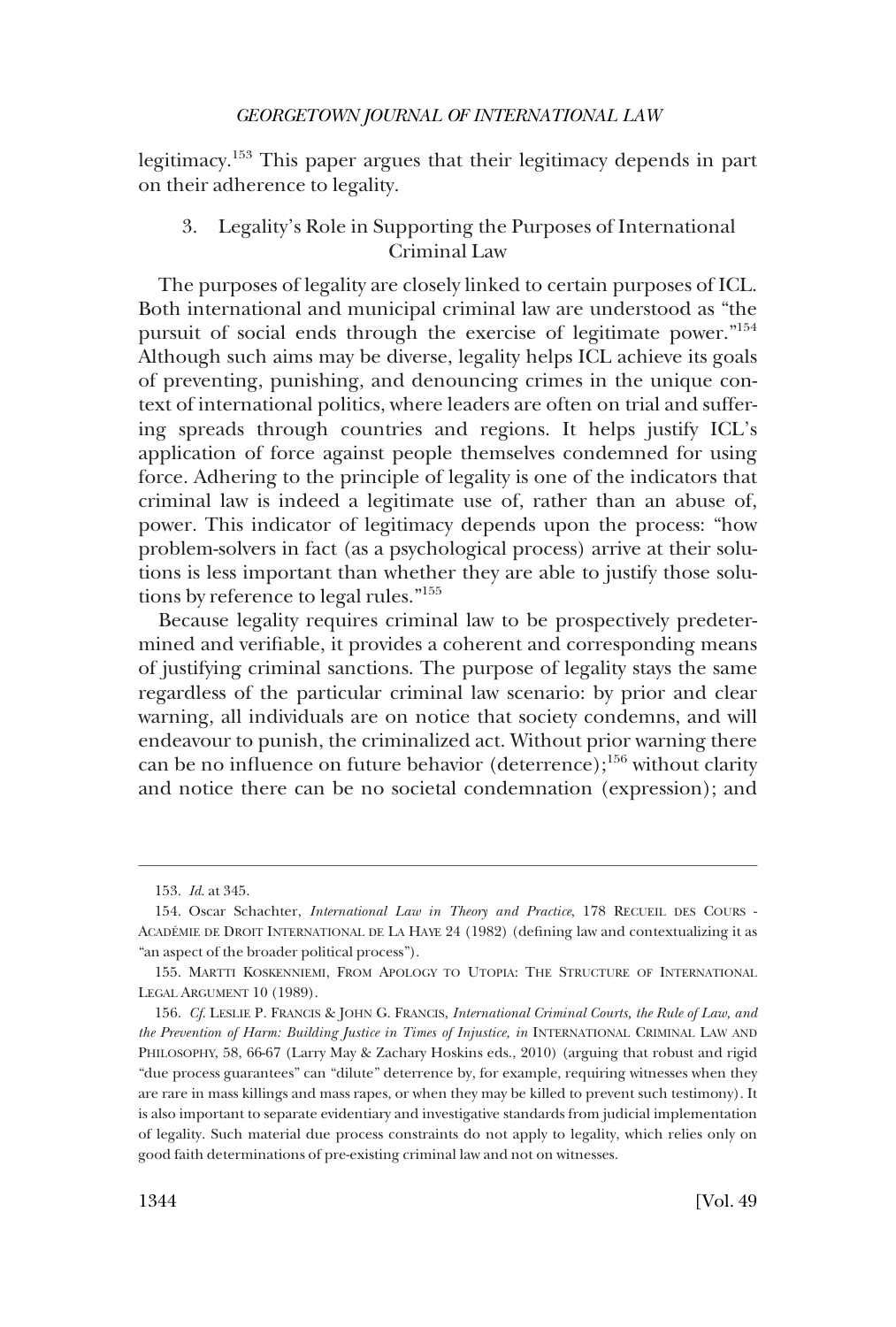legitimacy.[153] This paper argues that their legitimacy depends in part on their adherence to legality.

### 3. Legality's Role in Supporting the Purposes of International Criminal Law

The purposes of legality are closely linked to certain purposes of ICL. Both international and municipal criminal law are understood as "the pursuit of social ends through the exercise of legitimate power."[154] Although such aims may be diverse, legality helps ICL achieve its goals of preventing, punishing, and denouncing crimes in the unique context of international politics, where leaders are often on trial and suffering spreads through countries and regions. It helps justify ICL's application of force against people themselves condemned for using force. Adhering to the principle of legality is one of the indicators that criminal law is indeed a legitimate use of, rather than an abuse of, power. This indicator of legitimacy depends upon the process: "how problem-solvers in fact (as a psychological process) arrive at their solutions is less important than whether they are able to justify those solutions by reference to legal rules."[155]

Because legality requires criminal law to be prospectively predetermined and verifiable, it provides a coherent and corresponding means of justifying criminal sanctions. The purpose of legality stays the same regardless of the particular criminal law scenario: by prior and clear warning, all individuals are on notice that society condemns, and will endeavour to punish, the criminalized act. Without prior warning there can be no influence on future behavior (deterrence);[156] without clarity and notice there can be no societal condemnation (expression); and

---

153. *Id.* at 345.

154. Oscar Schachter, *International Law in Theory and Practice*, 178 RECUEIL DES COURS - ACADÉMIE DE DROIT INTERNATIONAL DE LA HAYE 24 (1982) (defining law and contextualizing it as "an aspect of the broader political process").

155. MARTTI KOSKENNIEMI, FROM APOLOGY TO UTOPIA: THE STRUCTURE OF INTERNATIONAL LEGAL ARGUMENT 10 (1989).

156. *Cf.* LESLIE P. FRANCIS & JOHN G. FRANCIS, *International Criminal Courts, the Rule of Law, and the Prevention of Harm: Building Justice in Times of Injustice*, *in* INTERNATIONAL CRIMINAL LAW AND PHILOSOPHY, 58, 66-67 (Larry May & Zachary Hoskins eds., 2010) (arguing that robust and rigid "due process guarantees" can "dilute" deterrence by, for example, requiring witnesses when they are rare in mass killings and mass rapes, or when they may be killed to prevent such testimony). It is also important to separate evidentiary and investigative standards from judicial implementation of legality. Such material due process constraints do not apply to legality, which relies only on good faith determinations of pre-existing criminal law and not on witnesses.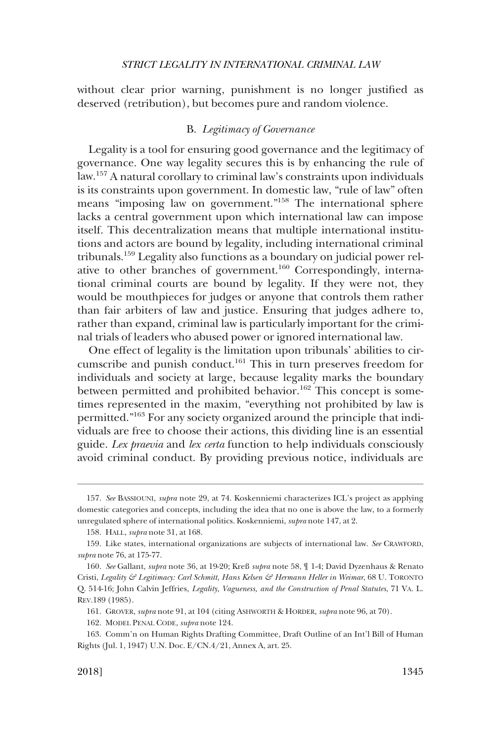without clear prior warning, punishment is no longer justified as deserved (retribution), but becomes pure and random violence.

### B. *Legitimacy of Governance*

Legality is a tool for ensuring good governance and the legitimacy of governance. One way legality secures this is by enhancing the rule of law.[157] A natural corollary to criminal law's constraints upon individuals is its constraints upon government. In domestic law, "rule of law" often means "imposing law on government."[158] The international sphere lacks a central government upon which international law can impose itself. This decentralization means that multiple international institutions and actors are bound by legality, including international criminal tribunals.[159] Legality also functions as a boundary on judicial power relative to other branches of government.[160] Correspondingly, international criminal courts are bound by legality. If they were not, they would be mouthpieces for judges or anyone that controls them rather than fair arbiters of law and justice. Ensuring that judges adhere to, rather than expand, criminal law is particularly important for the criminal trials of leaders who abused power or ignored international law.

One effect of legality is the limitation upon tribunals' abilities to circumscribe and punish conduct.[161] This in turn preserves freedom for individuals and society at large, because legality marks the boundary between permitted and prohibited behavior.[162] This concept is sometimes represented in the maxim, "everything not prohibited by law is permitted."[163] For any society organized around the principle that individuals are free to choose their actions, this dividing line is an essential guide. *Lex praevia* and *lex certa* function to help individuals consciously avoid criminal conduct. By providing previous notice, individuals are

---

157. *See* BASSIOUNI, *supra* note 29, at 74. Koskenniemi characterizes ICL's project as applying domestic categories and concepts, including the idea that no one is above the law, to a formerly unregulated sphere of international politics. Koskenniemi, *supra* note 147, at 2.

158. HALL, *supra* note 31, at 168.

159. Like states, international organizations are subjects of international law. *See* CRAWFORD, *supra* note 76, at 175-77.

160. *See* Gallant, *supra* note 36, at 19-20; Kreß *supra* note 58, ¶ 1-4; David Dyzenhaus & Renato Cristi, *Legality & Legitimacy: Carl Schmitt, Hans Kelsen & Hermann Heller in Weimar*, 68 U. TORONTO Q. 514-16; John Calvin Jeffries, *Legality, Vagueness, and the Construction of Penal Statutes*, 71 VA. L. REV.189 (1985).

161. GROVER, *supra* note 91, at 104 (citing ASHWORTH & HORDER, *supra* note 96, at 70).

162. MODEL PENAL CODE, *supra* note 124.

163. Comm'n on Human Rights Drafting Committee, Draft Outline of an Int'l Bill of Human Rights (Jul. 1, 1947) U.N. Doc. E/CN.4/21, Annex A, art. 25.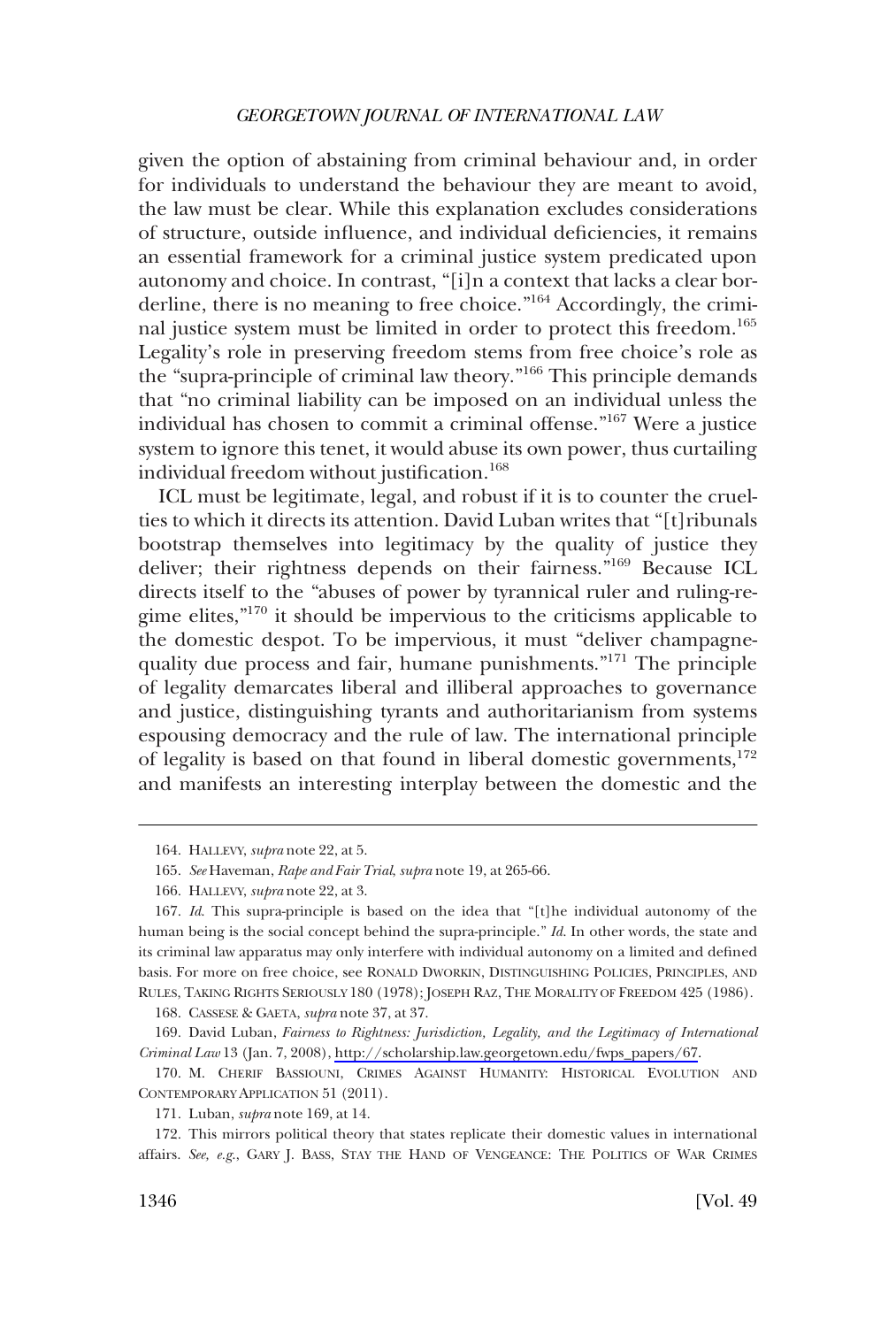given the option of abstaining from criminal behaviour and, in order for individuals to understand the behaviour they are meant to avoid, the law must be clear. While this explanation excludes considerations of structure, outside influence, and individual deficiencies, it remains an essential framework for a criminal justice system predicated upon autonomy and choice. In contrast, "[i]n a context that lacks a clear borderline, there is no meaning to free choice."[164] Accordingly, the criminal justice system must be limited in order to protect this freedom.[165] Legality's role in preserving freedom stems from free choice's role as the "supra-principle of criminal law theory."[166] This principle demands that "no criminal liability can be imposed on an individual unless the individual has chosen to commit a criminal offense."[167] Were a justice system to ignore this tenet, it would abuse its own power, thus curtailing individual freedom without justification.[168]

ICL must be legitimate, legal, and robust if it is to counter the cruelties to which it directs its attention. David Luban writes that "[t]ribunals bootstrap themselves into legitimacy by the quality of justice they deliver; their rightness depends on their fairness."[169] Because ICL directs itself to the "abuses of power by tyrannical ruler and ruling-regime elites,"[170] it should be impervious to the criticisms applicable to the domestic despot. To be impervious, it must "deliver champagne-quality due process and fair, humane punishments."[171] The principle of legality demarcates liberal and illiberal approaches to governance and justice, distinguishing tyrants and authoritarianism from systems espousing democracy and the rule of law. The international principle of legality is based on that found in liberal domestic governments,[172] and manifests an interesting interplay between the domestic and the

---

164. HALLEVY, *supra* note 22, at 5.

165. *See* Haveman, *Rape and Fair Trial*, *supra* note 19, at 265-66.

166. HALLEVY, *supra* note 22, at 3.

167. *Id.* This supra-principle is based on the idea that "[t]he individual autonomy of the human being is the social concept behind the supra-principle." *Id.* In other words, the state and its criminal law apparatus may only interfere with individual autonomy on a limited and defined basis. For more on free choice, see RONALD DWORKIN, DISTINGUISHING POLICIES, PRINCIPLES, AND RULES, TAKING RIGHTS SERIOUSLY 180 (1978); JOSEPH RAZ, THE MORALITY OF FREEDOM 425 (1986).

168. CASSESE & GAETA, *supra* note 37, at 37.

169. David Luban, *Fairness to Rightness: Jurisdiction, Legality, and the Legitimacy of International Criminal Law* 13 (Jan. 7, 2008), http://scholarship.law.georgetown.edu/fwps_papers/67.

170. M. CHERIF BASSIOUNI, CRIMES AGAINST HUMANITY: HISTORICAL EVOLUTION AND CONTEMPORARY APPLICATION 51 (2011).

171. Luban, *supra* note 169, at 14.

172. This mirrors political theory that states replicate their domestic values in international affairs. *See, e.g.*, GARY J. BASS, STAY THE HAND OF VENGEANCE: THE POLITICS OF WAR CRIMES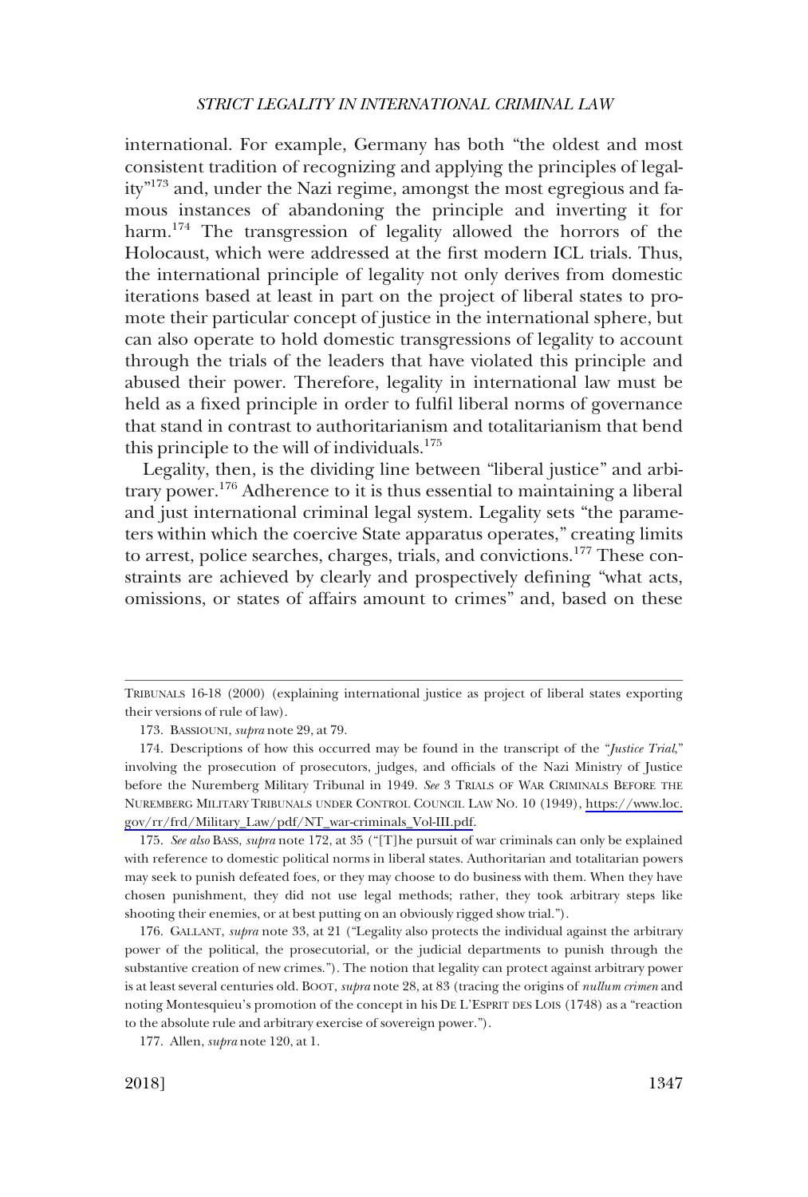international. For example, Germany has both "the oldest and most consistent tradition of recognizing and applying the principles of legality"[173] and, under the Nazi regime, amongst the most egregious and famous instances of abandoning the principle and inverting it for harm.[174] The transgression of legality allowed the horrors of the Holocaust, which were addressed at the first modern ICL trials. Thus, the international principle of legality not only derives from domestic iterations based at least in part on the project of liberal states to promote their particular concept of justice in the international sphere, but can also operate to hold domestic transgressions of legality to account through the trials of the leaders that have violated this principle and abused their power. Therefore, legality in international law must be held as a fixed principle in order to fulfil liberal norms of governance that stand in contrast to authoritarianism and totalitarianism that bend this principle to the will of individuals.[175]

Legality, then, is the dividing line between "liberal justice" and arbitrary power.[176] Adherence to it is thus essential to maintaining a liberal and just international criminal legal system. Legality sets "the parameters within which the coercive State apparatus operates," creating limits to arrest, police searches, charges, trials, and convictions.[177] These constraints are achieved by clearly and prospectively defining "what acts, omissions, or states of affairs amount to crimes" and, based on these

---

TRIBUNALS 16-18 (2000) (explaining international justice as project of liberal states exporting their versions of rule of law).

173. BASSIOUNI, *supra* note 29, at 79.

174. Descriptions of how this occurred may be found in the transcript of the "*Justice Trial*," involving the prosecution of prosecutors, judges, and officials of the Nazi Ministry of Justice before the Nuremberg Military Tribunal in 1949. *See* 3 TRIALS OF WAR CRIMINALS BEFORE THE NUREMBERG MILITARY TRIBUNALS UNDER CONTROL COUNCIL LAW NO. 10 (1949), https://www.loc.gov/rr/frd/Military_Law/pdf/NT_war-criminals_Vol-III.pdf.

175. *See also* BASS, *supra* note 172, at 35 ("[T]he pursuit of war criminals can only be explained with reference to domestic political norms in liberal states. Authoritarian and totalitarian powers may seek to punish defeated foes, or they may choose to do business with them. When they have chosen punishment, they did not use legal methods; rather, they took arbitrary steps like shooting their enemies, or at best putting on an obviously rigged show trial.").

176. GALLANT, *supra* note 33, at 21 ("Legality also protects the individual against the arbitrary power of the political, the prosecutorial, or the judicial departments to punish through the substantive creation of new crimes."). The notion that legality can protect against arbitrary power is at least several centuries old. BOOT, *supra* note 28, at 83 (tracing the origins of *nullum crimen* and noting Montesquieu's promotion of the concept in his DE L'ESPRIT DES LOIS (1748) as a "reaction to the absolute rule and arbitrary exercise of sovereign power.").

177. Allen, *supra* note 120, at 1.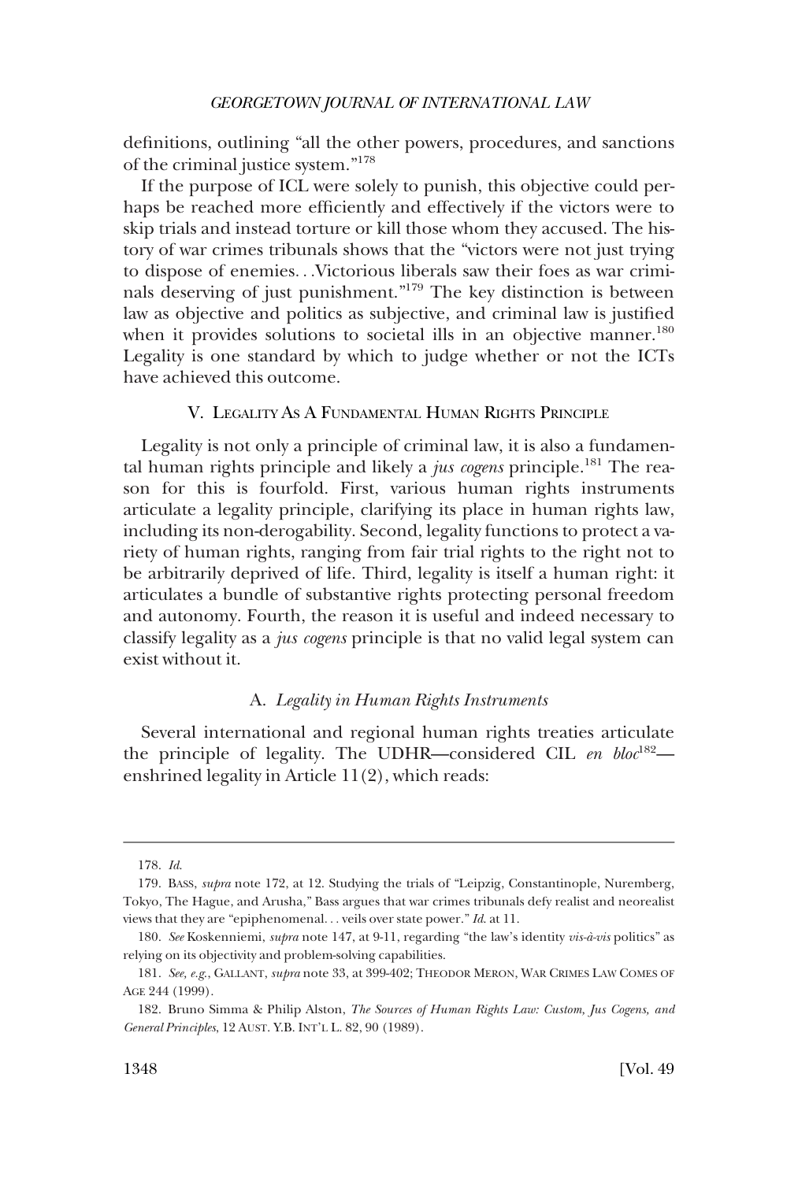definitions, outlining "all the other powers, procedures, and sanctions of the criminal justice system."[178]

If the purpose of ICL were solely to punish, this objective could perhaps be reached more efficiently and effectively if the victors were to skip trials and instead torture or kill those whom they accused. The history of war crimes tribunals shows that the "victors were not just trying to dispose of enemies. . .Victorious liberals saw their foes as war criminals deserving of just punishment."[179] The key distinction is between law as objective and politics as subjective, and criminal law is justified when it provides solutions to societal ills in an objective manner.[180] Legality is one standard by which to judge whether or not the ICTs have achieved this outcome.

## V. LEGALITY AS A FUNDAMENTAL HUMAN RIGHTS PRINCIPLE

Legality is not only a principle of criminal law, it is also a fundamental human rights principle and likely a *jus cogens* principle.[181] The reason for this is fourfold. First, various human rights instruments articulate a legality principle, clarifying its place in human rights law, including its non-derogability. Second, legality functions to protect a variety of human rights, ranging from fair trial rights to the right not to be arbitrarily deprived of life. Third, legality is itself a human right: it articulates a bundle of substantive rights protecting personal freedom and autonomy. Fourth, the reason it is useful and indeed necessary to classify legality as a *jus cogens* principle is that no valid legal system can exist without it.

### A. *Legality in Human Rights Instruments*

Several international and regional human rights treaties articulate the principle of legality. The UDHR—considered CIL *en bloc*[182]—enshrined legality in Article 11(2), which reads:

---

178. *Id.*

179. BASS, *supra* note 172, at 12. Studying the trials of "Leipzig, Constantinople, Nuremberg, Tokyo, The Hague, and Arusha," Bass argues that war crimes tribunals defy realist and neorealist views that they are "epiphenomenal. . . veils over state power." *Id.* at 11.

180. *See* Koskenniemi, *supra* note 147, at 9-11, regarding "the law's identity *vis-à-vis* politics" as relying on its objectivity and problem-solving capabilities.

181. *See, e.g.*, GALLANT, *supra* note 33, at 399-402; THEODOR MERON, WAR CRIMES LAW COMES OF AGE 244 (1999).

182. Bruno Simma & Philip Alston, *The Sources of Human Rights Law: Custom, Jus Cogens, and General Principles*, 12 AUST. Y.B. INT'L L. 82, 90 (1989).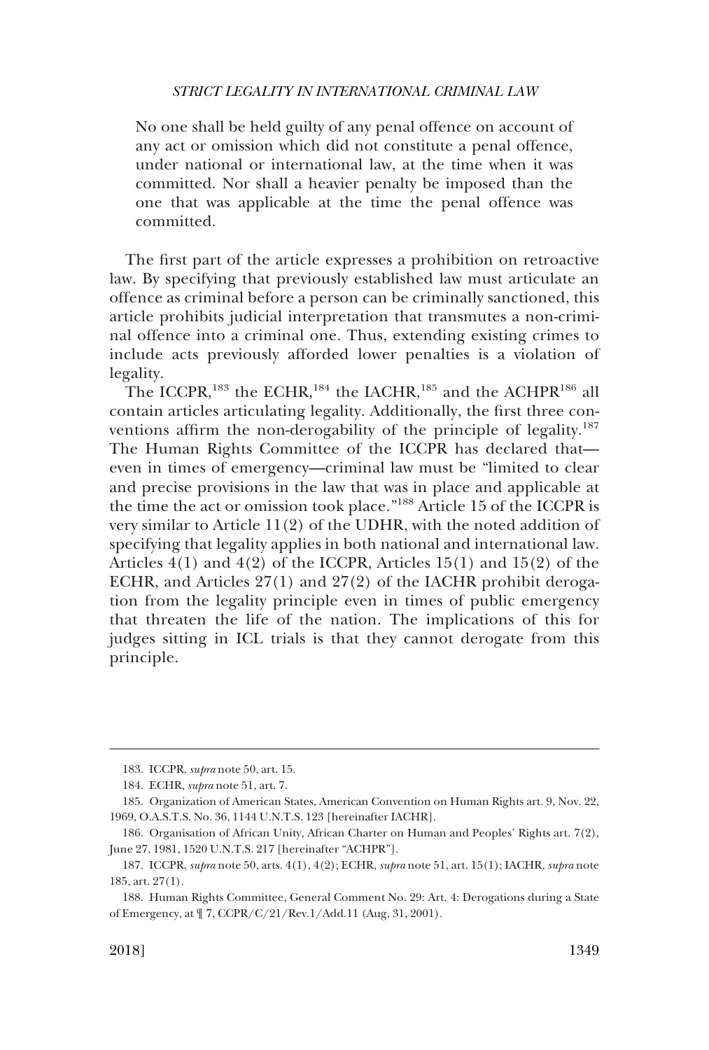> No one shall be held guilty of any penal offence on account of any act or omission which did not constitute a penal offence, under national or international law, at the time when it was committed. Nor shall a heavier penalty be imposed than the one that was applicable at the time the penal offence was committed.

The first part of the article expresses a prohibition on retroactive law. By specifying that previously established law must articulate an offence as criminal before a person can be criminally sanctioned, this article prohibits judicial interpretation that transmutes a non-criminal offence into a criminal one. Thus, extending existing crimes to include acts previously afforded lower penalties is a violation of legality.

The ICCPR,[183] the ECHR,[184] the IACHR,[185] and the ACHPR[186] all contain articles articulating legality. Additionally, the first three conventions affirm the non-derogability of the principle of legality.[187] The Human Rights Committee of the ICCPR has declared that—even in times of emergency—criminal law must be "limited to clear and precise provisions in the law that was in place and applicable at the time the act or omission took place."[188] Article 15 of the ICCPR is very similar to Article 11(2) of the UDHR, with the noted addition of specifying that legality applies in both national and international law. Articles 4(1) and 4(2) of the ICCPR, Articles 15(1) and 15(2) of the ECHR, and Articles 27(1) and 27(2) of the IACHR prohibit derogation from the legality principle even in times of public emergency that threaten the life of the nation. The implications of this for judges sitting in ICL trials is that they cannot derogate from this principle.

---

183. ICCPR, *supra* note 50, art. 15.

184. ECHR, *supra* note 51, art. 7.

185. Organization of American States, American Convention on Human Rights art. 9, Nov. 22, 1969, O.A.S.T.S. No. 36, 1144 U.N.T.S. 123 [hereinafter IACHR].

186. Organisation of African Unity, African Charter on Human and Peoples' Rights art. 7(2), June 27, 1981, 1520 U.N.T.S. 217 [hereinafter "ACHPR"].

187. ICCPR, *supra* note 50, arts. 4(1), 4(2); ECHR, *supra* note 51, art. 15(1); IACHR, *supra* note 185, art. 27(1).

188. Human Rights Committee, General Comment No. 29: Art. 4: Derogations during a State of Emergency, at ¶ 7, CCPR/C/21/Rev.1/Add.11 (Aug, 31, 2001).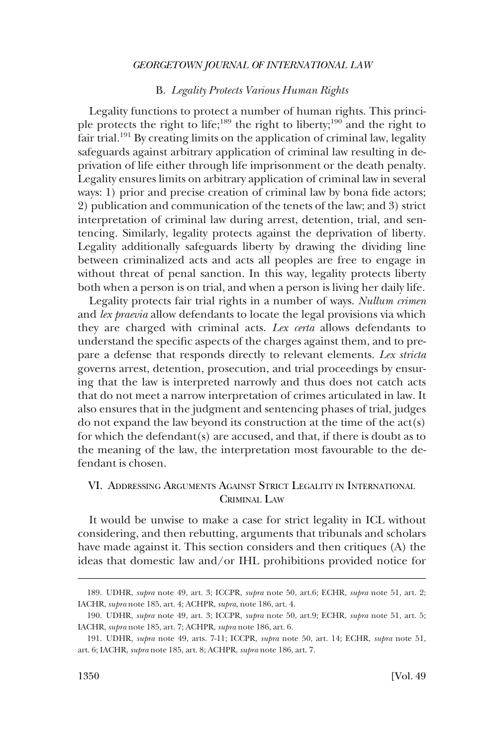### B. *Legality Protects Various Human Rights*

Legality functions to protect a number of human rights. This principle protects the right to life;[189] the right to liberty;[190] and the right to fair trial.[191] By creating limits on the application of criminal law, legality safeguards against arbitrary application of criminal law resulting in deprivation of life either through life imprisonment or the death penalty. Legality ensures limits on arbitrary application of criminal law in several ways: 1) prior and precise creation of criminal law by bona fide actors; 2) publication and communication of the tenets of the law; and 3) strict interpretation of criminal law during arrest, detention, trial, and sentencing. Similarly, legality protects against the deprivation of liberty. Legality additionally safeguards liberty by drawing the dividing line between criminalized acts and acts all peoples are free to engage in without threat of penal sanction. In this way, legality protects liberty both when a person is on trial, and when a person is living her daily life.

Legality protects fair trial rights in a number of ways. *Nullum crimen* and *lex praevia* allow defendants to locate the legal provisions via which they are charged with criminal acts. *Lex certa* allows defendants to understand the specific aspects of the charges against them, and to prepare a defense that responds directly to relevant elements. *Lex stricta* governs arrest, detention, prosecution, and trial proceedings by ensuring that the law is interpreted narrowly and thus does not catch acts that do not meet a narrow interpretation of crimes articulated in law. It also ensures that in the judgment and sentencing phases of trial, judges do not expand the law beyond its construction at the time of the act(s) for which the defendant(s) are accused, and that, if there is doubt as to the meaning of the law, the interpretation most favourable to the defendant is chosen.

## VI. Addressing Arguments Against Strict Legality in International Criminal Law

It would be unwise to make a case for strict legality in ICL without considering, and then rebutting, arguments that tribunals and scholars have made against it. This section considers and then critiques (A) the ideas that domestic law and/or IHL prohibitions provided notice for

---

189. UDHR, *supra* note 49, art. 3; ICCPR, *supra* note 50, art.6; ECHR, *supra* note 51, art. 2; IACHR, *supra* note 185, art. 4; ACHPR, *supra*, note 186, art. 4.

190. UDHR, *supra* note 49, art. 3; ICCPR, *supra* note 50, art.9; ECHR, *supra* note 51, art. 5; IACHR, *supra* note 185, art. 7; ACHPR, *supra* note 186, art. 6.

191. UDHR, *supra* note 49, arts. 7-11; ICCPR, *supra* note 50, art. 14; ECHR, *supra* note 51, art. 6; IACHR, *supra* note 185, art. 8; ACHPR, *supra* note 186, art. 7.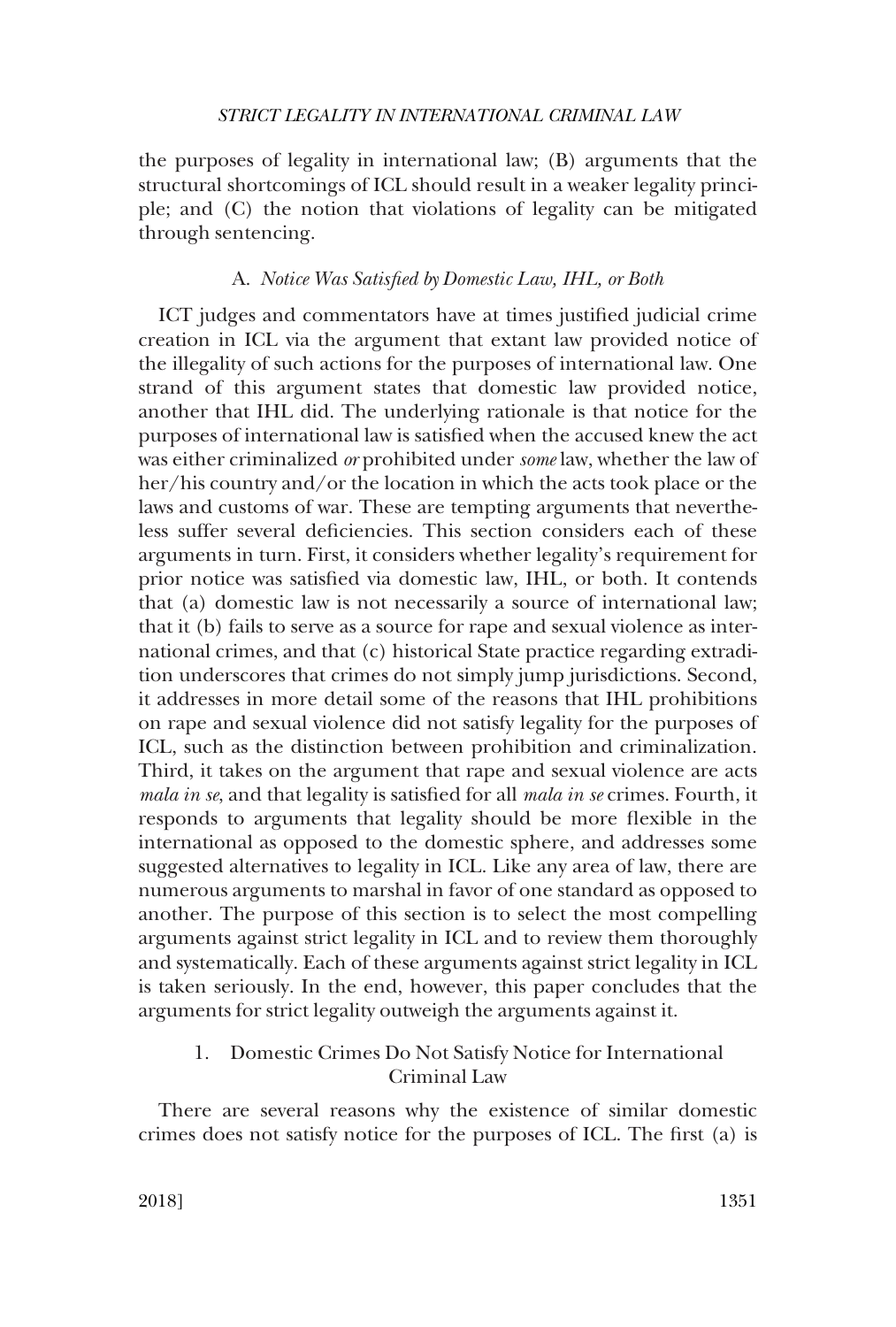the purposes of legality in international law; (B) arguments that the structural shortcomings of ICL should result in a weaker legality principle; and (C) the notion that violations of legality can be mitigated through sentencing.

### A. *Notice Was Satisfied by Domestic Law, IHL, or Both*

ICT judges and commentators have at times justified judicial crime creation in ICL via the argument that extant law provided notice of the illegality of such actions for the purposes of international law. One strand of this argument states that domestic law provided notice, another that IHL did. The underlying rationale is that notice for the purposes of international law is satisfied when the accused knew the act was either criminalized *or* prohibited under *some* law, whether the law of her/his country and/or the location in which the acts took place or the laws and customs of war. These are tempting arguments that nevertheless suffer several deficiencies. This section considers each of these arguments in turn. First, it considers whether legality's requirement for prior notice was satisfied via domestic law, IHL, or both. It contends that (a) domestic law is not necessarily a source of international law; that it (b) fails to serve as a source for rape and sexual violence as international crimes, and that (c) historical State practice regarding extradition underscores that crimes do not simply jump jurisdictions. Second, it addresses in more detail some of the reasons that IHL prohibitions on rape and sexual violence did not satisfy legality for the purposes of ICL, such as the distinction between prohibition and criminalization. Third, it takes on the argument that rape and sexual violence are acts *mala in se*, and that legality is satisfied for all *mala in se* crimes. Fourth, it responds to arguments that legality should be more flexible in the international as opposed to the domestic sphere, and addresses some suggested alternatives to legality in ICL. Like any area of law, there are numerous arguments to marshal in favor of one standard as opposed to another. The purpose of this section is to select the most compelling arguments against strict legality in ICL and to review them thoroughly and systematically. Each of these arguments against strict legality in ICL is taken seriously. In the end, however, this paper concludes that the arguments for strict legality outweigh the arguments against it.

#### 1. Domestic Crimes Do Not Satisfy Notice for International Criminal Law

There are several reasons why the existence of similar domestic crimes does not satisfy notice for the purposes of ICL. The first (a) is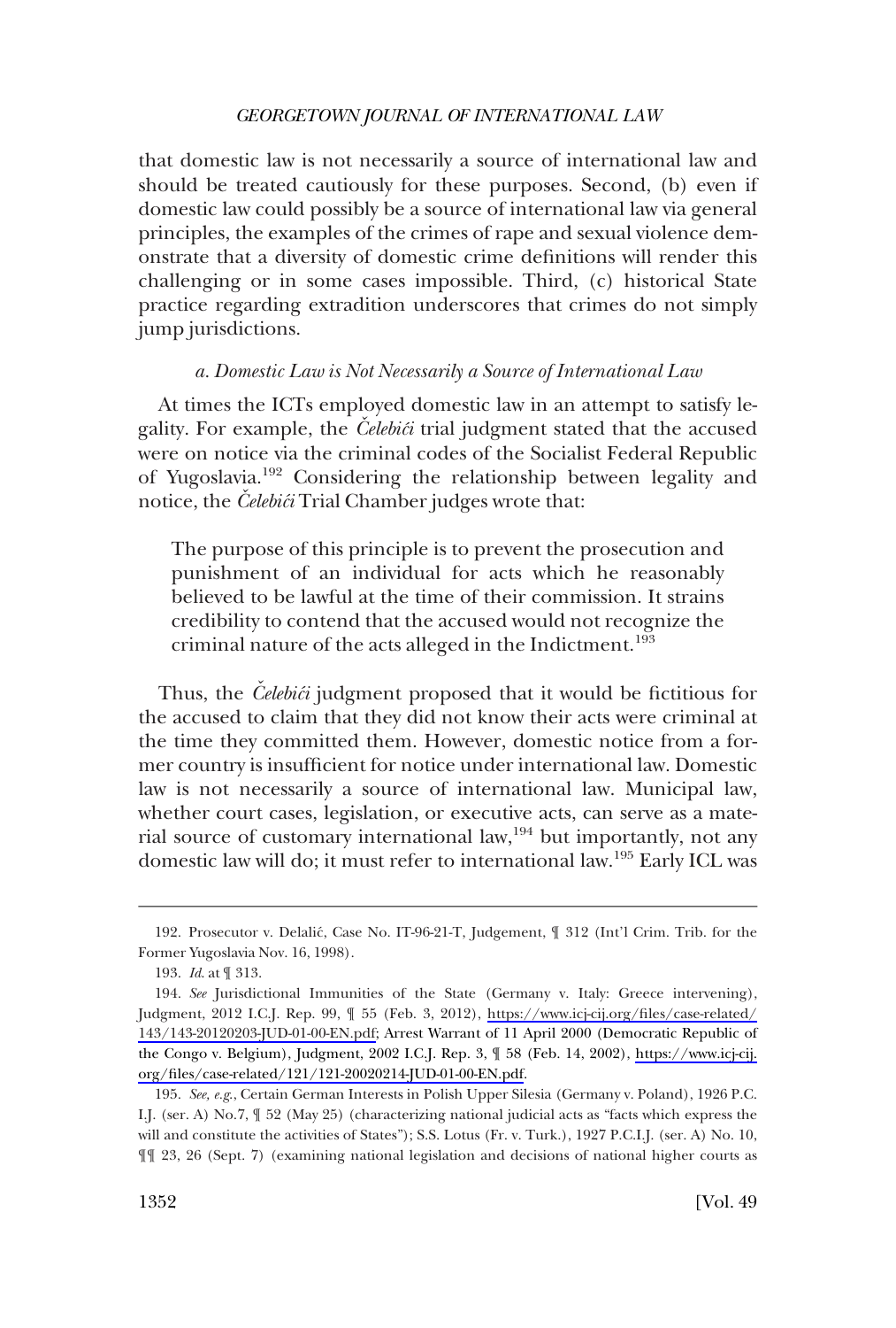that domestic law is not necessarily a source of international law and should be treated cautiously for these purposes. Second, (b) even if domestic law could possibly be a source of international law via general principles, the examples of the crimes of rape and sexual violence demonstrate that a diversity of domestic crime definitions will render this challenging or in some cases impossible. Third, (c) historical State practice regarding extradition underscores that crimes do not simply jump jurisdictions.

#### *a. Domestic Law is Not Necessarily a Source of International Law*

At times the ICTs employed domestic law in an attempt to satisfy legality. For example, the *Čelebići* trial judgment stated that the accused were on notice via the criminal codes of the Socialist Federal Republic of Yugoslavia.[192] Considering the relationship between legality and notice, the *Čelebići* Trial Chamber judges wrote that:

> The purpose of this principle is to prevent the prosecution and punishment of an individual for acts which he reasonably believed to be lawful at the time of their commission. It strains credibility to contend that the accused would not recognize the criminal nature of the acts alleged in the Indictment.[193]

Thus, the *Čelebići* judgment proposed that it would be fictitious for the accused to claim that they did not know their acts were criminal at the time they committed them. However, domestic notice from a former country is insufficient for notice under international law. Domestic law is not necessarily a source of international law. Municipal law, whether court cases, legislation, or executive acts, can serve as a material source of customary international law,[194] but importantly, not any domestic law will do; it must refer to international law.[195] Early ICL was

---

192. Prosecutor v. Delalić, Case No. IT-96-21-T, Judgement, ¶ 312 (Int'l Crim. Trib. for the Former Yugoslavia Nov. 16, 1998).

193. *Id.* at ¶ 313.

194. *See* Jurisdictional Immunities of the State (Germany v. Italy: Greece intervening), Judgment, 2012 I.C.J. Rep. 99, ¶ 55 (Feb. 3, 2012), https://www.icj-cij.org/files/case-related/143/143-20120203-JUD-01-00-EN.pdf; Arrest Warrant of 11 April 2000 (Democratic Republic of the Congo v. Belgium), Judgment, 2002 I.C.J. Rep. 3, ¶ 58 (Feb. 14, 2002), https://www.icj-cij.org/files/case-related/121/121-20020214-JUD-01-00-EN.pdf.

195. *See, e.g.*, Certain German Interests in Polish Upper Silesia (Germany v. Poland), 1926 P.C.I.J. (ser. A) No.7, ¶ 52 (May 25) (characterizing national judicial acts as "facts which express the will and constitute the activities of States"); S.S. Lotus (Fr. v. Turk.), 1927 P.C.I.J. (ser. A) No. 10, ¶¶ 23, 26 (Sept. 7) (examining national legislation and decisions of national higher courts as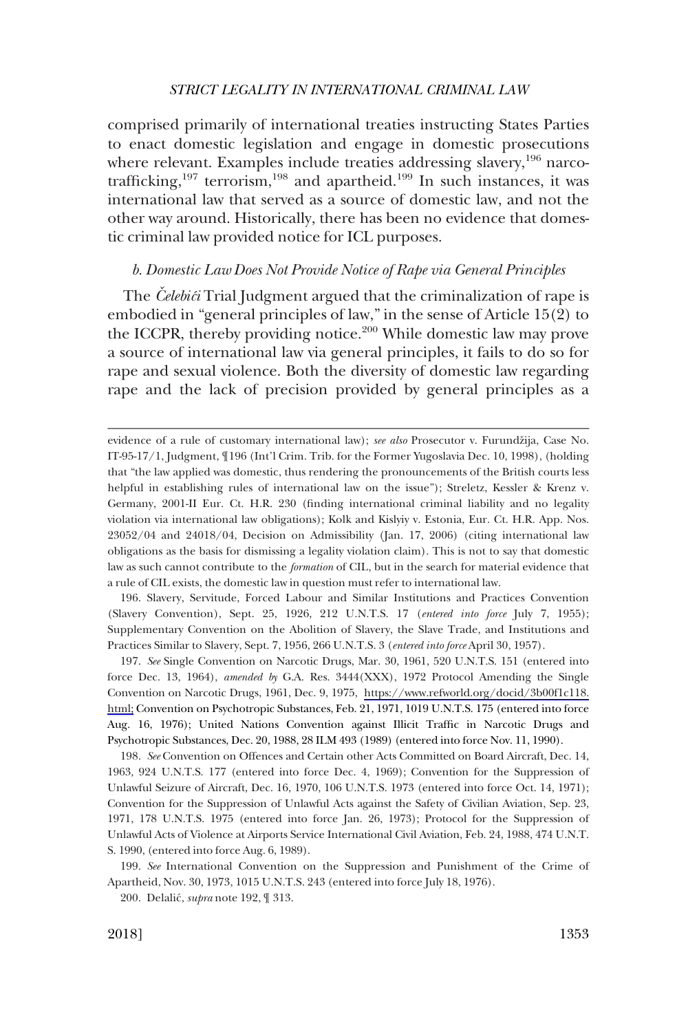comprised primarily of international treaties instructing States Parties to enact domestic legislation and engage in domestic prosecutions where relevant. Examples include treaties addressing slavery,[196] narco-trafficking,[197] terrorism,[198] and apartheid.[199] In such instances, it was international law that served as a source of domestic law, and not the other way around. Historically, there has been no evidence that domestic criminal law provided notice for ICL purposes.

### *b. Domestic Law Does Not Provide Notice of Rape via General Principles*

The *Čelebići* Trial Judgment argued that the criminalization of rape is embodied in "general principles of law," in the sense of Article 15(2) to the ICCPR, thereby providing notice.[200] While domestic law may prove a source of international law via general principles, it fails to do so for rape and sexual violence. Both the diversity of domestic law regarding rape and the lack of precision provided by general principles as a

---

evidence of a rule of customary international law); *see also* Prosecutor v. Furundžija, Case No. IT-95-17/1, Judgment, ¶196 (Int'l Crim. Trib. for the Former Yugoslavia Dec. 10, 1998), (holding that "the law applied was domestic, thus rendering the pronouncements of the British courts less helpful in establishing rules of international law on the issue"); Streletz, Kessler & Krenz v. Germany, 2001-II Eur. Ct. H.R. 230 (finding international criminal liability and no legality violation via international law obligations); Kolk and Kislyiy v. Estonia, Eur. Ct. H.R. App. Nos. 23052/04 and 24018/04, Decision on Admissibility (Jan. 17, 2006) (citing international law obligations as the basis for dismissing a legality violation claim). This is not to say that domestic law as such cannot contribute to the *formation* of CIL, but in the search for material evidence that a rule of CIL exists, the domestic law in question must refer to international law.

196. Slavery, Servitude, Forced Labour and Similar Institutions and Practices Convention (Slavery Convention), Sept. 25, 1926, 212 U.N.T.S. 17 (*entered into force* July 7, 1955); Supplementary Convention on the Abolition of Slavery, the Slave Trade, and Institutions and Practices Similar to Slavery, Sept. 7, 1956, 266 U.N.T.S. 3 (*entered into force* April 30, 1957).

197. *See* Single Convention on Narcotic Drugs, Mar. 30, 1961, 520 U.N.T.S. 151 (entered into force Dec. 13, 1964), *amended by* G.A. Res. 3444(XXX), 1972 Protocol Amending the Single Convention on Narcotic Drugs, 1961, Dec. 9, 1975, https://www.refworld.org/docid/3b00f1c118.html; Convention on Psychotropic Substances, Feb. 21, 1971, 1019 U.N.T.S. 175 (entered into force Aug. 16, 1976); United Nations Convention against Illicit Traffic in Narcotic Drugs and Psychotropic Substances, Dec. 20, 1988, 28 ILM 493 (1989) (entered into force Nov. 11, 1990).

198. *See* Convention on Offences and Certain other Acts Committed on Board Aircraft, Dec. 14, 1963, 924 U.N.T.S. 177 (entered into force Dec. 4, 1969); Convention for the Suppression of Unlawful Seizure of Aircraft, Dec. 16, 1970, 106 U.N.T.S. 1973 (entered into force Oct. 14, 1971); Convention for the Suppression of Unlawful Acts against the Safety of Civilian Aviation, Sep. 23, 1971, 178 U.N.T.S. 1975 (entered into force Jan. 26, 1973); Protocol for the Suppression of Unlawful Acts of Violence at Airports Service International Civil Aviation, Feb. 24, 1988, 474 U.N.T.S. 1990, (entered into force Aug. 6, 1989).

199. *See* International Convention on the Suppression and Punishment of the Crime of Apartheid, Nov. 30, 1973, 1015 U.N.T.S. 243 (entered into force July 18, 1976).

200. Delalić, *supra* note 192, ¶ 313.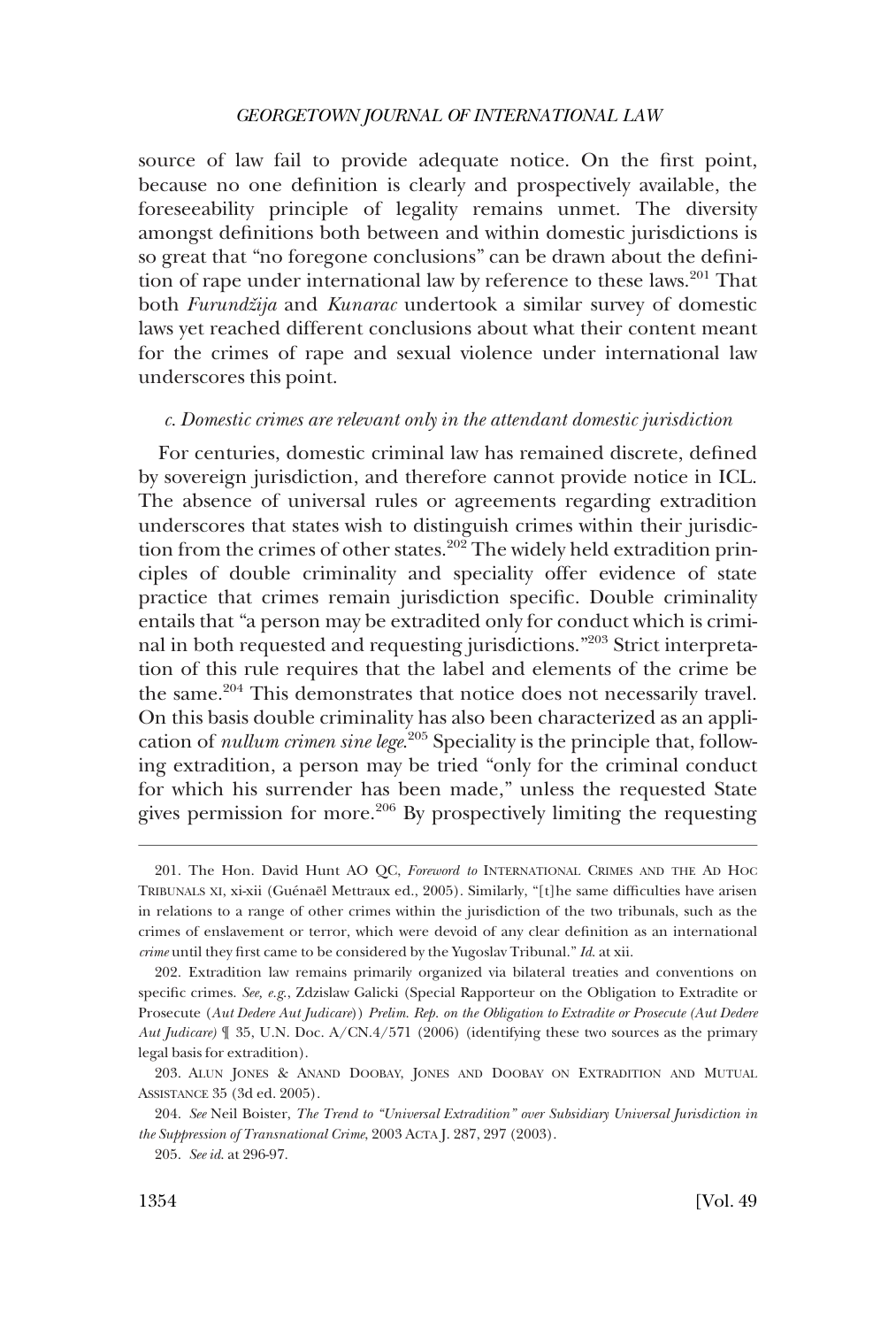source of law fail to provide adequate notice. On the first point, because no one definition is clearly and prospectively available, the foreseeability principle of legality remains unmet. The diversity amongst definitions both between and within domestic jurisdictions is so great that "no foregone conclusions" can be drawn about the definition of rape under international law by reference to these laws.[201] That both *Furundžija* and *Kunarac* undertook a similar survey of domestic laws yet reached different conclusions about what their content meant for the crimes of rape and sexual violence under international law underscores this point.

#### *c. Domestic crimes are relevant only in the attendant domestic jurisdiction*

For centuries, domestic criminal law has remained discrete, defined by sovereign jurisdiction, and therefore cannot provide notice in ICL. The absence of universal rules or agreements regarding extradition underscores that states wish to distinguish crimes within their jurisdiction from the crimes of other states.[202] The widely held extradition principles of double criminality and speciality offer evidence of state practice that crimes remain jurisdiction specific. Double criminality entails that "a person may be extradited only for conduct which is criminal in both requested and requesting jurisdictions."[203] Strict interpretation of this rule requires that the label and elements of the crime be the same.[204] This demonstrates that notice does not necessarily travel. On this basis double criminality has also been characterized as an application of *nullum crimen sine lege*.[205] Speciality is the principle that, following extradition, a person may be tried "only for the criminal conduct for which his surrender has been made," unless the requested State gives permission for more.[206] By prospectively limiting the requesting

---

201. The Hon. David Hunt AO QC, *Foreword to* INTERNATIONAL CRIMES AND THE AD HOC TRIBUNALS XI, xi-xii (Guénaël Mettraux ed., 2005). Similarly, "[t]he same difficulties have arisen in relations to a range of other crimes within the jurisdiction of the two tribunals, such as the crimes of enslavement or terror, which were devoid of any clear definition as an international *crime* until they first came to be considered by the Yugoslav Tribunal." *Id.* at xii.

202. Extradition law remains primarily organized via bilateral treaties and conventions on specific crimes. *See, e.g.*, Zdzislaw Galicki (Special Rapporteur on the Obligation to Extradite or Prosecute (*Aut Dedere Aut Judicare*)) *Prelim. Rep. on the Obligation to Extradite or Prosecute (Aut Dedere Aut Judicare)* ¶ 35, U.N. Doc. A/CN.4/571 (2006) (identifying these two sources as the primary legal basis for extradition).

203. ALUN JONES & ANAND DOOBAY, JONES AND DOOBAY ON EXTRADITION AND MUTUAL ASSISTANCE 35 (3d ed. 2005).

204. *See* Neil Boister, *The Trend to "Universal Extradition" over Subsidiary Universal Jurisdiction in the Suppression of Transnational Crime*, 2003 ACTA J. 287, 297 (2003).

205. *See id.* at 296-97.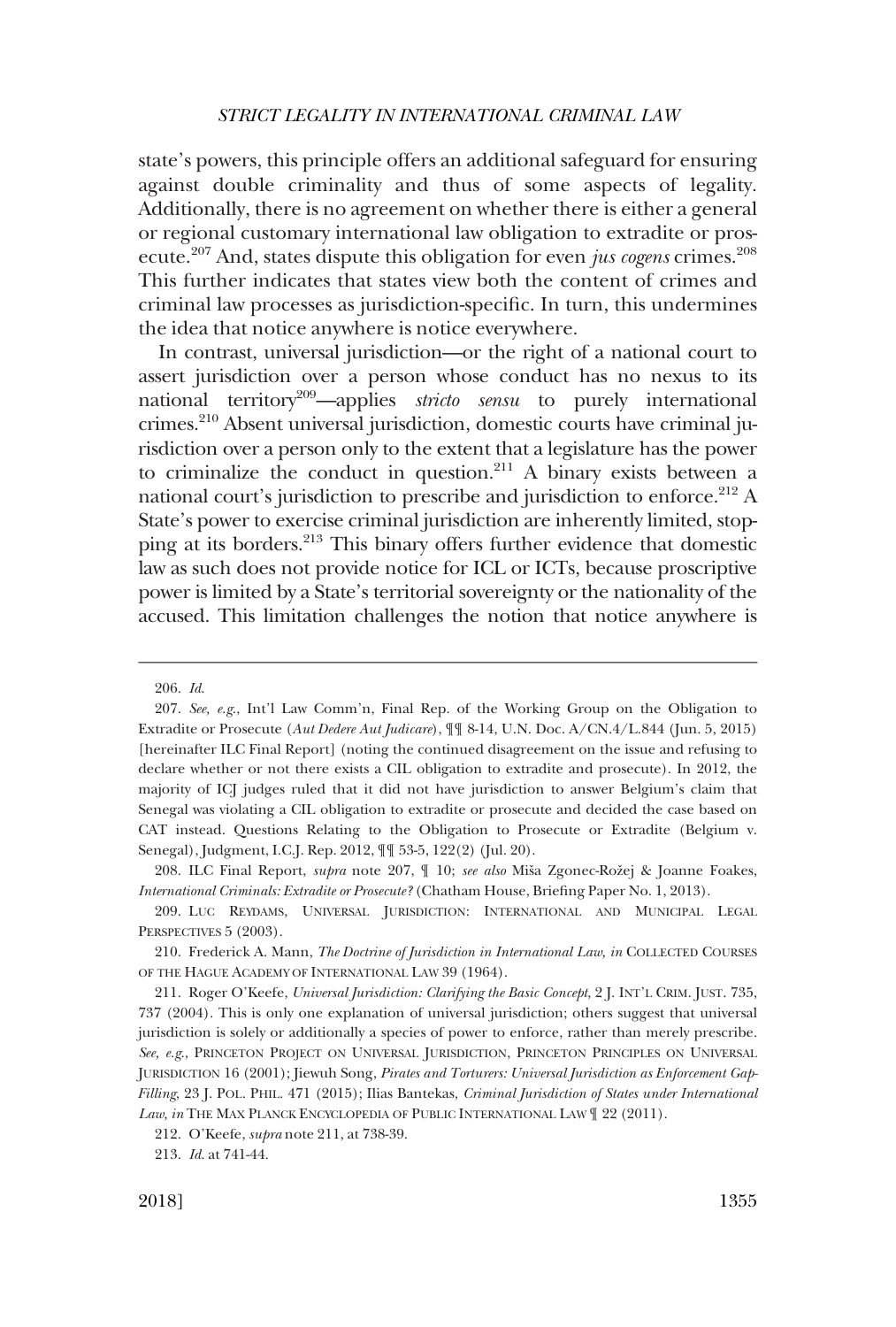state's powers, this principle offers an additional safeguard for ensuring against double criminality and thus of some aspects of legality. Additionally, there is no agreement on whether there is either a general or regional customary international law obligation to extradite or prosecute.[207] And, states dispute this obligation for even *jus cogens* crimes.[208] This further indicates that states view both the content of crimes and criminal law processes as jurisdiction-specific. In turn, this undermines the idea that notice anywhere is notice everywhere.

In contrast, universal jurisdiction—or the right of a national court to assert jurisdiction over a person whose conduct has no nexus to its national territory[209]—applies *stricto sensu* to purely international crimes.[210] Absent universal jurisdiction, domestic courts have criminal jurisdiction over a person only to the extent that a legislature has the power to criminalize the conduct in question.[211] A binary exists between a national court's jurisdiction to prescribe and jurisdiction to enforce.[212] A State's power to exercise criminal jurisdiction are inherently limited, stopping at its borders.[213] This binary offers further evidence that domestic law as such does not provide notice for ICL or ICTs, because proscriptive power is limited by a State's territorial sovereignty or the nationality of the accused. This limitation challenges the notion that notice anywhere is

---

206. *Id.*

207. *See, e.g.*, Int'l Law Comm'n, Final Rep. of the Working Group on the Obligation to Extradite or Prosecute (*Aut Dedere Aut Judicare*), ¶¶ 8-14, U.N. Doc. A/CN.4/L.844 (Jun. 5, 2015) [hereinafter ILC Final Report] (noting the continued disagreement on the issue and refusing to declare whether or not there exists a CIL obligation to extradite and prosecute). In 2012, the majority of ICJ judges ruled that it did not have jurisdiction to answer Belgium's claim that Senegal was violating a CIL obligation to extradite or prosecute and decided the case based on CAT instead. Questions Relating to the Obligation to Prosecute or Extradite (Belgium v. Senegal), Judgment, I.C.J. Rep. 2012, ¶¶ 53-5, 122(2) (Jul. 20).

208. ILC Final Report, *supra* note 207, ¶ 10; *see also* Miša Zgonec-Rožej & Joanne Foakes, *International Criminals: Extradite or Prosecute?* (Chatham House, Briefing Paper No. 1, 2013).

209. LUC REYDAMS, UNIVERSAL JURISDICTION: INTERNATIONAL AND MUNICIPAL LEGAL PERSPECTIVES 5 (2003).

210. Frederick A. Mann, *The Doctrine of Jurisdiction in International Law, in* COLLECTED COURSES OF THE HAGUE ACADEMY OF INTERNATIONAL LAW 39 (1964).

211. Roger O'Keefe, *Universal Jurisdiction: Clarifying the Basic Concept*, 2 J. INT'L CRIM. JUST. 735, 737 (2004). This is only one explanation of universal jurisdiction; others suggest that universal jurisdiction is solely or additionally a species of power to enforce, rather than merely prescribe. *See, e.g.*, PRINCETON PROJECT ON UNIVERSAL JURISDICTION, PRINCETON PRINCIPLES ON UNIVERSAL JURISDICTION 16 (2001); Jiewuh Song, *Pirates and Torturers: Universal Jurisdiction as Enforcement Gap-Filling*, 23 J. POL. PHIL. 471 (2015); Ilias Bantekas, *Criminal Jurisdiction of States under International Law, in* THE MAX PLANCK ENCYCLOPEDIA OF PUBLIC INTERNATIONAL LAW ¶ 22 (2011).

212. O'Keefe, *supra* note 211, at 738-39.

213. *Id.* at 741-44.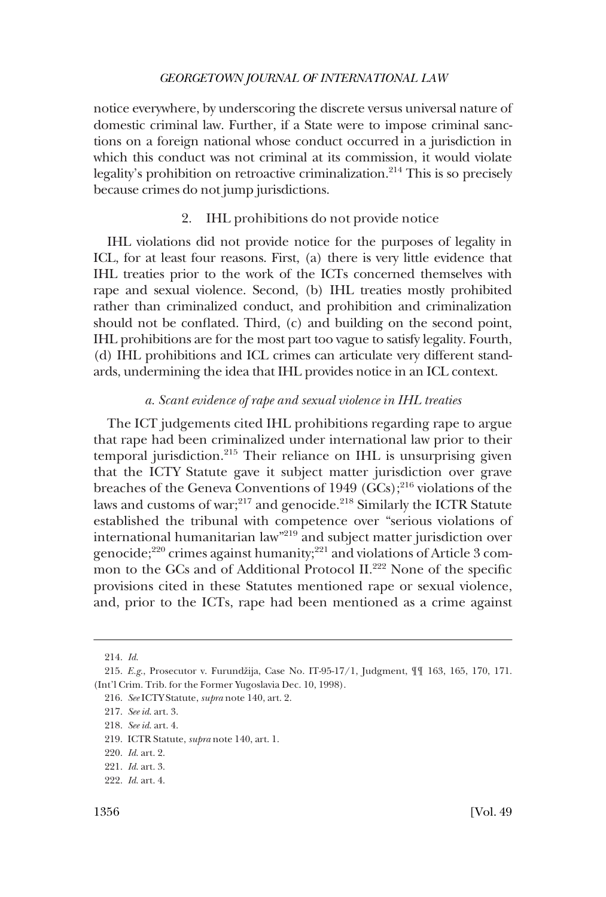notice everywhere, by underscoring the discrete versus universal nature of domestic criminal law. Further, if a State were to impose criminal sanctions on a foreign national whose conduct occurred in a jurisdiction in which this conduct was not criminal at its commission, it would violate legality's prohibition on retroactive criminalization.[214] This is so precisely because crimes do not jump jurisdictions.

### 2. IHL prohibitions do not provide notice

IHL violations did not provide notice for the purposes of legality in ICL, for at least four reasons. First, (a) there is very little evidence that IHL treaties prior to the work of the ICTs concerned themselves with rape and sexual violence. Second, (b) IHL treaties mostly prohibited rather than criminalized conduct, and prohibition and criminalization should not be conflated. Third, (c) and building on the second point, IHL prohibitions are for the most part too vague to satisfy legality. Fourth, (d) IHL prohibitions and ICL crimes can articulate very different standards, undermining the idea that IHL provides notice in an ICL context.

#### *a. Scant evidence of rape and sexual violence in IHL treaties*

The ICT judgements cited IHL prohibitions regarding rape to argue that rape had been criminalized under international law prior to their temporal jurisdiction.[215] Their reliance on IHL is unsurprising given that the ICTY Statute gave it subject matter jurisdiction over grave breaches of the Geneva Conventions of 1949 (GCs);[216] violations of the laws and customs of war;[217] and genocide.[218] Similarly the ICTR Statute established the tribunal with competence over "serious violations of international humanitarian law"[219] and subject matter jurisdiction over genocide;[220] crimes against humanity;[221] and violations of Article 3 common to the GCs and of Additional Protocol II.[222] None of the specific provisions cited in these Statutes mentioned rape or sexual violence, and, prior to the ICTs, rape had been mentioned as a crime against

---

214. *Id.*

215. *E.g.*, Prosecutor v. Furundžija, Case No. IT-95-17/1, Judgment, ¶¶ 163, 165, 170, 171. (Int'l Crim. Trib. for the Former Yugoslavia Dec. 10, 1998).

216. *See* ICTY Statute, *supra* note 140, art. 2.

217. *See id.* art. 3.

218. *See id.* art. 4.

219. ICTR Statute, *supra* note 140, art. 1.

220. *Id.* art. 2.

221. *Id.* art. 3.

222. *Id.* art. 4.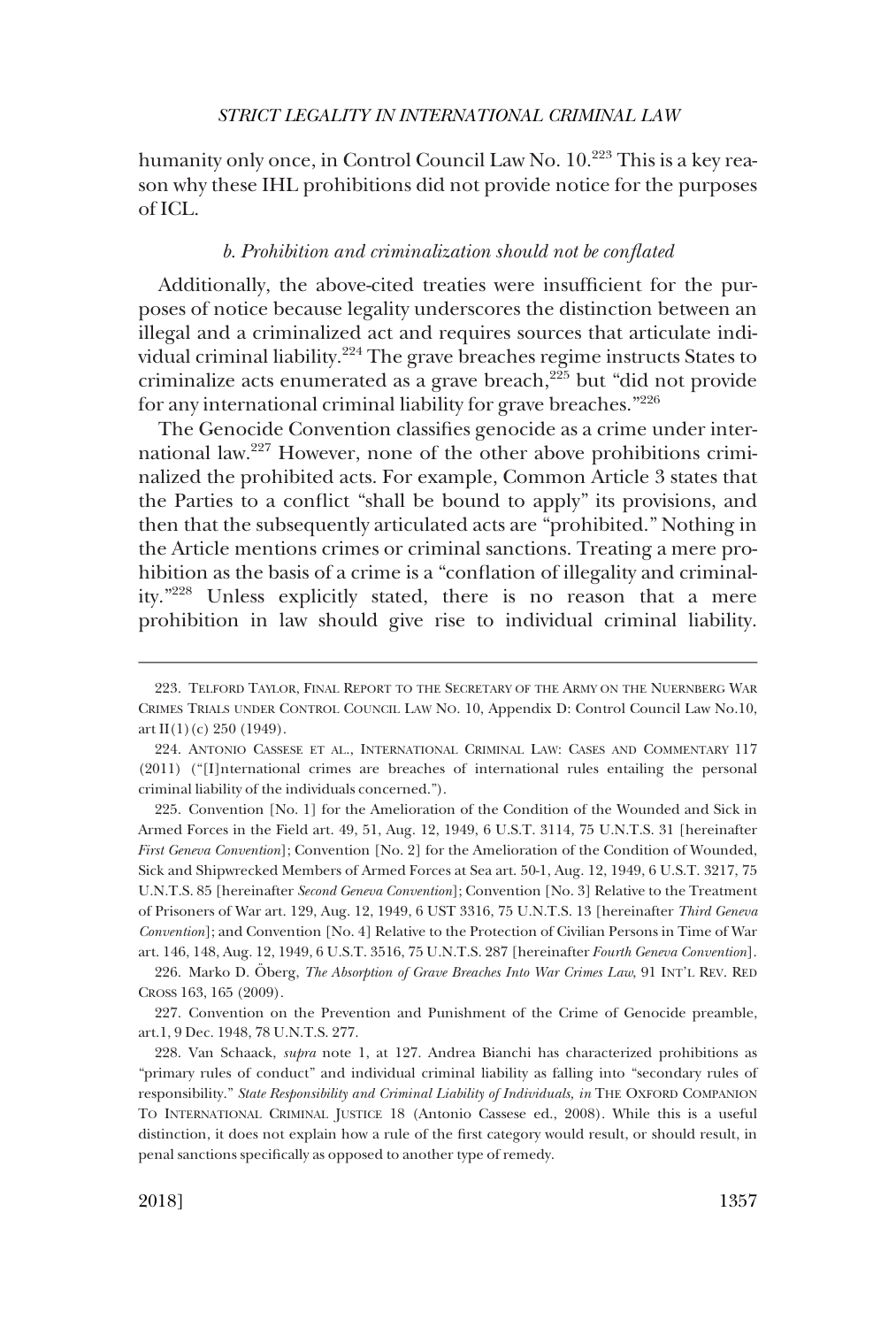humanity only once, in Control Council Law No. 10.[223] This is a key reason why these IHL prohibitions did not provide notice for the purposes of ICL.

#### *b. Prohibition and criminalization should not be conflated*

Additionally, the above-cited treaties were insufficient for the purposes of notice because legality underscores the distinction between an illegal and a criminalized act and requires sources that articulate individual criminal liability.[224] The grave breaches regime instructs States to criminalize acts enumerated as a grave breach,[225] but "did not provide for any international criminal liability for grave breaches."[226]

The Genocide Convention classifies genocide as a crime under international law.[227] However, none of the other above prohibitions criminalized the prohibited acts. For example, Common Article 3 states that the Parties to a conflict "shall be bound to apply" its provisions, and then that the subsequently articulated acts are "prohibited." Nothing in the Article mentions crimes or criminal sanctions. Treating a mere prohibition as the basis of a crime is a "conflation of illegality and criminality."[228] Unless explicitly stated, there is no reason that a mere prohibition in law should give rise to individual criminal liability.

---

223. TELFORD TAYLOR, FINAL REPORT TO THE SECRETARY OF THE ARMY ON THE NUERNBERG WAR CRIMES TRIALS UNDER CONTROL COUNCIL LAW NO. 10, Appendix D: Control Council Law No.10, art II(1)(c) 250 (1949).

224. ANTONIO CASSESE ET AL., INTERNATIONAL CRIMINAL LAW: CASES AND COMMENTARY 117 (2011) ("[I]nternational crimes are breaches of international rules entailing the personal criminal liability of the individuals concerned.").

225. Convention [No. 1] for the Amelioration of the Condition of the Wounded and Sick in Armed Forces in the Field art. 49, 51, Aug. 12, 1949, 6 U.S.T. 3114, 75 U.N.T.S. 31 [hereinafter *First Geneva Convention*]; Convention [No. 2] for the Amelioration of the Condition of Wounded, Sick and Shipwrecked Members of Armed Forces at Sea art. 50-1, Aug. 12, 1949, 6 U.S.T. 3217, 75 U.N.T.S. 85 [hereinafter *Second Geneva Convention*]; Convention [No. 3] Relative to the Treatment of Prisoners of War art. 129, Aug. 12, 1949, 6 UST 3316, 75 U.N.T.S. 13 [hereinafter *Third Geneva Convention*]; and Convention [No. 4] Relative to the Protection of Civilian Persons in Time of War art. 146, 148, Aug. 12, 1949, 6 U.S.T. 3516, 75 U.N.T.S. 287 [hereinafter *Fourth Geneva Convention*].

226. Marko D. Öberg, *The Absorption of Grave Breaches Into War Crimes Law*, 91 INT'L REV. RED CROSS 163, 165 (2009).

227. Convention on the Prevention and Punishment of the Crime of Genocide preamble, art.1, 9 Dec. 1948, 78 U.N.T.S. 277.

228. Van Schaack, *supra* note 1, at 127. Andrea Bianchi has characterized prohibitions as "primary rules of conduct" and individual criminal liability as falling into "secondary rules of responsibility." *State Responsibility and Criminal Liability of Individuals, in* THE OXFORD COMPANION TO INTERNATIONAL CRIMINAL JUSTICE 18 (Antonio Cassese ed., 2008). While this is a useful distinction, it does not explain how a rule of the first category would result, or should result, in penal sanctions specifically as opposed to another type of remedy.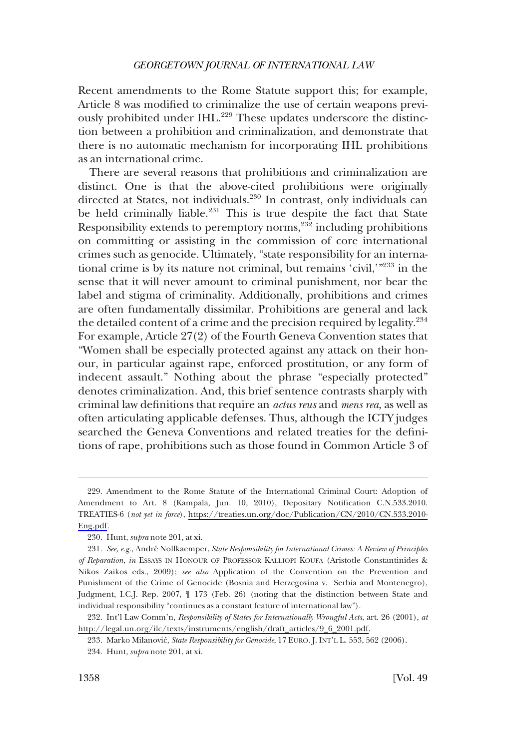Recent amendments to the Rome Statute support this; for example, Article 8 was modified to criminalize the use of certain weapons previously prohibited under IHL.[229] These updates underscore the distinction between a prohibition and criminalization, and demonstrate that there is no automatic mechanism for incorporating IHL prohibitions as an international crime.

There are several reasons that prohibitions and criminalization are distinct. One is that the above-cited prohibitions were originally directed at States, not individuals.[230] In contrast, only individuals can be held criminally liable.[231] This is true despite the fact that State Responsibility extends to peremptory norms,[232] including prohibitions on committing or assisting in the commission of core international crimes such as genocide. Ultimately, "state responsibility for an international crime is by its nature not criminal, but remains 'civil,'"[233] in the sense that it will never amount to criminal punishment, nor bear the label and stigma of criminality. Additionally, prohibitions and crimes are often fundamentally dissimilar. Prohibitions are general and lack the detailed content of a crime and the precision required by legality.[234] For example, Article 27(2) of the Fourth Geneva Convention states that "Women shall be especially protected against any attack on their honour, in particular against rape, enforced prostitution, or any form of indecent assault." Nothing about the phrase "especially protected" denotes criminalization. And, this brief sentence contrasts sharply with criminal law definitions that require an *actus reus* and *mens rea*, as well as often articulating applicable defenses. Thus, although the ICTY judges searched the Geneva Conventions and related treaties for the definitions of rape, prohibitions such as those found in Common Article 3 of

---

229. Amendment to the Rome Statute of the International Criminal Court: Adoption of Amendment to Art. 8 (Kampala, Jun. 10, 2010), Depositary Notification C.N.533.2010. TREATIES-6 (*not yet in force*), https://treaties.un.org/doc/Publication/CN/2010/CN.533.2010-Eng.pdf.

230. Hunt, *supra* note 201, at xi.

231. *See, e.g.*, André Nollkaemper, *State Responsibility for International Crimes: A Review of Principles of Reparation*, *in* ESSAYS IN HONOUR OF PROFESSOR KALLIOPI KOUFA (Aristotle Constantinides & Nikos Zaikos eds., 2009); *see also* Application of the Convention on the Prevention and Punishment of the Crime of Genocide (Bosnia and Herzegovina v. Serbia and Montenegro), Judgment, I.C.J. Rep. 2007, ¶ 173 (Feb. 26) (noting that the distinction between State and individual responsibility "continues as a constant feature of international law").

232. Int'l Law Comm'n, *Responsibility of States for Internationally Wrongful Acts*, art. 26 (2001), *at* http://legal.un.org/ilc/texts/instruments/english/draft_articles/9_6_2001.pdf.

233. Marko Milanović, *State Responsibility for Genocide*, 17 EURO. J. INT'L L. 553, 562 (2006).

234. Hunt, *supra* note 201, at xi.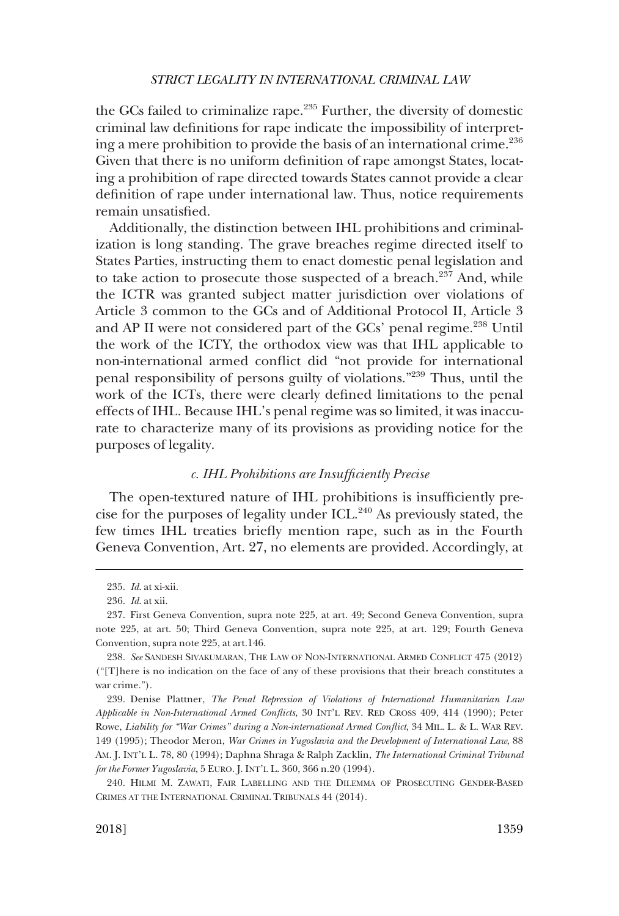the GCs failed to criminalize rape.[235] Further, the diversity of domestic criminal law definitions for rape indicate the impossibility of interpreting a mere prohibition to provide the basis of an international crime.[236] Given that there is no uniform definition of rape amongst States, locating a prohibition of rape directed towards States cannot provide a clear definition of rape under international law. Thus, notice requirements remain unsatisfied.

Additionally, the distinction between IHL prohibitions and criminalization is long standing. The grave breaches regime directed itself to States Parties, instructing them to enact domestic penal legislation and to take action to prosecute those suspected of a breach.[237] And, while the ICTR was granted subject matter jurisdiction over violations of Article 3 common to the GCs and of Additional Protocol II, Article 3 and AP II were not considered part of the GCs' penal regime.[238] Until the work of the ICTY, the orthodox view was that IHL applicable to non-international armed conflict did "not provide for international penal responsibility of persons guilty of violations."[239] Thus, until the work of the ICTs, there were clearly defined limitations to the penal effects of IHL. Because IHL's penal regime was so limited, it was inaccurate to characterize many of its provisions as providing notice for the purposes of legality.

#### *c. IHL Prohibitions are Insufficiently Precise*

The open-textured nature of IHL prohibitions is insufficiently precise for the purposes of legality under ICL.[240] As previously stated, the few times IHL treaties briefly mention rape, such as in the Fourth Geneva Convention, Art. 27, no elements are provided. Accordingly, at

---

235. *Id.* at xi-xii.

236. *Id.* at xii.

237. First Geneva Convention, supra note 225, at art. 49; Second Geneva Convention, supra note 225, at art. 50; Third Geneva Convention, supra note 225, at art. 129; Fourth Geneva Convention, supra note 225, at art.146.

238. *See* SANDESH SIVAKUMARAN, THE LAW OF NON-INTERNATIONAL ARMED CONFLICT 475 (2012) ("[T]here is no indication on the face of any of these provisions that their breach constitutes a war crime.").

239. Denise Plattner, *The Penal Repression of Violations of International Humanitarian Law Applicable in Non-International Armed Conflicts*, 30 INT'L REV. RED CROSS 409, 414 (1990); Peter Rowe, *Liability for "War Crimes" during a Non-international Armed Conflict*, 34 MIL. L. & L. WAR REV. 149 (1995); Theodor Meron, *War Crimes in Yugoslavia and the Development of International Law*, 88 AM. J. INT'L L. 78, 80 (1994); Daphna Shraga & Ralph Zacklin, *The International Criminal Tribunal for the Former Yugoslavia*, 5 EURO. J. INT'L L. 360, 366 n.20 (1994).

240. HILMI M. ZAWATI, FAIR LABELLING AND THE DILEMMA OF PROSECUTING GENDER-BASED CRIMES AT THE INTERNATIONAL CRIMINAL TRIBUNALS 44 (2014).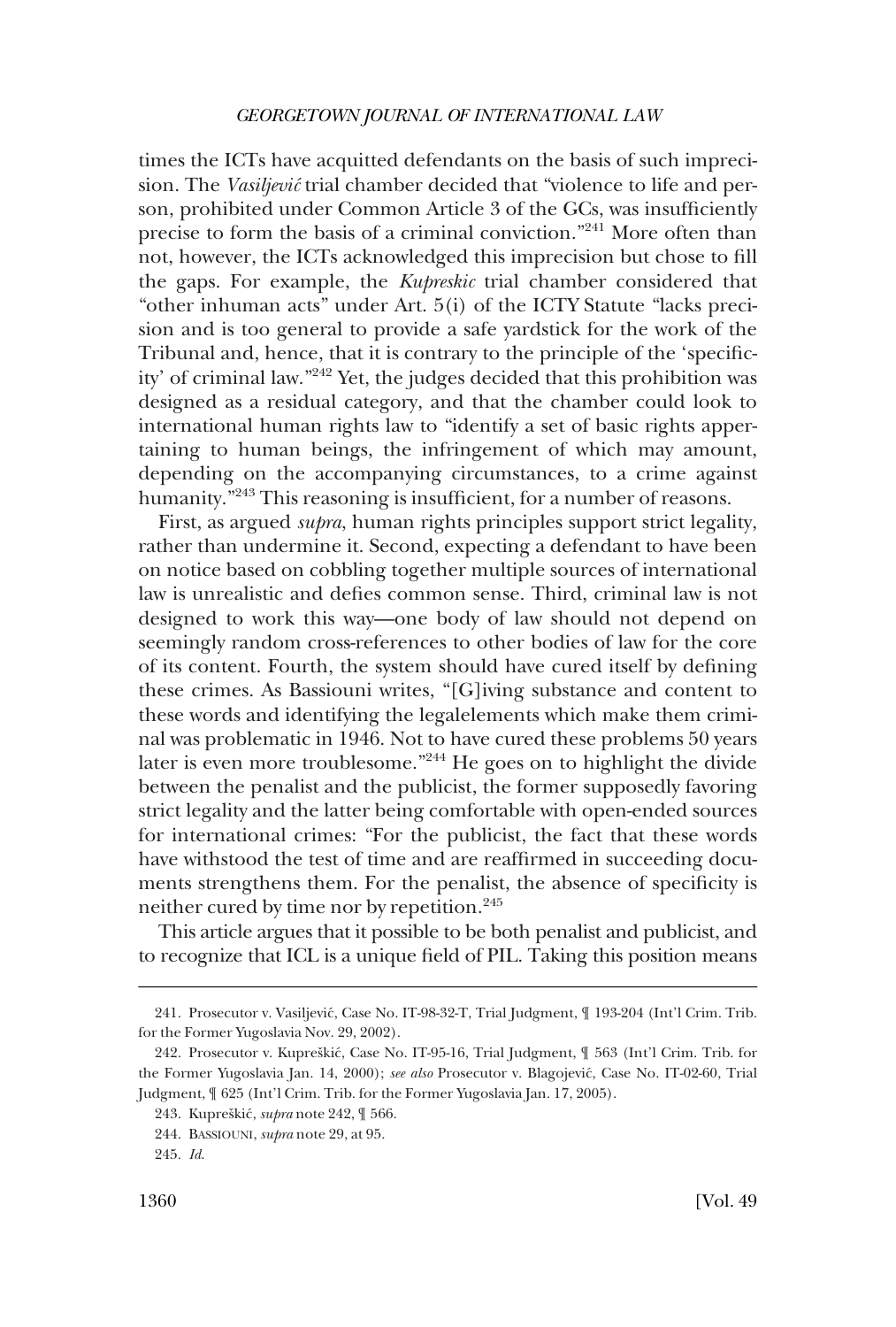times the ICTs have acquitted defendants on the basis of such imprecision. The *Vasiljević* trial chamber decided that "violence to life and person, prohibited under Common Article 3 of the GCs, was insufficiently precise to form the basis of a criminal conviction."[241] More often than not, however, the ICTs acknowledged this imprecision but chose to fill the gaps. For example, the *Kupreskic* trial chamber considered that "other inhuman acts" under Art. 5(i) of the ICTY Statute "lacks precision and is too general to provide a safe yardstick for the work of the Tribunal and, hence, that it is contrary to the principle of the 'specificity' of criminal law."[242] Yet, the judges decided that this prohibition was designed as a residual category, and that the chamber could look to international human rights law to "identify a set of basic rights appertaining to human beings, the infringement of which may amount, depending on the accompanying circumstances, to a crime against humanity."[243] This reasoning is insufficient, for a number of reasons.

First, as argued *supra*, human rights principles support strict legality, rather than undermine it. Second, expecting a defendant to have been on notice based on cobbling together multiple sources of international law is unrealistic and defies common sense. Third, criminal law is not designed to work this way—one body of law should not depend on seemingly random cross-references to other bodies of law for the core of its content. Fourth, the system should have cured itself by defining these crimes. As Bassiouni writes, "[G]iving substance and content to these words and identifying the legalelements which make them criminal was problematic in 1946. Not to have cured these problems 50 years later is even more troublesome."[244] He goes on to highlight the divide between the penalist and the publicist, the former supposedly favoring strict legality and the latter being comfortable with open-ended sources for international crimes: "For the publicist, the fact that these words have withstood the test of time and are reaffirmed in succeeding documents strengthens them. For the penalist, the absence of specificity is neither cured by time nor by repetition.[245]

This article argues that it possible to be both penalist and publicist, and to recognize that ICL is a unique field of PIL. Taking this position means

---

241. Prosecutor v. Vasiljević, Case No. IT-98-32-T, Trial Judgment, ¶ 193-204 (Int'l Crim. Trib. for the Former Yugoslavia Nov. 29, 2002).

242. Prosecutor v. Kupreškić, Case No. IT-95-16, Trial Judgment, ¶ 563 (Int'l Crim. Trib. for the Former Yugoslavia Jan. 14, 2000); *see also* Prosecutor v. Blagojević, Case No. IT-02-60, Trial Judgment, ¶ 625 (Int'l Crim. Trib. for the Former Yugoslavia Jan. 17, 2005).

243. Kupreškić, *supra* note 242, ¶ 566.

244. BASSIOUNI, *supra* note 29, at 95.

245. *Id.*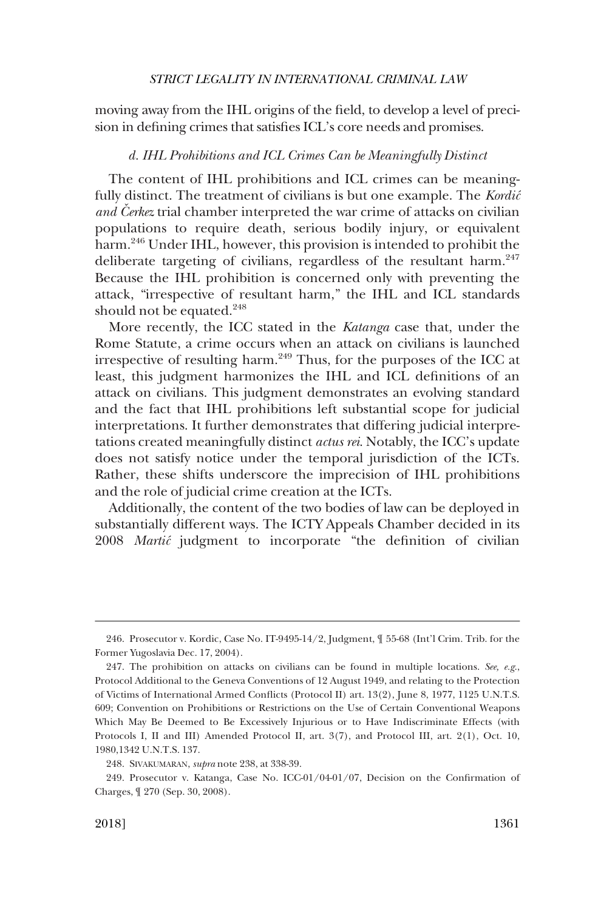moving away from the IHL origins of the field, to develop a level of precision in defining crimes that satisfies ICL's core needs and promises.

### *d. IHL Prohibitions and ICL Crimes Can be Meaningfully Distinct*

The content of IHL prohibitions and ICL crimes can be meaningfully distinct. The treatment of civilians is but one example. The *Kordić and Čerkez* trial chamber interpreted the war crime of attacks on civilian populations to require death, serious bodily injury, or equivalent harm.[246] Under IHL, however, this provision is intended to prohibit the deliberate targeting of civilians, regardless of the resultant harm.[247] Because the IHL prohibition is concerned only with preventing the attack, "irrespective of resultant harm," the IHL and ICL standards should not be equated.[248]

More recently, the ICC stated in the *Katanga* case that, under the Rome Statute, a crime occurs when an attack on civilians is launched irrespective of resulting harm.[249] Thus, for the purposes of the ICC at least, this judgment harmonizes the IHL and ICL definitions of an attack on civilians. This judgment demonstrates an evolving standard and the fact that IHL prohibitions left substantial scope for judicial interpretations. It further demonstrates that differing judicial interpretations created meaningfully distinct *actus rei*. Notably, the ICC's update does not satisfy notice under the temporal jurisdiction of the ICTs. Rather, these shifts underscore the imprecision of IHL prohibitions and the role of judicial crime creation at the ICTs.

Additionally, the content of the two bodies of law can be deployed in substantially different ways. The ICTY Appeals Chamber decided in its 2008 *Martić* judgment to incorporate "the definition of civilian

---

246. Prosecutor v. Kordic, Case No. IT-9495-14/2, Judgment, ¶ 55-68 (Int'l Crim. Trib. for the Former Yugoslavia Dec. 17, 2004).

247. The prohibition on attacks on civilians can be found in multiple locations. *See, e.g.*, Protocol Additional to the Geneva Conventions of 12 August 1949, and relating to the Protection of Victims of International Armed Conflicts (Protocol II) art. 13(2), June 8, 1977, 1125 U.N.T.S. 609; Convention on Prohibitions or Restrictions on the Use of Certain Conventional Weapons Which May Be Deemed to Be Excessively Injurious or to Have Indiscriminate Effects (with Protocols I, II and III) Amended Protocol II, art. 3(7), and Protocol III, art. 2(1), Oct. 10, 1980,1342 U.N.T.S. 137.

248. SIVAKUMARAN, *supra* note 238, at 338-39.

249. Prosecutor v. Katanga, Case No. ICC-01/04-01/07, Decision on the Confirmation of Charges, ¶ 270 (Sep. 30, 2008).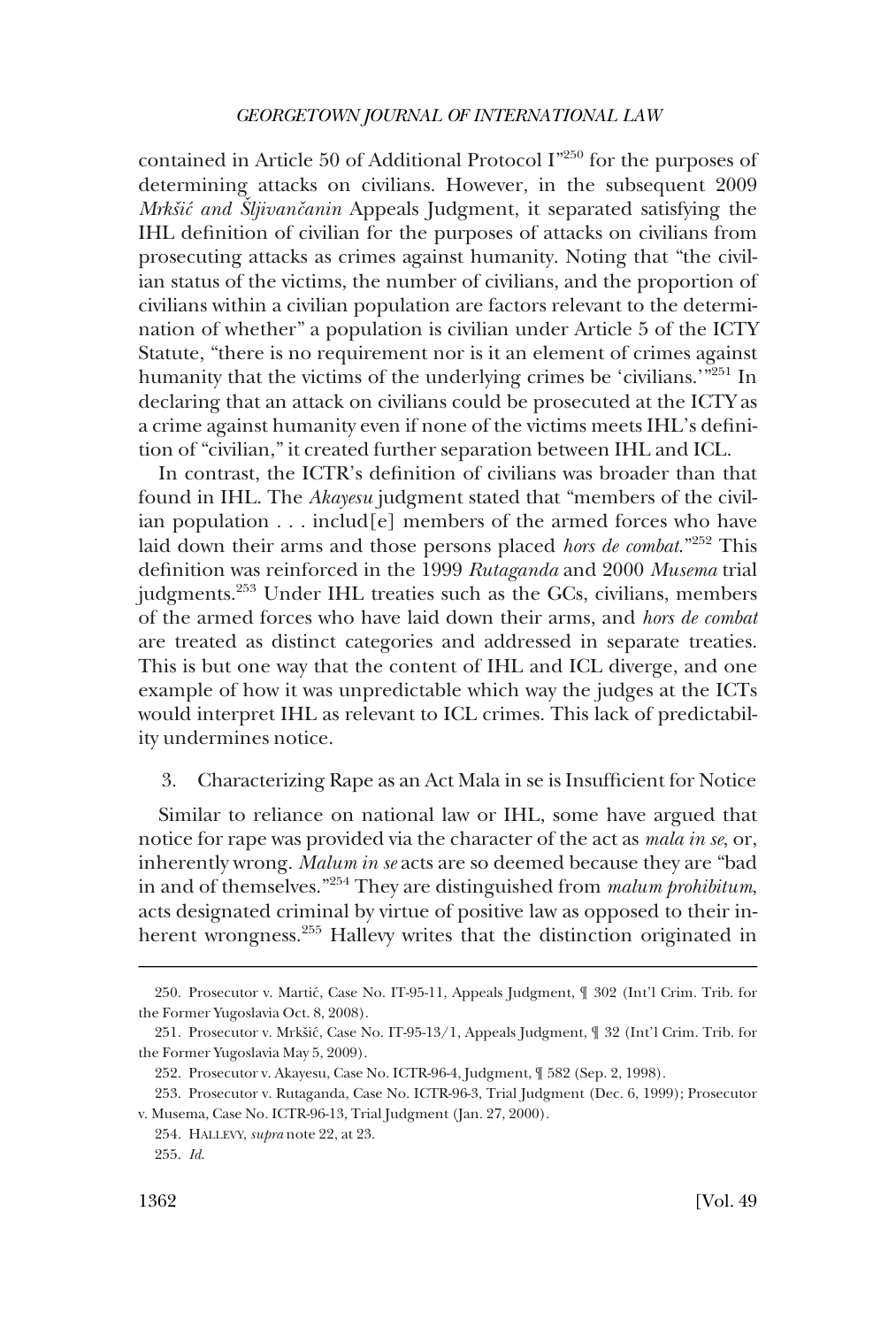contained in Article 50 of Additional Protocol I"[250] for the purposes of determining attacks on civilians. However, in the subsequent 2009 *Mrkšić and Šljivančanin* Appeals Judgment, it separated satisfying the IHL definition of civilian for the purposes of attacks on civilians from prosecuting attacks as crimes against humanity. Noting that "the civilian status of the victims, the number of civilians, and the proportion of civilians within a civilian population are factors relevant to the determination of whether" a population is civilian under Article 5 of the ICTY Statute, "there is no requirement nor is it an element of crimes against humanity that the victims of the underlying crimes be 'civilians.'"[251] In declaring that an attack on civilians could be prosecuted at the ICTY as a crime against humanity even if none of the victims meets IHL's definition of "civilian," it created further separation between IHL and ICL.

In contrast, the ICTR's definition of civilians was broader than that found in IHL. The *Akayesu* judgment stated that "members of the civilian population . . . includ[e] members of the armed forces who have laid down their arms and those persons placed *hors de combat*."[252] This definition was reinforced in the 1999 *Rutaganda* and 2000 *Musema* trial judgments.[253] Under IHL treaties such as the GCs, civilians, members of the armed forces who have laid down their arms, and *hors de combat* are treated as distinct categories and addressed in separate treaties. This is but one way that the content of IHL and ICL diverge, and one example of how it was unpredictable which way the judges at the ICTs would interpret IHL as relevant to ICL crimes. This lack of predictability undermines notice.

3. Characterizing Rape as an Act Mala in se is Insufficient for Notice

Similar to reliance on national law or IHL, some have argued that notice for rape was provided via the character of the act as *mala in se*, or, inherently wrong. *Malum in se* acts are so deemed because they are "bad in and of themselves."[254] They are distinguished from *malum prohibitum*, acts designated criminal by virtue of positive law as opposed to their inherent wrongness.[255] Hallevy writes that the distinction originated in

---

250. Prosecutor v. Martić, Case No. IT-95-11, Appeals Judgment, ¶ 302 (Int'l Crim. Trib. for the Former Yugoslavia Oct. 8, 2008).

251. Prosecutor v. Mrkšić, Case No. IT-95-13/1, Appeals Judgment, ¶ 32 (Int'l Crim. Trib. for the Former Yugoslavia May 5, 2009).

252. Prosecutor v. Akayesu, Case No. ICTR-96-4, Judgment, ¶ 582 (Sep. 2, 1998).

253. Prosecutor v. Rutaganda, Case No. ICTR-96-3, Trial Judgment (Dec. 6, 1999); Prosecutor v. Musema, Case No. ICTR-96-13, Trial Judgment (Jan. 27, 2000).

254. HALLEVY, *supra* note 22, at 23.

255. *Id.*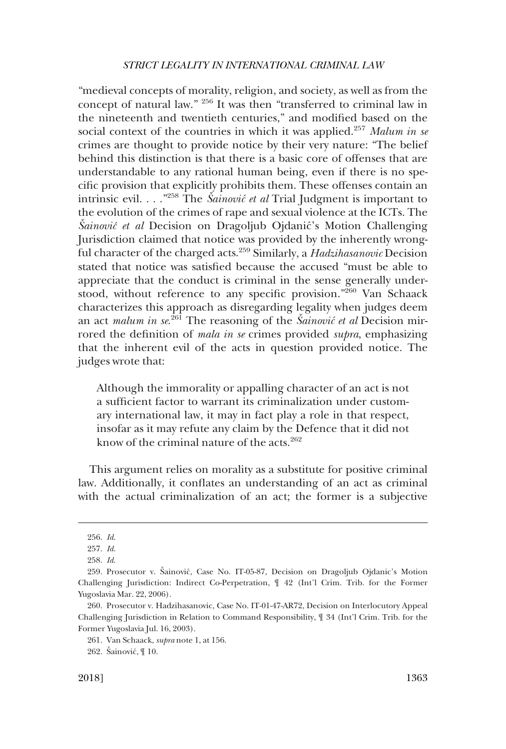"medieval concepts of morality, religion, and society, as well as from the concept of natural law." [256] It was then "transferred to criminal law in the nineteenth and twentieth centuries," and modified based on the social context of the countries in which it was applied.[257] *Malum in se* crimes are thought to provide notice by their very nature: "The belief behind this distinction is that there is a basic core of offenses that are understandable to any rational human being, even if there is no specific provision that explicitly prohibits them. These offenses contain an intrinsic evil. . . ."[258] The *Šainović et al* Trial Judgment is important to the evolution of the crimes of rape and sexual violence at the ICTs. The *Šainović et al* Decision on Dragoljub Ojdanić's Motion Challenging Jurisdiction claimed that notice was provided by the inherently wrongful character of the charged acts.[259] Similarly, a *Hadzihasanovic* Decision stated that notice was satisfied because the accused "must be able to appreciate that the conduct is criminal in the sense generally understood, without reference to any specific provision."[260] Van Schaack characterizes this approach as disregarding legality when judges deem an act *malum in se*.[261] The reasoning of the *Šainović et al* Decision mirrored the definition of *mala in se* crimes provided *supra*, emphasizing that the inherent evil of the acts in question provided notice. The judges wrote that:

> Although the immorality or appalling character of an act is not a sufficient factor to warrant its criminalization under customary international law, it may in fact play a role in that respect, insofar as it may refute any claim by the Defence that it did not know of the criminal nature of the acts.[262]

This argument relies on morality as a substitute for positive criminal law. Additionally, it conflates an understanding of an act as criminal with the actual criminalization of an act; the former is a subjective

---

256. *Id.*

257. *Id.*

258. *Id.*

259. Prosecutor v. Šainović, Case No. IT-05-87, Decision on Dragoljub Ojdanic's Motion Challenging Jurisdiction: Indirect Co-Perpetration, ¶ 42 (Int'l Crim. Trib. for the Former Yugoslavia Mar. 22, 2006).

260. Prosecutor v. Hadzihasanovic, Case No. IT-01-47-AR72, Decision on Interlocutory Appeal Challenging Jurisdiction in Relation to Command Responsibility, ¶ 34 (Int'l Crim. Trib. for the Former Yugoslavia Jul. 16, 2003).

261. Van Schaack, *supra* note 1, at 156.

262. Šainović, ¶ 10.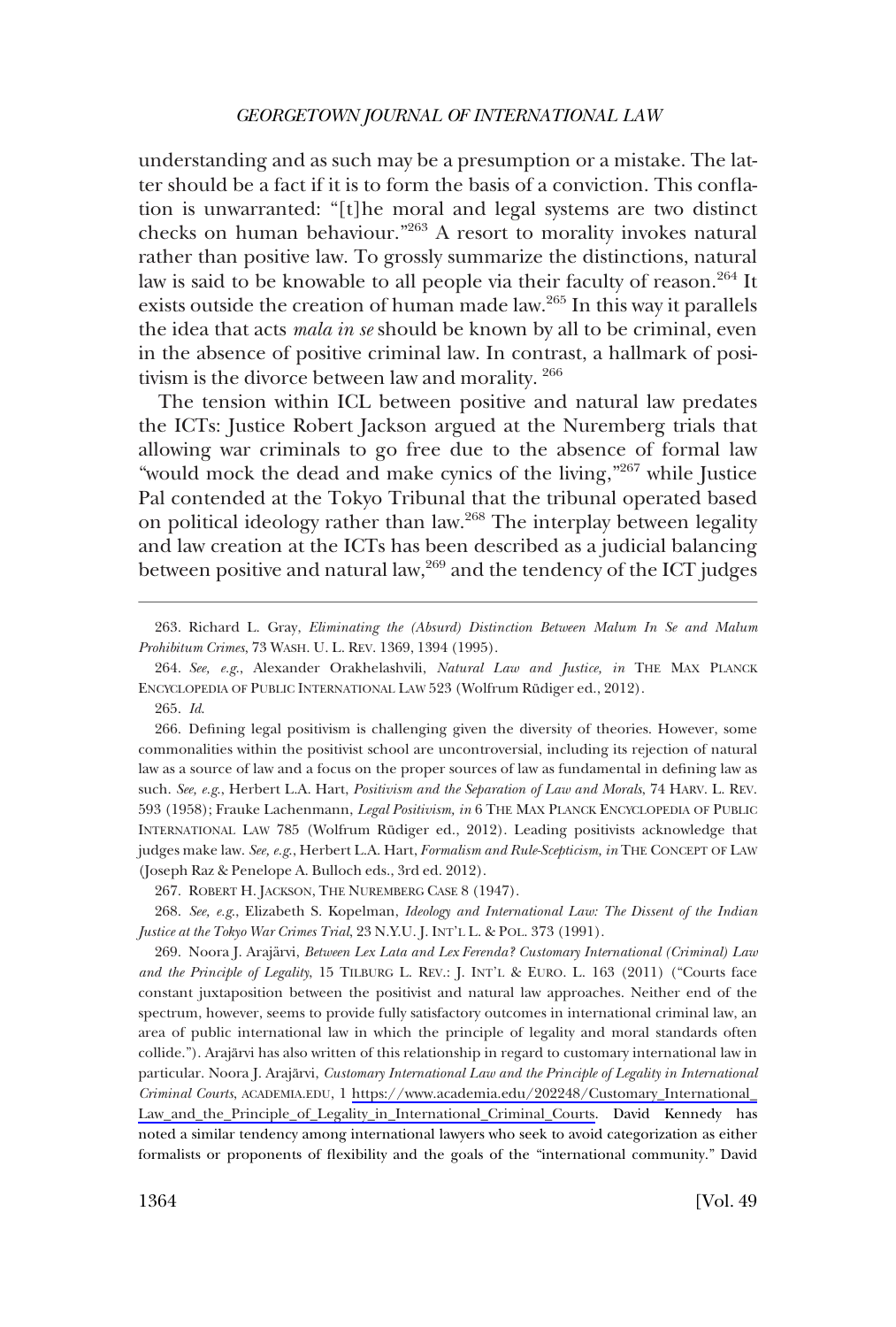understanding and as such may be a presumption or a mistake. The latter should be a fact if it is to form the basis of a conviction. This conflation is unwarranted: "[t]he moral and legal systems are two distinct checks on human behaviour."[263] A resort to morality invokes natural rather than positive law. To grossly summarize the distinctions, natural law is said to be knowable to all people via their faculty of reason.[264] It exists outside the creation of human made law.[265] In this way it parallels the idea that acts *mala in se* should be known by all to be criminal, even in the absence of positive criminal law. In contrast, a hallmark of positivism is the divorce between law and morality. [266]

The tension within ICL between positive and natural law predates the ICTs: Justice Robert Jackson argued at the Nuremberg trials that allowing war criminals to go free due to the absence of formal law "would mock the dead and make cynics of the living,"[267] while Justice Pal contended at the Tokyo Tribunal that the tribunal operated based on political ideology rather than law.[268] The interplay between legality and law creation at the ICTs has been described as a judicial balancing between positive and natural law,[269] and the tendency of the ICT judges

---

263. Richard L. Gray, *Eliminating the (Absurd) Distinction Between Malum In Se and Malum Prohibitum Crimes*, 73 WASH. U. L. REV. 1369, 1394 (1995).

264. *See, e.g.*, Alexander Orakhelashvili, *Natural Law and Justice, in* THE MAX PLANCK ENCYCLOPEDIA OF PUBLIC INTERNATIONAL LAW 523 (Wolfrum Rüdiger ed., 2012).

265. *Id.*

266. Defining legal positivism is challenging given the diversity of theories. However, some commonalities within the positivist school are uncontroversial, including its rejection of natural law as a source of law and a focus on the proper sources of law as fundamental in defining law as such. *See, e.g.*, Herbert L.A. Hart, *Positivism and the Separation of Law and Morals*, 74 HARV. L. REV. 593 (1958); Frauke Lachenmann, *Legal Positivism, in* 6 THE MAX PLANCK ENCYCLOPEDIA OF PUBLIC INTERNATIONAL LAW 785 (Wolfrum Rüdiger ed., 2012). Leading positivists acknowledge that judges make law. *See, e.g.*, Herbert L.A. Hart, *Formalism and Rule-Scepticism, in* THE CONCEPT OF LAW (Joseph Raz & Penelope A. Bulloch eds., 3rd ed. 2012).

267. ROBERT H. JACKSON, THE NUREMBERG CASE 8 (1947).

268. *See, e.g.*, Elizabeth S. Kopelman, *Ideology and International Law: The Dissent of the Indian Justice at the Tokyo War Crimes Trial*, 23 N.Y.U. J. INT'L L. & POL. 373 (1991).

269. Noora J. Arajärvi, *Between Lex Lata and Lex Ferenda? Customary International (Criminal) Law and the Principle of Legality,* 15 TILBURG L. REV.: J. INT'L & EURO. L. 163 (2011) ("Courts face constant juxtaposition between the positivist and natural law approaches. Neither end of the spectrum, however, seems to provide fully satisfactory outcomes in international criminal law, an area of public international law in which the principle of legality and moral standards often collide."). Arajärvi has also written of this relationship in regard to customary international law in particular. Noora J. Arajärvi, *Customary International Law and the Principle of Legality in International Criminal Courts*, ACADEMIA.EDU, 1 https://www.academia.edu/202248/Customary_International_Law_and_the_Principle_of_Legality_in_International_Criminal_Courts. David Kennedy has noted a similar tendency among international lawyers who seek to avoid categorization as either formalists or proponents of flexibility and the goals of the "international community." David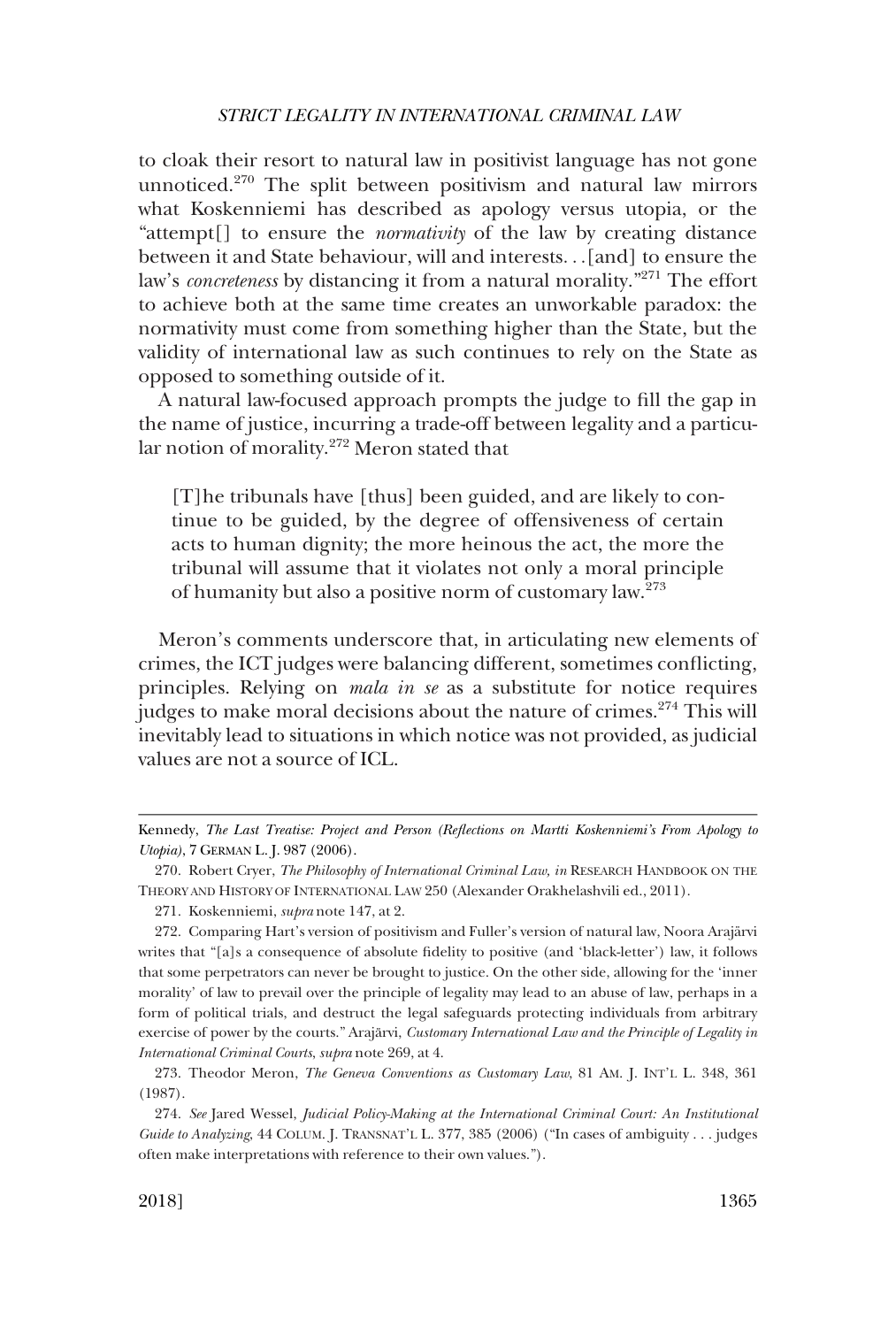to cloak their resort to natural law in positivist language has not gone unnoticed.[270] The split between positivism and natural law mirrors what Koskenniemi has described as apology versus utopia, or the "attempt[] to ensure the *normativity* of the law by creating distance between it and State behaviour, will and interests. . .[and] to ensure the law's *concreteness* by distancing it from a natural morality."[271] The effort to achieve both at the same time creates an unworkable paradox: the normativity must come from something higher than the State, but the validity of international law as such continues to rely on the State as opposed to something outside of it.

A natural law-focused approach prompts the judge to fill the gap in the name of justice, incurring a trade-off between legality and a particular notion of morality.[272] Meron stated that

> [T]he tribunals have [thus] been guided, and are likely to continue to be guided, by the degree of offensiveness of certain acts to human dignity; the more heinous the act, the more the tribunal will assume that it violates not only a moral principle of humanity but also a positive norm of customary law.[273]

Meron's comments underscore that, in articulating new elements of crimes, the ICT judges were balancing different, sometimes conflicting, principles. Relying on *mala in se* as a substitute for notice requires judges to make moral decisions about the nature of crimes.[274] This will inevitably lead to situations in which notice was not provided, as judicial values are not a source of ICL.

---

Kennedy, *The Last Treatise: Project and Person (Reflections on Martti Koskenniemi's From Apology to Utopia)*, 7 GERMAN L. J. 987 (2006).

270. Robert Cryer, *The Philosophy of International Criminal Law, in* RESEARCH HANDBOOK ON THE THEORY AND HISTORY OF INTERNATIONAL LAW 250 (Alexander Orakhelashvili ed., 2011).

271. Koskenniemi, *supra* note 147, at 2.

272. Comparing Hart's version of positivism and Fuller's version of natural law, Noora Arajärvi writes that "[a]s a consequence of absolute fidelity to positive (and 'black-letter') law, it follows that some perpetrators can never be brought to justice. On the other side, allowing for the 'inner morality' of law to prevail over the principle of legality may lead to an abuse of law, perhaps in a form of political trials, and destruct the legal safeguards protecting individuals from arbitrary exercise of power by the courts." Arajärvi, *Customary International Law and the Principle of Legality in International Criminal Courts*, *supra* note 269, at 4.

273. Theodor Meron, *The Geneva Conventions as Customary Law*, 81 AM. J. INT'L L. 348, 361 (1987).

274. *See* Jared Wessel, *Judicial Policy-Making at the International Criminal Court: An Institutional Guide to Analyzing*, 44 COLUM. J. TRANSNAT'L L. 377, 385 (2006) ("In cases of ambiguity . . . judges often make interpretations with reference to their own values.").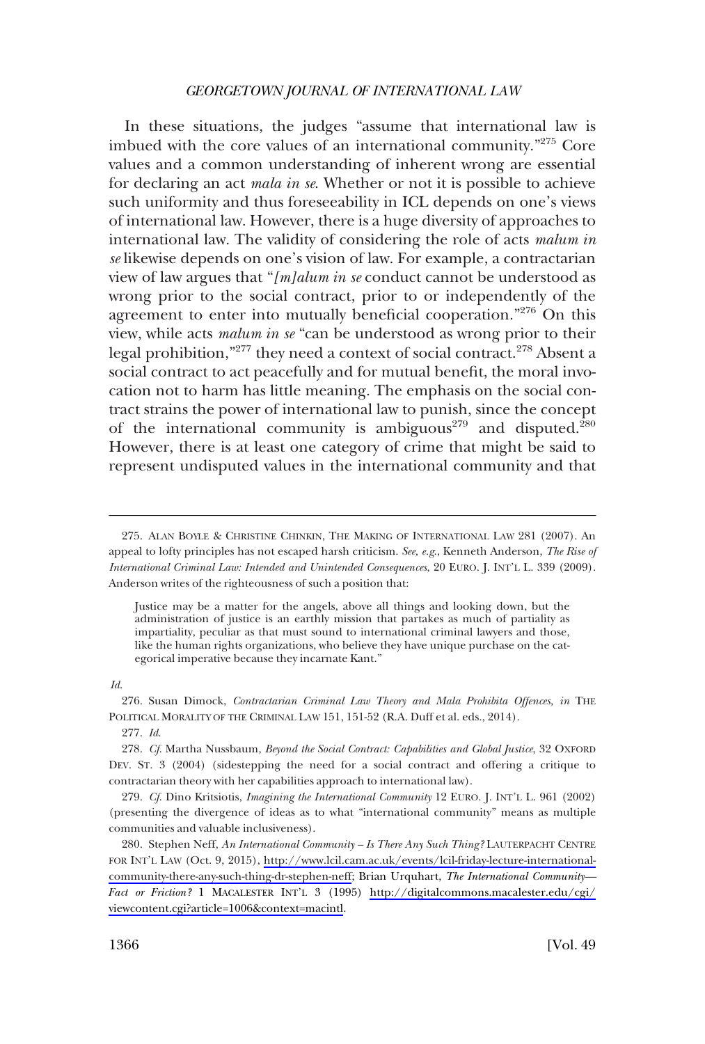In these situations, the judges "assume that international law is imbued with the core values of an international community."[275] Core values and a common understanding of inherent wrong are essential for declaring an act *mala in se*. Whether or not it is possible to achieve such uniformity and thus foreseeability in ICL depends on one's views of international law. However, there is a huge diversity of approaches to international law. The validity of considering the role of acts *malum in se* likewise depends on one's vision of law. For example, a contractarian view of law argues that "*[m]alum in se* conduct cannot be understood as wrong prior to the social contract, prior to or independently of the agreement to enter into mutually beneficial cooperation."[276] On this view, while acts *malum in se* "can be understood as wrong prior to their legal prohibition,"[277] they need a context of social contract.[278] Absent a social contract to act peacefully and for mutual benefit, the moral invocation not to harm has little meaning. The emphasis on the social contract strains the power of international law to punish, since the concept of the international community is ambiguous[279] and disputed.[280] However, there is at least one category of crime that might be said to represent undisputed values in the international community and that

---

275. ALAN BOYLE & CHRISTINE CHINKIN, THE MAKING OF INTERNATIONAL LAW 281 (2007). An appeal to lofty principles has not escaped harsh criticism. *See, e.g.*, Kenneth Anderson, *The Rise of International Criminal Law: Intended and Unintended Consequences*, 20 EURO. J. INT'L L. 339 (2009). Anderson writes of the righteousness of such a position that:

> Justice may be a matter for the angels, above all things and looking down, but the administration of justice is an earthly mission that partakes as much of partiality as impartiality, peculiar as that must sound to international criminal lawyers and those, like the human rights organizations, who believe they have unique purchase on the categorical imperative because they incarnate Kant."

*Id.*

276. Susan Dimock, *Contractarian Criminal Law Theory and Mala Prohibita Offences, in* THE POLITICAL MORALITY OF THE CRIMINAL LAW 151, 151-52 (R.A. Duff et al. eds., 2014).

277. *Id.*

278. *Cf.* Martha Nussbaum, *Beyond the Social Contract: Capabilities and Global Justice*, 32 OXFORD DEV. ST. 3 (2004) (sidestepping the need for a social contract and offering a critique to contractarian theory with her capabilities approach to international law).

279. *Cf.* Dino Kritsiotis, *Imagining the International Community* 12 EURO. J. INT'L L. 961 (2002) (presenting the divergence of ideas as to what "international community" means as multiple communities and valuable inclusiveness).

280. Stephen Neff, *An International Community – Is There Any Such Thing?* LAUTERPACHT CENTRE FOR INT'L LAW (Oct. 9, 2015), http://www.lcil.cam.ac.uk/events/lcil-friday-lecture-international-community-there-any-such-thing-dr-stephen-neff; Brian Urquhart, *The International Community—Fact or Friction?* 1 MACALESTER INT'L 3 (1995) http://digitalcommons.macalester.edu/cgi/viewcontent.cgi?article=1006&context=macintl.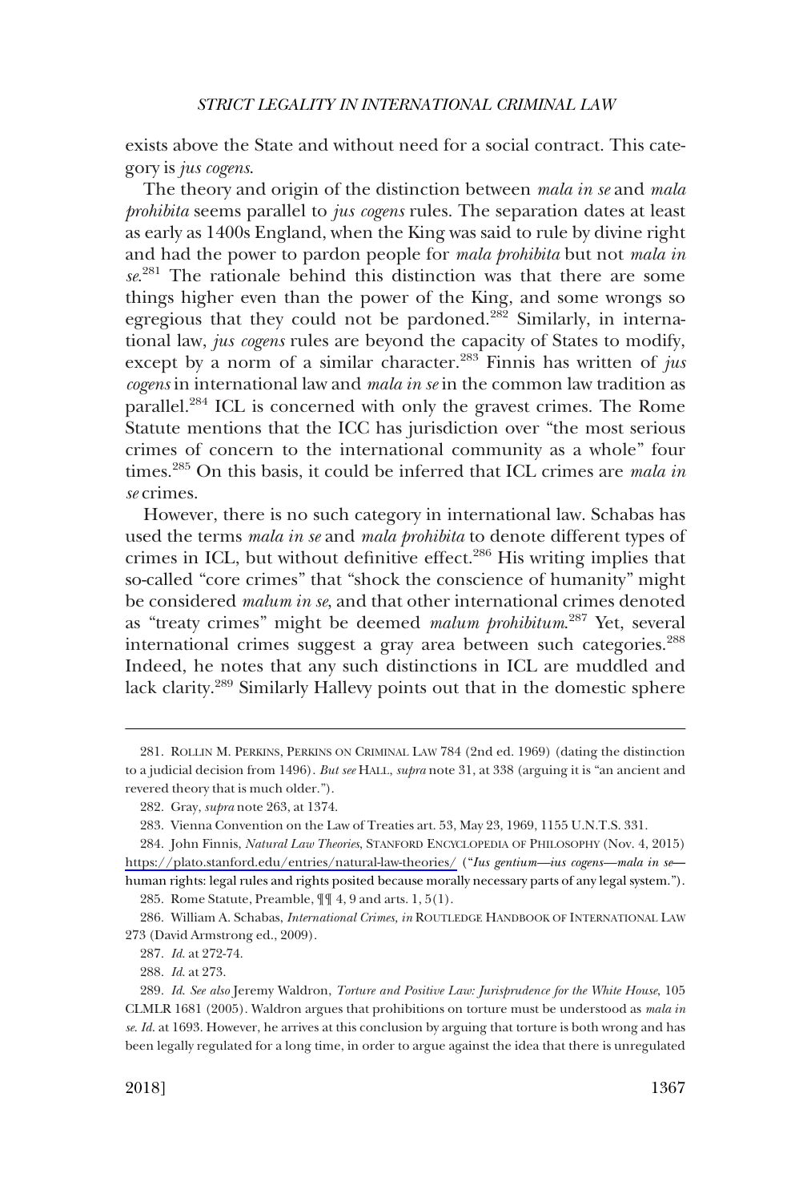exists above the State and without need for a social contract. This category is *jus cogens*.

The theory and origin of the distinction between *mala in se* and *mala prohibita* seems parallel to *jus cogens* rules. The separation dates at least as early as 1400s England, when the King was said to rule by divine right and had the power to pardon people for *mala prohibita* but not *mala in se*.[281] The rationale behind this distinction was that there are some things higher even than the power of the King, and some wrongs so egregious that they could not be pardoned.[282] Similarly, in international law, *jus cogens* rules are beyond the capacity of States to modify, except by a norm of a similar character.[283] Finnis has written of *jus cogens* in international law and *mala in se* in the common law tradition as parallel.[284] ICL is concerned with only the gravest crimes. The Rome Statute mentions that the ICC has jurisdiction over "the most serious crimes of concern to the international community as a whole" four times.[285] On this basis, it could be inferred that ICL crimes are *mala in se* crimes.

However, there is no such category in international law. Schabas has used the terms *mala in se* and *mala prohibita* to denote different types of crimes in ICL, but without definitive effect.[286] His writing implies that so-called "core crimes" that "shock the conscience of humanity" might be considered *malum in se*, and that other international crimes denoted as "treaty crimes" might be deemed *malum prohibitum*.[287] Yet, several international crimes suggest a gray area between such categories.[288] Indeed, he notes that any such distinctions in ICL are muddled and lack clarity.[289] Similarly Hallevy points out that in the domestic sphere

---

281. ROLLIN M. PERKINS, PERKINS ON CRIMINAL LAW 784 (2nd ed. 1969) (dating the distinction to a judicial decision from 1496). *But see* HALL, *supra* note 31, at 338 (arguing it is "an ancient and revered theory that is much older.").

282. Gray, *supra* note 263, at 1374.

283. Vienna Convention on the Law of Treaties art. 53, May 23, 1969, 1155 U.N.T.S. 331.

284. John Finnis, *Natural Law Theories*, STANFORD ENCYCLOPEDIA OF PHILOSOPHY (Nov. 4, 2015) https://plato.stanford.edu/entries/natural-law-theories/ ("*Ius gentium—ius cogens—mala in se*—human rights: legal rules and rights posited because morally necessary parts of any legal system.").

285. Rome Statute, Preamble, ¶¶ 4, 9 and arts. 1, 5(1).

286. William A. Schabas, *International Crimes, in* ROUTLEDGE HANDBOOK OF INTERNATIONAL LAW 273 (David Armstrong ed., 2009).

287. *Id.* at 272-74.

288. *Id.* at 273.

289. *Id. See also* Jeremy Waldron, *Torture and Positive Law: Jurisprudence for the White House*, 105 CLMLR 1681 (2005). Waldron argues that prohibitions on torture must be understood as *mala in se*. *Id.* at 1693. However, he arrives at this conclusion by arguing that torture is both wrong and has been legally regulated for a long time, in order to argue against the idea that there is unregulated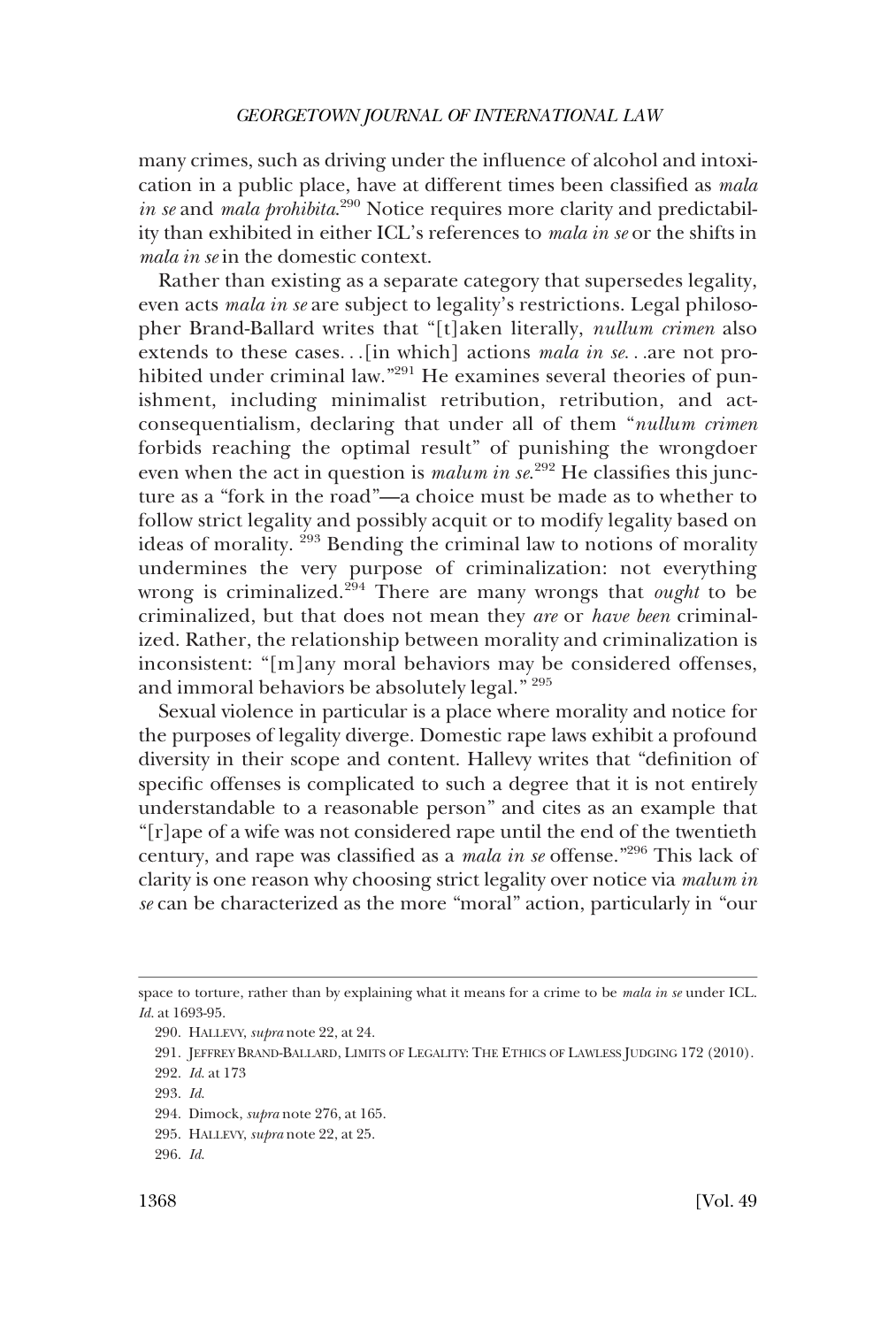many crimes, such as driving under the influence of alcohol and intoxication in a public place, have at different times been classified as *mala in se* and *mala prohibita*.[290] Notice requires more clarity and predictability than exhibited in either ICL's references to *mala in se* or the shifts in *mala in se* in the domestic context.

Rather than existing as a separate category that supersedes legality, even acts *mala in se* are subject to legality's restrictions. Legal philosopher Brand-Ballard writes that "[t]aken literally, *nullum crimen* also extends to these cases. . .[in which] actions *mala in se*. . .are not prohibited under criminal law."[291] He examines several theories of punishment, including minimalist retribution, retribution, and act-consequentialism, declaring that under all of them "*nullum crimen* forbids reaching the optimal result" of punishing the wrongdoer even when the act in question is *malum in se*.[292] He classifies this juncture as a "fork in the road"—a choice must be made as to whether to follow strict legality and possibly acquit or to modify legality based on ideas of morality. [293] Bending the criminal law to notions of morality undermines the very purpose of criminalization: not everything wrong is criminalized.[294] There are many wrongs that *ought* to be criminalized, but that does not mean they *are* or *have been* criminalized. Rather, the relationship between morality and criminalization is inconsistent: "[m]any moral behaviors may be considered offenses, and immoral behaviors be absolutely legal." [295]

Sexual violence in particular is a place where morality and notice for the purposes of legality diverge. Domestic rape laws exhibit a profound diversity in their scope and content. Hallevy writes that "definition of specific offenses is complicated to such a degree that it is not entirely understandable to a reasonable person" and cites as an example that "[r]ape of a wife was not considered rape until the end of the twentieth century, and rape was classified as a *mala in se* offense."[296] This lack of clarity is one reason why choosing strict legality over notice via *malum in se* can be characterized as the more "moral" action, particularly in "our

---

space to torture, rather than by explaining what it means for a crime to be *mala in se* under ICL. *Id.* at 1693-95.

290. HALLEVY, *supra* note 22, at 24.

291. JEFFREY BRAND-BALLARD, LIMITS OF LEGALITY: THE ETHICS OF LAWLESS JUDGING 172 (2010).

292. *Id.* at 173

293. *Id.*

294. Dimock, *supra* note 276, at 165.

295. HALLEVY, *supra* note 22, at 25.

296. *Id.*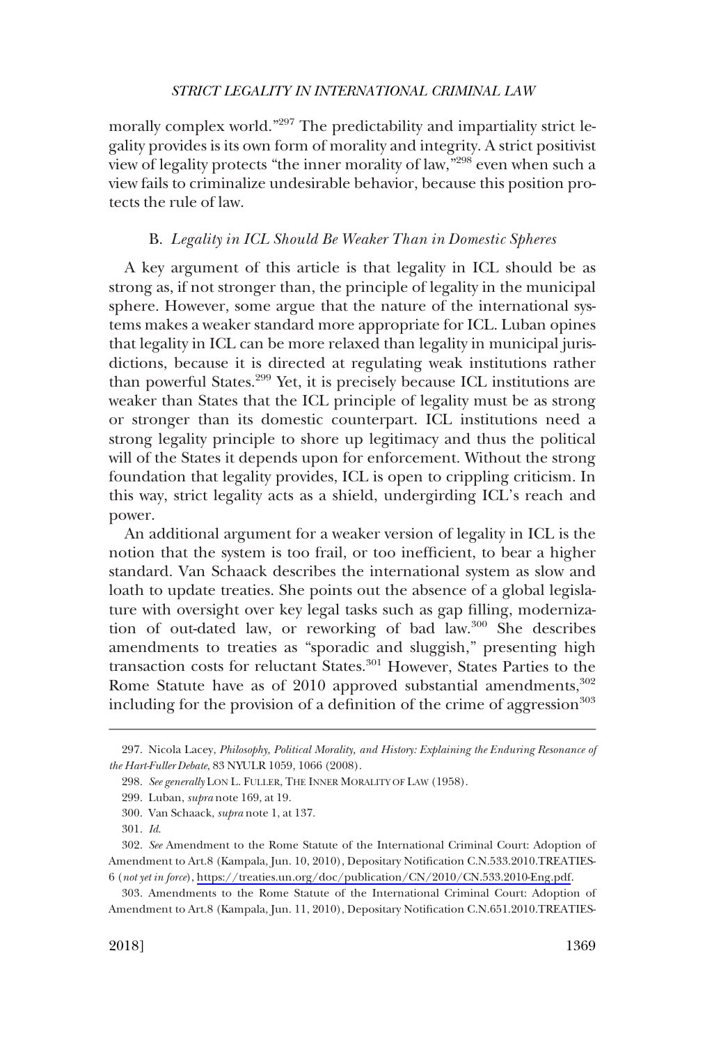morally complex world."[297] The predictability and impartiality strict legality provides is its own form of morality and integrity. A strict positivist view of legality protects "the inner morality of law,"[298] even when such a view fails to criminalize undesirable behavior, because this position protects the rule of law.

### B. *Legality in ICL Should Be Weaker Than in Domestic Spheres*

A key argument of this article is that legality in ICL should be as strong as, if not stronger than, the principle of legality in the municipal sphere. However, some argue that the nature of the international systems makes a weaker standard more appropriate for ICL. Luban opines that legality in ICL can be more relaxed than legality in municipal jurisdictions, because it is directed at regulating weak institutions rather than powerful States.[299] Yet, it is precisely because ICL institutions are weaker than States that the ICL principle of legality must be as strong or stronger than its domestic counterpart. ICL institutions need a strong legality principle to shore up legitimacy and thus the political will of the States it depends upon for enforcement. Without the strong foundation that legality provides, ICL is open to crippling criticism. In this way, strict legality acts as a shield, undergirding ICL's reach and power.

An additional argument for a weaker version of legality in ICL is the notion that the system is too frail, or too inefficient, to bear a higher standard. Van Schaack describes the international system as slow and loath to update treaties. She points out the absence of a global legislature with oversight over key legal tasks such as gap filling, modernization of out-dated law, or reworking of bad law.[300] She describes amendments to treaties as "sporadic and sluggish," presenting high transaction costs for reluctant States.[301] However, States Parties to the Rome Statute have as of 2010 approved substantial amendments,[302] including for the provision of a definition of the crime of aggression[303]

---

297. Nicola Lacey, *Philosophy, Political Morality, and History: Explaining the Enduring Resonance of the Hart-Fuller Debate*, 83 NYULR 1059, 1066 (2008).

298. *See generally* LON L. FULLER, THE INNER MORALITY OF LAW (1958).

299. Luban, *supra* note 169, at 19.

300. Van Schaack, *supra* note 1, at 137.

301. *Id*.

302. *See* Amendment to the Rome Statute of the International Criminal Court: Adoption of Amendment to Art.8 (Kampala, Jun. 10, 2010), Depositary Notification C.N.533.2010.TREATIES-6 (*not yet in force*), https://treaties.un.org/doc/publication/CN/2010/CN.533.2010-Eng.pdf.

303. Amendments to the Rome Statute of the International Criminal Court: Adoption of Amendment to Art.8 (Kampala, Jun. 11, 2010), Depositary Notification C.N.651.2010.TREATIES-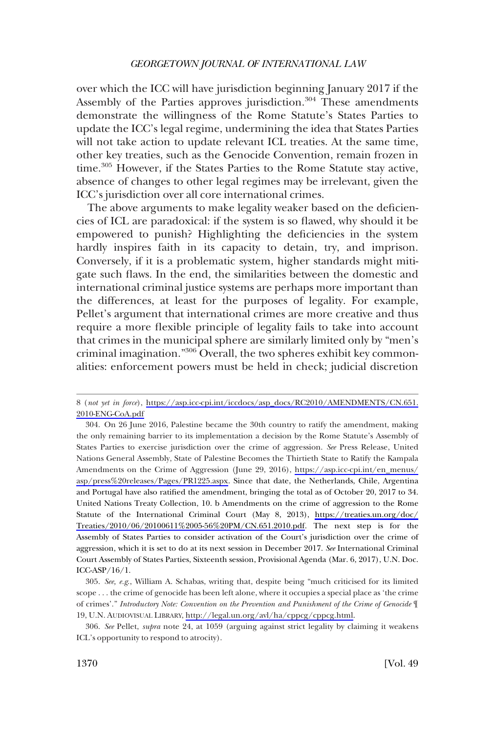over which the ICC will have jurisdiction beginning January 2017 if the Assembly of the Parties approves jurisdiction.[304] These amendments demonstrate the willingness of the Rome Statute's States Parties to update the ICC's legal regime, undermining the idea that States Parties will not take action to update relevant ICL treaties. At the same time, other key treaties, such as the Genocide Convention, remain frozen in time.[305] However, if the States Parties to the Rome Statute stay active, absence of changes to other legal regimes may be irrelevant, given the ICC's jurisdiction over all core international crimes.

The above arguments to make legality weaker based on the deficiencies of ICL are paradoxical: if the system is so flawed, why should it be empowered to punish? Highlighting the deficiencies in the system hardly inspires faith in its capacity to detain, try, and imprison. Conversely, if it is a problematic system, higher standards might mitigate such flaws. In the end, the similarities between the domestic and international criminal justice systems are perhaps more important than the differences, at least for the purposes of legality. For example, Pellet's argument that international crimes are more creative and thus require a more flexible principle of legality fails to take into account that crimes in the municipal sphere are similarly limited only by "men's criminal imagination."[306] Overall, the two spheres exhibit key commonalities: enforcement powers must be held in check; judicial discretion

---

8 (*not yet in force*), https://asp.icc-cpi.int/iccdocs/asp_docs/RC2010/AMENDMENTS/CN.651.2010-ENG-CoA.pdf

304. On 26 June 2016, Palestine became the 30th country to ratify the amendment, making the only remaining barrier to its implementation a decision by the Rome Statute's Assembly of States Parties to exercise jurisdiction over the crime of aggression. *See* Press Release, United Nations General Assembly, State of Palestine Becomes the Thirtieth State to Ratify the Kampala Amendments on the Crime of Aggression (June 29, 2016), https://asp.icc-cpi.int/en_menus/asp/press%20releases/Pages/PR1225.aspx. Since that date, the Netherlands, Chile, Argentina and Portugal have also ratified the amendment, bringing the total as of October 20, 2017 to 34. United Nations Treaty Collection, 10. b Amendments on the crime of aggression to the Rome Statute of the International Criminal Court (May 8, 2013), https://treaties.un.org/doc/Treaties/2010/06/20100611%2005-56%20PM/CN.651.2010.pdf. The next step is for the Assembly of States Parties to consider activation of the Court's jurisdiction over the crime of aggression, which it is set to do at its next session in December 2017. *See* International Criminal Court Assembly of States Parties, Sixteenth session, Provisional Agenda (Mar. 6, 2017), U.N. Doc. ICC-ASP/16/1.

305. *See, e.g.*, William A. Schabas, writing that, despite being "much criticised for its limited scope . . . the crime of genocide has been left alone, where it occupies a special place as 'the crime of crimes'." *Introductory Note: Convention on the Prevention and Punishment of the Crime of Genocide* ¶ 19, U.N. AUDIOVISUAL LIBRARY, http://legal.un.org/avl/ha/cppcg/cppcg.html.

306. *See* Pellet, *supra* note 24, at 1059 (arguing against strict legality by claiming it weakens ICL's opportunity to respond to atrocity).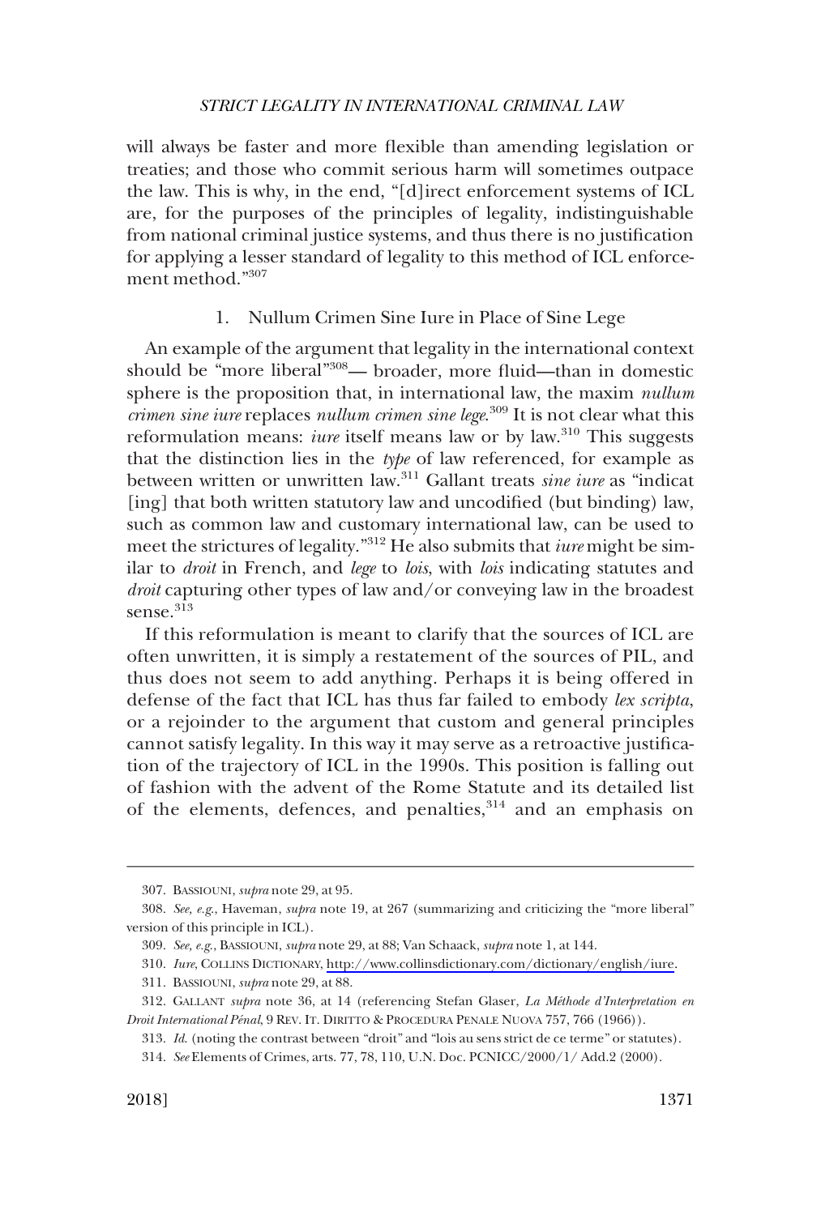will always be faster and more flexible than amending legislation or treaties; and those who commit serious harm will sometimes outpace the law. This is why, in the end, "[d]irect enforcement systems of ICL are, for the purposes of the principles of legality, indistinguishable from national criminal justice systems, and thus there is no justification for applying a lesser standard of legality to this method of ICL enforcement method."[307]

### 1. Nullum Crimen Sine Iure in Place of Sine Lege

An example of the argument that legality in the international context should be "more liberal"[308]— broader, more fluid—than in domestic sphere is the proposition that, in international law, the maxim *nullum crimen sine iure* replaces *nullum crimen sine lege*.[309] It is not clear what this reformulation means: *iure* itself means law or by law.[310] This suggests that the distinction lies in the *type* of law referenced, for example as between written or unwritten law.[311] Gallant treats *sine iure* as "indicat [ing] that both written statutory law and uncodified (but binding) law, such as common law and customary international law, can be used to meet the strictures of legality."[312] He also submits that *iure* might be similar to *droit* in French, and *lege* to *lois*, with *lois* indicating statutes and *droit* capturing other types of law and/or conveying law in the broadest sense.[313]

If this reformulation is meant to clarify that the sources of ICL are often unwritten, it is simply a restatement of the sources of PIL, and thus does not seem to add anything. Perhaps it is being offered in defense of the fact that ICL has thus far failed to embody *lex scripta*, or a rejoinder to the argument that custom and general principles cannot satisfy legality. In this way it may serve as a retroactive justification of the trajectory of ICL in the 1990s. This position is falling out of fashion with the advent of the Rome Statute and its detailed list of the elements, defences, and penalties,[314] and an emphasis on

---

307. BASSIOUNI, *supra* note 29, at 95.

308. *See, e.g.*, Haveman, *supra* note 19, at 267 (summarizing and criticizing the "more liberal" version of this principle in ICL).

309. *See, e.g.*, BASSIOUNI, *supra* note 29, at 88; Van Schaack, *supra* note 1, at 144.

310. *Iure*, COLLINS DICTIONARY, http://www.collinsdictionary.com/dictionary/english/iure.

311. BASSIOUNI, *supra* note 29, at 88.

312. GALLANT *supra* note 36, at 14 (referencing Stefan Glaser, *La Méthode d'Interpretation en Droit International Pénal*, 9 REV. IT. DIRITTO & PROCEDURA PENALE NUOVA 757, 766 (1966)).

313. *Id.* (noting the contrast between "droit" and "lois au sens strict de ce terme" or statutes).

314. *See* Elements of Crimes, arts. 77, 78, 110, U.N. Doc. PCNICC/2000/1/ Add.2 (2000).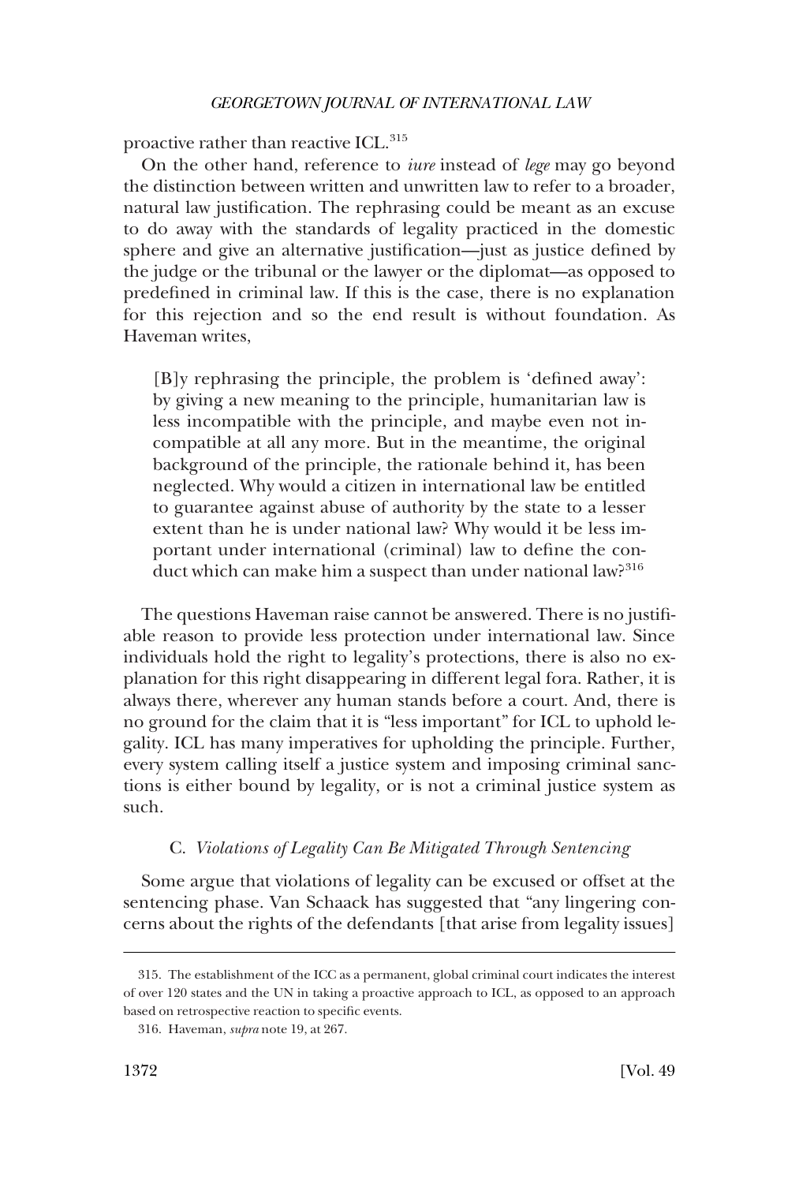proactive rather than reactive ICL.[315]

On the other hand, reference to *iure* instead of *lege* may go beyond the distinction between written and unwritten law to refer to a broader, natural law justification. The rephrasing could be meant as an excuse to do away with the standards of legality practiced in the domestic sphere and give an alternative justification—just as justice defined by the judge or the tribunal or the lawyer or the diplomat—as opposed to predefined in criminal law. If this is the case, there is no explanation for this rejection and so the end result is without foundation. As Haveman writes,

> [B]y rephrasing the principle, the problem is 'defined away': by giving a new meaning to the principle, humanitarian law is less incompatible with the principle, and maybe even not incompatible at all any more. But in the meantime, the original background of the principle, the rationale behind it, has been neglected. Why would a citizen in international law be entitled to guarantee against abuse of authority by the state to a lesser extent than he is under national law? Why would it be less important under international (criminal) law to define the conduct which can make him a suspect than under national law?[316]

The questions Haveman raise cannot be answered. There is no justifiable reason to provide less protection under international law. Since individuals hold the right to legality's protections, there is also no explanation for this right disappearing in different legal fora. Rather, it is always there, wherever any human stands before a court. And, there is no ground for the claim that it is "less important" for ICL to uphold legality. ICL has many imperatives for upholding the principle. Further, every system calling itself a justice system and imposing criminal sanctions is either bound by legality, or is not a criminal justice system as such.

### C. *Violations of Legality Can Be Mitigated Through Sentencing*

Some argue that violations of legality can be excused or offset at the sentencing phase. Van Schaack has suggested that "any lingering concerns about the rights of the defendants [that arise from legality issues]

---

315. The establishment of the ICC as a permanent, global criminal court indicates the interest of over 120 states and the UN in taking a proactive approach to ICL, as opposed to an approach based on retrospective reaction to specific events.

316. Haveman, *supra* note 19, at 267.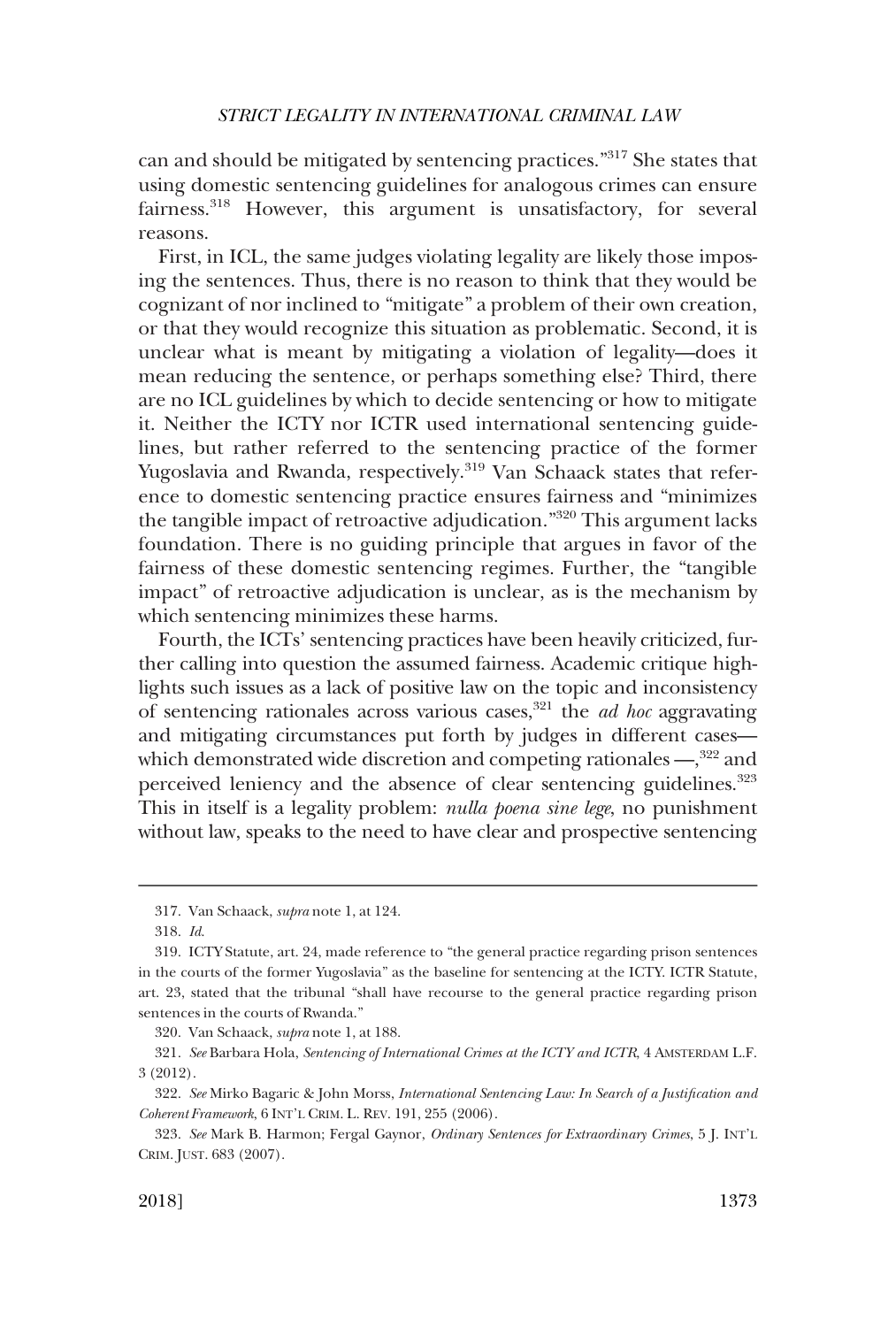can and should be mitigated by sentencing practices."[317] She states that using domestic sentencing guidelines for analogous crimes can ensure fairness.[318] However, this argument is unsatisfactory, for several reasons.

First, in ICL, the same judges violating legality are likely those imposing the sentences. Thus, there is no reason to think that they would be cognizant of nor inclined to "mitigate" a problem of their own creation, or that they would recognize this situation as problematic. Second, it is unclear what is meant by mitigating a violation of legality—does it mean reducing the sentence, or perhaps something else? Third, there are no ICL guidelines by which to decide sentencing or how to mitigate it. Neither the ICTY nor ICTR used international sentencing guidelines, but rather referred to the sentencing practice of the former Yugoslavia and Rwanda, respectively.[319] Van Schaack states that reference to domestic sentencing practice ensures fairness and "minimizes the tangible impact of retroactive adjudication."[320] This argument lacks foundation. There is no guiding principle that argues in favor of the fairness of these domestic sentencing regimes. Further, the "tangible impact" of retroactive adjudication is unclear, as is the mechanism by which sentencing minimizes these harms.

Fourth, the ICTs' sentencing practices have been heavily criticized, further calling into question the assumed fairness. Academic critique highlights such issues as a lack of positive law on the topic and inconsistency of sentencing rationales across various cases,[321] the *ad hoc* aggravating and mitigating circumstances put forth by judges in different cases—which demonstrated wide discretion and competing rationales —,[322] and perceived leniency and the absence of clear sentencing guidelines.[323] This in itself is a legality problem: *nulla poena sine lege*, no punishment without law, speaks to the need to have clear and prospective sentencing

---

317. Van Schaack, *supra* note 1, at 124.

318. *Id.*

319. ICTY Statute, art. 24, made reference to "the general practice regarding prison sentences in the courts of the former Yugoslavia" as the baseline for sentencing at the ICTY. ICTR Statute, art. 23, stated that the tribunal "shall have recourse to the general practice regarding prison sentences in the courts of Rwanda."

320. Van Schaack, *supra* note 1, at 188.

321. *See* Barbara Hola, *Sentencing of International Crimes at the ICTY and ICTR*, 4 AMSTERDAM L.F. 3 (2012).

322. *See* Mirko Bagaric & John Morss, *International Sentencing Law: In Search of a Justification and Coherent Framework*, 6 INT'L CRIM. L. REV. 191, 255 (2006).

323. *See* Mark B. Harmon; Fergal Gaynor, *Ordinary Sentences for Extraordinary Crimes*, 5 J. INT'L CRIM. JUST. 683 (2007).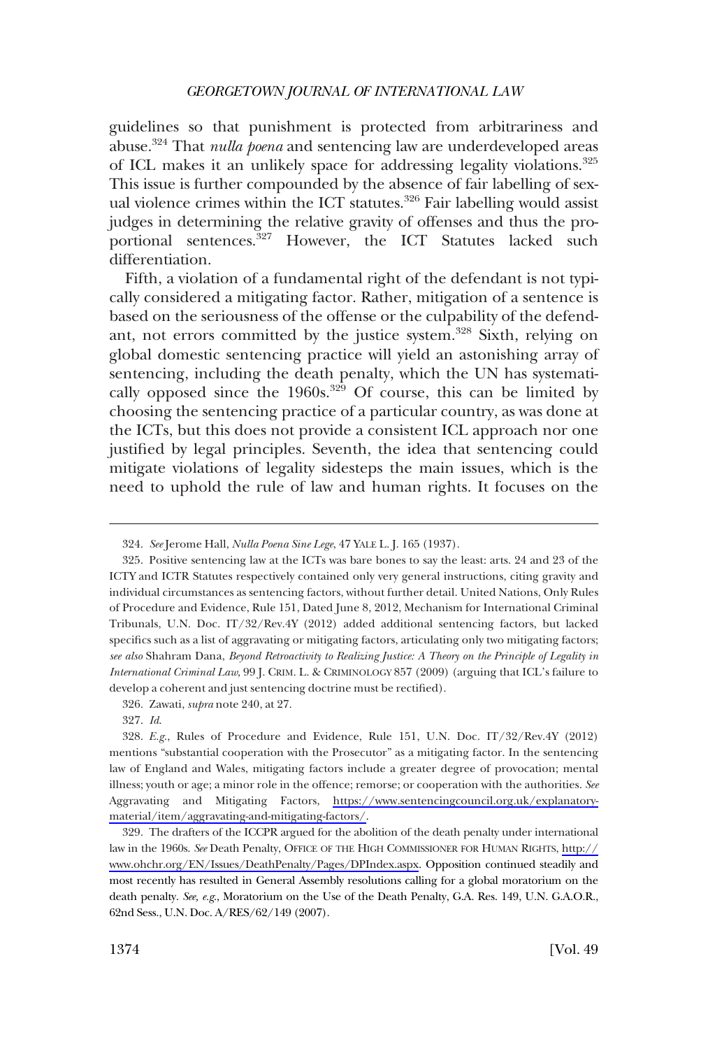guidelines so that punishment is protected from arbitrariness and abuse.[324] That *nulla poena* and sentencing law are underdeveloped areas of ICL makes it an unlikely space for addressing legality violations.[325] This issue is further compounded by the absence of fair labelling of sexual violence crimes within the ICT statutes.[326] Fair labelling would assist judges in determining the relative gravity of offenses and thus the proportional sentences.[327] However, the ICT Statutes lacked such differentiation.

Fifth, a violation of a fundamental right of the defendant is not typically considered a mitigating factor. Rather, mitigation of a sentence is based on the seriousness of the offense or the culpability of the defendant, not errors committed by the justice system.[328] Sixth, relying on global domestic sentencing practice will yield an astonishing array of sentencing, including the death penalty, which the UN has systematically opposed since the 1960s.[329] Of course, this can be limited by choosing the sentencing practice of a particular country, as was done at the ICTs, but this does not provide a consistent ICL approach nor one justified by legal principles. Seventh, the idea that sentencing could mitigate violations of legality sidesteps the main issues, which is the need to uphold the rule of law and human rights. It focuses on the

---

324. *See* Jerome Hall, *Nulla Poena Sine Lege*, 47 YALE L. J. 165 (1937).

325. Positive sentencing law at the ICTs was bare bones to say the least: arts. 24 and 23 of the ICTY and ICTR Statutes respectively contained only very general instructions, citing gravity and individual circumstances as sentencing factors, without further detail. United Nations, Only Rules of Procedure and Evidence, Rule 151, Dated June 8, 2012, Mechanism for International Criminal Tribunals, U.N. Doc. IT/32/Rev.4Y (2012) added additional sentencing factors, but lacked specifics such as a list of aggravating or mitigating factors, articulating only two mitigating factors; *see also* Shahram Dana, *Beyond Retroactivity to Realizing Justice: A Theory on the Principle of Legality in International Criminal Law*, 99 J. CRIM. L. & CRIMINOLOGY 857 (2009) (arguing that ICL's failure to develop a coherent and just sentencing doctrine must be rectified).

326. Zawati, *supra* note 240, at 27.

327. *Id.*

328. *E.g.*, Rules of Procedure and Evidence, Rule 151, U.N. Doc. IT/32/Rev.4Y (2012) mentions "substantial cooperation with the Prosecutor" as a mitigating factor. In the sentencing law of England and Wales, mitigating factors include a greater degree of provocation; mental illness; youth or age; a minor role in the offence; remorse; or cooperation with the authorities. *See* Aggravating and Mitigating Factors, https://www.sentencingcouncil.org.uk/explanatory-material/item/aggravating-and-mitigating-factors/.

329. The drafters of the ICCPR argued for the abolition of the death penalty under international law in the 1960s. *See* Death Penalty, OFFICE OF THE HIGH COMMISSIONER FOR HUMAN RIGHTS, http://www.ohchr.org/EN/Issues/DeathPenalty/Pages/DPIndex.aspx. Opposition continued steadily and most recently has resulted in General Assembly resolutions calling for a global moratorium on the death penalty. *See, e.g.*, Moratorium on the Use of the Death Penalty, G.A. Res. 149, U.N. G.A.O.R., 62nd Sess., U.N. Doc. A/RES/62/149 (2007).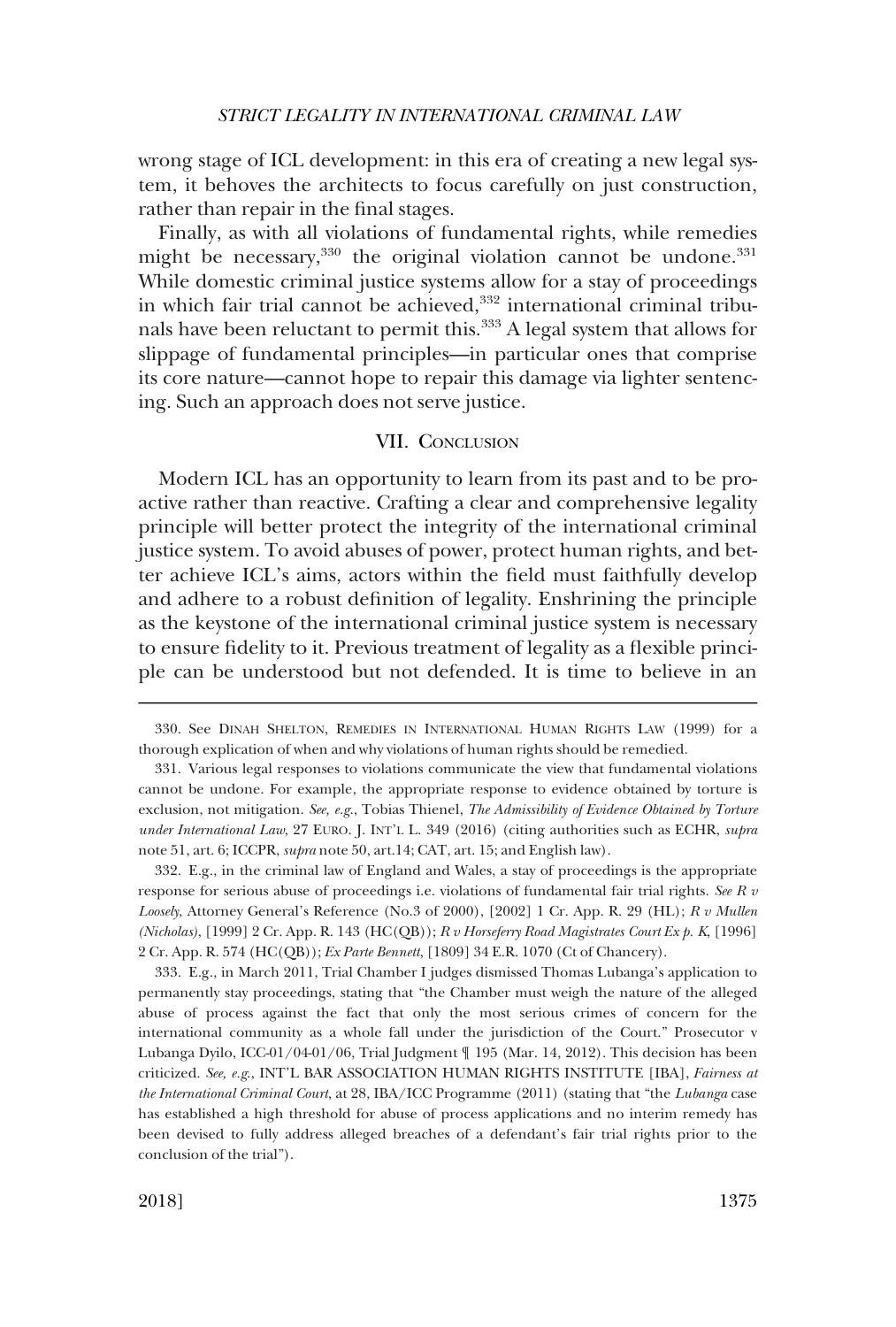wrong stage of ICL development: in this era of creating a new legal system, it behoves the architects to focus carefully on just construction, rather than repair in the final stages.

Finally, as with all violations of fundamental rights, while remedies might be necessary,[330] the original violation cannot be undone.[331] While domestic criminal justice systems allow for a stay of proceedings in which fair trial cannot be achieved,[332] international criminal tribunals have been reluctant to permit this.[333] A legal system that allows for slippage of fundamental principles—in particular ones that comprise its core nature—cannot hope to repair this damage via lighter sentencing. Such an approach does not serve justice.

## VII. Conclusion

Modern ICL has an opportunity to learn from its past and to be proactive rather than reactive. Crafting a clear and comprehensive legality principle will better protect the integrity of the international criminal justice system. To avoid abuses of power, protect human rights, and better achieve ICL's aims, actors within the field must faithfully develop and adhere to a robust definition of legality. Enshrining the principle as the keystone of the international criminal justice system is necessary to ensure fidelity to it. Previous treatment of legality as a flexible principle can be understood but not defended. It is time to believe in an

---

330. See Dinah Shelton, Remedies in International Human Rights Law (1999) for a thorough explication of when and why violations of human rights should be remedied.

331. Various legal responses to violations communicate the view that fundamental violations cannot be undone. For example, the appropriate response to evidence obtained by torture is exclusion, not mitigation. *See, e.g.*, Tobias Thienel, *The Admissibility of Evidence Obtained by Torture under International Law*, 27 Euro. J. Int'l L. 349 (2016) (citing authorities such as ECHR, *supra* note 51, art. 6; ICCPR, *supra* note 50, art.14; CAT, art. 15; and English law).

332. E.g., in the criminal law of England and Wales, a stay of proceedings is the appropriate response for serious abuse of proceedings i.e. violations of fundamental fair trial rights. *See R v Loosely*, Attorney General's Reference (No.3 of 2000), [2002] 1 Cr. App. R. 29 (HL); *R v Mullen (Nicholas)*, [1999] 2 Cr. App. R. 143 (HC(QB)); *R v Horseferry Road Magistrates Court Ex p. K*, [1996] 2 Cr. App. R. 574 (HC(QB)); *Ex Parte Bennett*, [1809] 34 E.R. 1070 (Ct of Chancery).

333. E.g., in March 2011, Trial Chamber I judges dismissed Thomas Lubanga's application to permanently stay proceedings, stating that "the Chamber must weigh the nature of the alleged abuse of process against the fact that only the most serious crimes of concern for the international community as a whole fall under the jurisdiction of the Court." Prosecutor v Lubanga Dyilo, ICC-01/04-01/06, Trial Judgment ¶ 195 (Mar. 14, 2012). This decision has been criticized. *See, e.g.*, Int'l Bar Association Human Rights Institute [IBA], *Fairness at the International Criminal Court*, at 28, IBA/ICC Programme (2011) (stating that "the *Lubanga* case has established a high threshold for abuse of process applications and no interim remedy has been devised to fully address alleged breaches of a defendant's fair trial rights prior to the conclusion of the trial").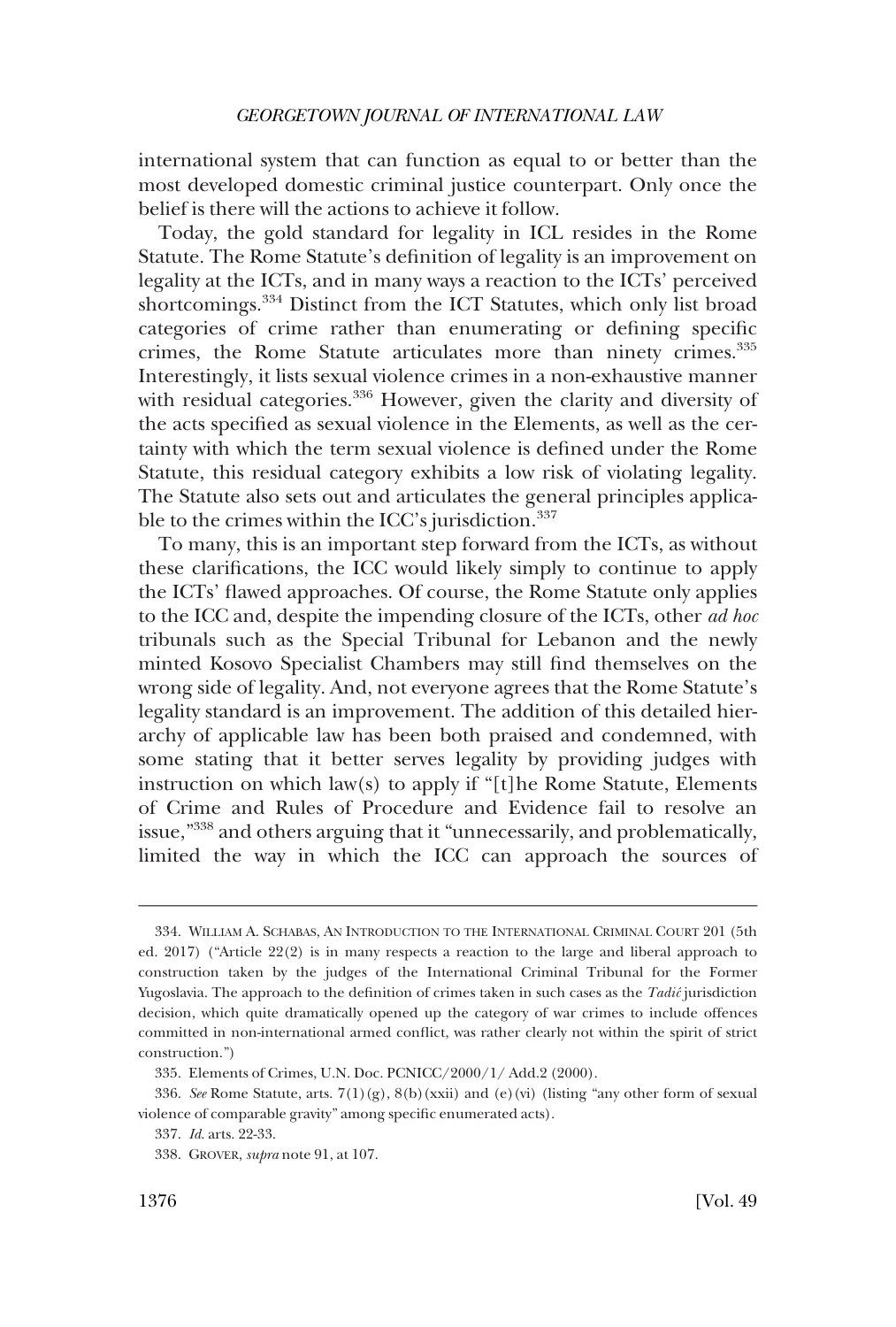international system that can function as equal to or better than the most developed domestic criminal justice counterpart. Only once the belief is there will the actions to achieve it follow.

Today, the gold standard for legality in ICL resides in the Rome Statute. The Rome Statute's definition of legality is an improvement on legality at the ICTs, and in many ways a reaction to the ICTs' perceived shortcomings.[334] Distinct from the ICT Statutes, which only list broad categories of crime rather than enumerating or defining specific crimes, the Rome Statute articulates more than ninety crimes.[335] Interestingly, it lists sexual violence crimes in a non-exhaustive manner with residual categories.[336] However, given the clarity and diversity of the acts specified as sexual violence in the Elements, as well as the certainty with which the term sexual violence is defined under the Rome Statute, this residual category exhibits a low risk of violating legality. The Statute also sets out and articulates the general principles applicable to the crimes within the ICC's jurisdiction.[337]

To many, this is an important step forward from the ICTs, as without these clarifications, the ICC would likely simply to continue to apply the ICTs' flawed approaches. Of course, the Rome Statute only applies to the ICC and, despite the impending closure of the ICTs, other *ad hoc* tribunals such as the Special Tribunal for Lebanon and the newly minted Kosovo Specialist Chambers may still find themselves on the wrong side of legality. And, not everyone agrees that the Rome Statute's legality standard is an improvement. The addition of this detailed hierarchy of applicable law has been both praised and condemned, with some stating that it better serves legality by providing judges with instruction on which law(s) to apply if "[t]he Rome Statute, Elements of Crime and Rules of Procedure and Evidence fail to resolve an issue,"[338] and others arguing that it "unnecessarily, and problematically, limited the way in which the ICC can approach the sources of

---

334. WILLIAM A. SCHABAS, AN INTRODUCTION TO THE INTERNATIONAL CRIMINAL COURT 201 (5th ed. 2017) ("Article 22(2) is in many respects a reaction to the large and liberal approach to construction taken by the judges of the International Criminal Tribunal for the Former Yugoslavia. The approach to the definition of crimes taken in such cases as the *Tadić* jurisdiction decision, which quite dramatically opened up the category of war crimes to include offences committed in non-international armed conflict, was rather clearly not within the spirit of strict construction.")

335. Elements of Crimes, U.N. Doc. PCNICC/2000/1/ Add.2 (2000).

336. *See* Rome Statute, arts. 7(1)(g), 8(b)(xxii) and (e)(vi) (listing "any other form of sexual violence of comparable gravity" among specific enumerated acts).

337. *Id.* arts. 22-33.

338. GROVER, *supra* note 91, at 107.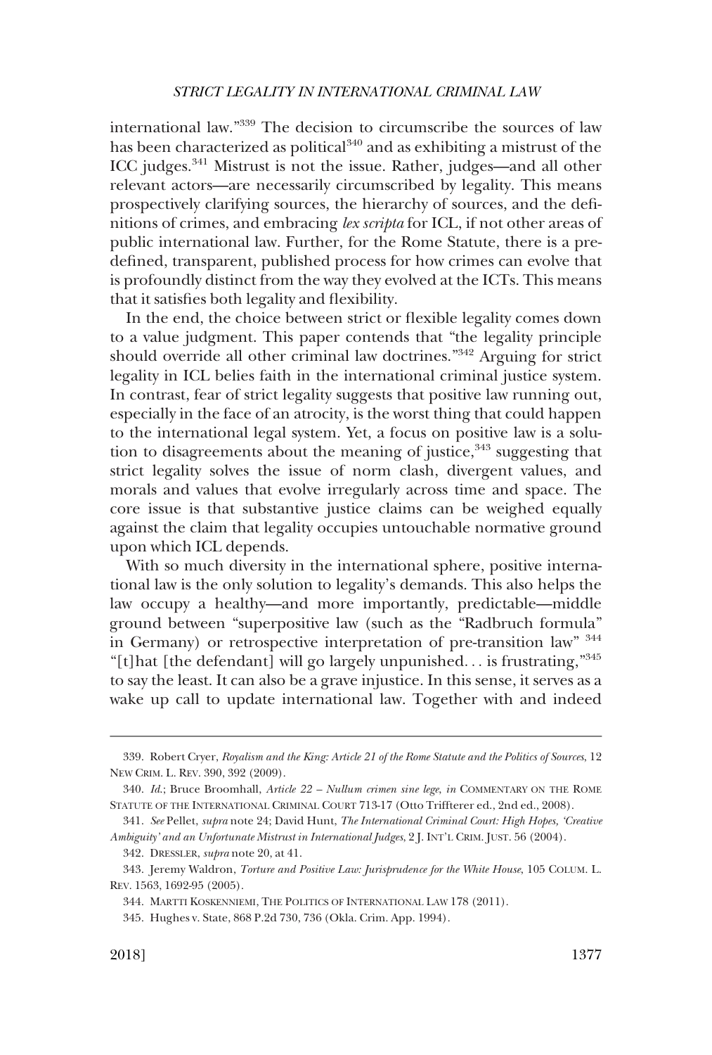international law."[339] The decision to circumscribe the sources of law has been characterized as political[340] and as exhibiting a mistrust of the ICC judges.[341] Mistrust is not the issue. Rather, judges—and all other relevant actors—are necessarily circumscribed by legality. This means prospectively clarifying sources, the hierarchy of sources, and the definitions of crimes, and embracing *lex scripta* for ICL, if not other areas of public international law. Further, for the Rome Statute, there is a predefined, transparent, published process for how crimes can evolve that is profoundly distinct from the way they evolved at the ICTs. This means that it satisfies both legality and flexibility.

In the end, the choice between strict or flexible legality comes down to a value judgment. This paper contends that "the legality principle should override all other criminal law doctrines."[342] Arguing for strict legality in ICL belies faith in the international criminal justice system. In contrast, fear of strict legality suggests that positive law running out, especially in the face of an atrocity, is the worst thing that could happen to the international legal system. Yet, a focus on positive law is a solution to disagreements about the meaning of justice,[343] suggesting that strict legality solves the issue of norm clash, divergent values, and morals and values that evolve irregularly across time and space. The core issue is that substantive justice claims can be weighed equally against the claim that legality occupies untouchable normative ground upon which ICL depends.

With so much diversity in the international sphere, positive international law is the only solution to legality's demands. This also helps the law occupy a healthy—and more importantly, predictable—middle ground between "superpositive law (such as the "Radbruch formula" in Germany) or retrospective interpretation of pre-transition law" [344] "[t]hat [the defendant] will go largely unpunished. . . is frustrating,"[345] to say the least. It can also be a grave injustice. In this sense, it serves as a wake up call to update international law. Together with and indeed

---

339. Robert Cryer, *Royalism and the King: Article 21 of the Rome Statute and the Politics of Sources*, 12 NEW CRIM. L. REV. 390, 392 (2009).

340. *Id.*; Bruce Broomhall, *Article 22 – Nullum crimen sine lege*, *in* COMMENTARY ON THE ROME STATUTE OF THE INTERNATIONAL CRIMINAL COURT 713-17 (Otto Triffterer ed., 2nd ed., 2008).

341. *See* Pellet, *supra* note 24; David Hunt, *The International Criminal Court: High Hopes, 'Creative Ambiguity' and an Unfortunate Mistrust in International Judges*, 2 J. INT'L CRIM. JUST. 56 (2004).

342. DRESSLER, *supra* note 20, at 41.

343. Jeremy Waldron, *Torture and Positive Law: Jurisprudence for the White House*, 105 COLUM. L. REV. 1563, 1692-95 (2005).

344. MARTTI KOSKENNIEMI, THE POLITICS OF INTERNATIONAL LAW 178 (2011).

345. Hughes v. State, 868 P.2d 730, 736 (Okla. Crim. App. 1994).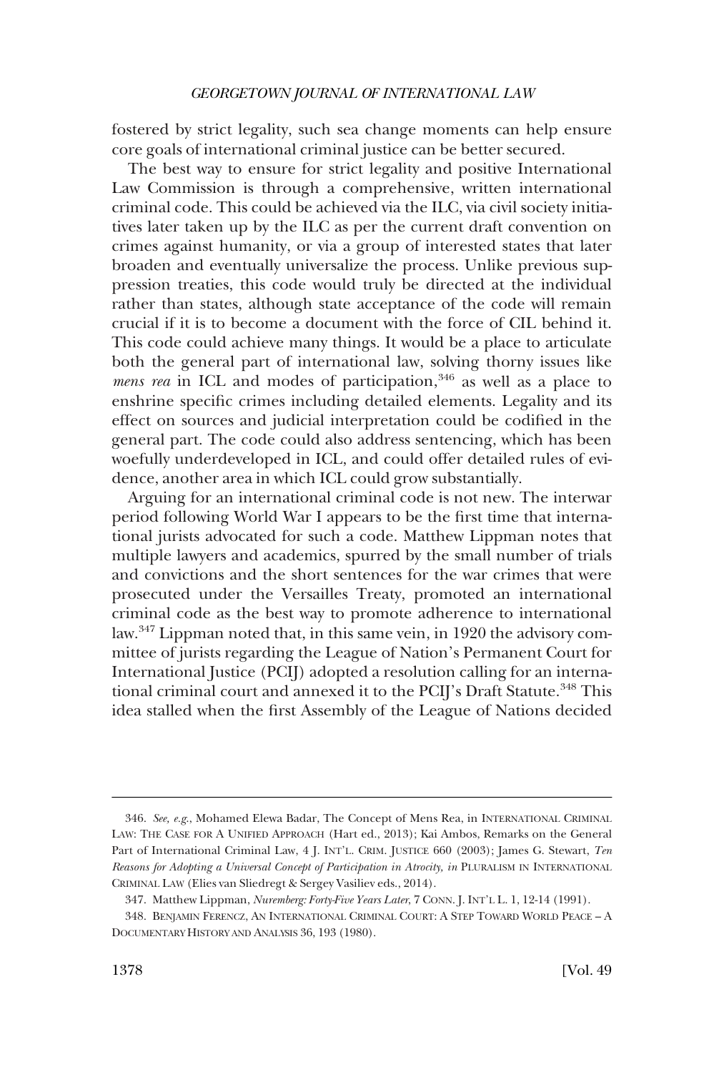fostered by strict legality, such sea change moments can help ensure core goals of international criminal justice can be better secured.

The best way to ensure for strict legality and positive International Law Commission is through a comprehensive, written international criminal code. This could be achieved via the ILC, via civil society initiatives later taken up by the ILC as per the current draft convention on crimes against humanity, or via a group of interested states that later broaden and eventually universalize the process. Unlike previous suppression treaties, this code would truly be directed at the individual rather than states, although state acceptance of the code will remain crucial if it is to become a document with the force of CIL behind it. This code could achieve many things. It would be a place to articulate both the general part of international law, solving thorny issues like *mens rea* in ICL and modes of participation,[346] as well as a place to enshrine specific crimes including detailed elements. Legality and its effect on sources and judicial interpretation could be codified in the general part. The code could also address sentencing, which has been woefully underdeveloped in ICL, and could offer detailed rules of evidence, another area in which ICL could grow substantially.

Arguing for an international criminal code is not new. The interwar period following World War I appears to be the first time that international jurists advocated for such a code. Matthew Lippman notes that multiple lawyers and academics, spurred by the small number of trials and convictions and the short sentences for the war crimes that were prosecuted under the Versailles Treaty, promoted an international criminal code as the best way to promote adherence to international law.[347] Lippman noted that, in this same vein, in 1920 the advisory committee of jurists regarding the League of Nation's Permanent Court for International Justice (PCIJ) adopted a resolution calling for an international criminal court and annexed it to the PCIJ's Draft Statute.[348] This idea stalled when the first Assembly of the League of Nations decided

---

346. *See, e.g.*, Mohamed Elewa Badar, The Concept of Mens Rea, in INTERNATIONAL CRIMINAL LAW: THE CASE FOR A UNIFIED APPROACH (Hart ed., 2013); Kai Ambos, Remarks on the General Part of International Criminal Law, 4 J. INT'L. CRIM. JUSTICE 660 (2003); James G. Stewart, *Ten Reasons for Adopting a Universal Concept of Participation in Atrocity*, *in* PLURALISM IN INTERNATIONAL CRIMINAL LAW (Elies van Sliedregt & Sergey Vasiliev eds., 2014).

347. Matthew Lippman, *Nuremberg: Forty-Five Years Later*, 7 CONN. J. INT'L L. 1, 12-14 (1991).

348. BENJAMIN FERENCZ, AN INTERNATIONAL CRIMINAL COURT: A STEP TOWARD WORLD PEACE – A DOCUMENTARY HISTORY AND ANALYSIS 36, 193 (1980).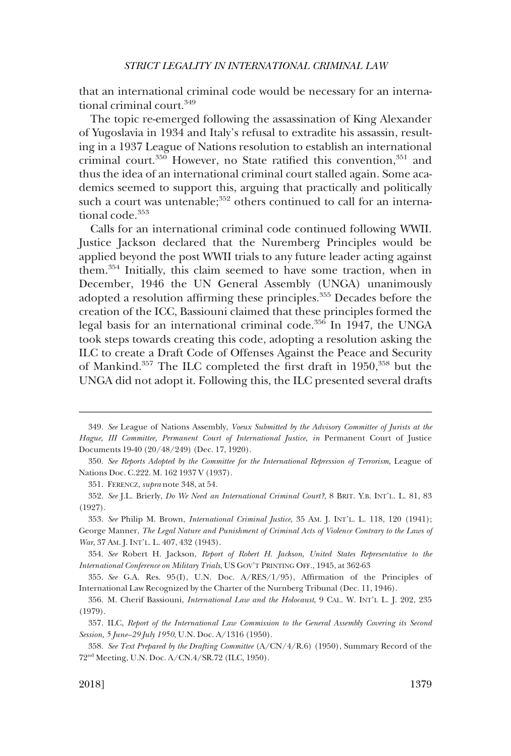that an international criminal code would be necessary for an international criminal court.[349]

The topic re-emerged following the assassination of King Alexander of Yugoslavia in 1934 and Italy's refusal to extradite his assassin, resulting in a 1937 League of Nations resolution to establish an international criminal court.[350] However, no State ratified this convention,[351] and thus the idea of an international criminal court stalled again. Some academics seemed to support this, arguing that practically and politically such a court was untenable;[352] others continued to call for an international code.[353]

Calls for an international criminal code continued following WWII. Justice Jackson declared that the Nuremberg Principles would be applied beyond the post WWII trials to any future leader acting against them.[354] Initially, this claim seemed to have some traction, when in December, 1946 the UN General Assembly (UNGA) unanimously adopted a resolution affirming these principles.[355] Decades before the creation of the ICC, Bassiouni claimed that these principles formed the legal basis for an international criminal code.[356] In 1947, the UNGA took steps towards creating this code, adopting a resolution asking the ILC to create a Draft Code of Offenses Against the Peace and Security of Mankind.[357] The ILC completed the first draft in 1950,[358] but the UNGA did not adopt it. Following this, the ILC presented several drafts

---

349. *See* League of Nations Assembly, *Voeux Submitted by the Advisory Committee of Jurists at the Hague, III Committee, Permanent Court of International Justice, in* Permanent Court of Justice Documents 19-40 (20/48/249) (Dec. 17, 1920).

350. *See Reports Adopted by the Committee for the International Repression of Terrorism*, League of Nations Doc. C.222. M. 162 1937 V (1937).

351. FERENCZ, *supra* note 348, at 54.

352. *See* J.L. Brierly, *Do We Need an International Criminal Court?*, 8 BRIT. Y.B. INT'L. L. 81, 83 (1927).

353. *See* Philip M. Brown, *International Criminal Justice*, 35 AM. J. INT'L. L. 118, 120 (1941); George Manner, *The Legal Nature and Punishment of Criminal Acts of Violence Contrary to the Laws of War*, 37 AM. J. INT'L. L. 407, 432 (1943).

354. *See* Robert H. Jackson, *Report of Robert H. Jackson, United States Representative to the International Conference on Military Trials*, US GOV'T PRINTING OFF., 1945, at 362-63

355. *See* G.A. Res. 95(I), U.N. Doc. A/RES/1/95), Affirmation of the Principles of International Law Recognized by the Charter of the Nurnberg Tribunal (Dec. 11, 1946).

356. M. Cherif Bassiouni, *International Law and the Holocaust*, 9 CAL. W. INT'L L. J. 202, 235 (1979).

357. ILC, *Report of the International Law Commission to the General Assembly Covering its Second Session, 5 June–29 July 1950*, U.N. Doc. A/1316 (1950).

358. *See Text Prepared by the Drafting Committee* (A/CN/4/R.6) (1950), Summary Record of the 72nd Meeting, U.N. Doc. A/CN.4/SR.72 (ILC, 1950).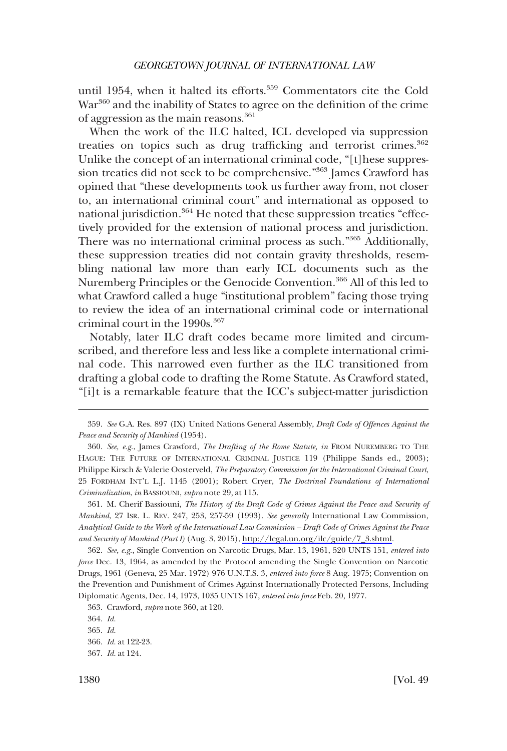until 1954, when it halted its efforts.[359] Commentators cite the Cold War[360] and the inability of States to agree on the definition of the crime of aggression as the main reasons.[361]

When the work of the ILC halted, ICL developed via suppression treaties on topics such as drug trafficking and terrorist crimes.[362] Unlike the concept of an international criminal code, "[t]hese suppression treaties did not seek to be comprehensive."[363] James Crawford has opined that "these developments took us further away from, not closer to, an international criminal court" and international as opposed to national jurisdiction.[364] He noted that these suppression treaties "effectively provided for the extension of national process and jurisdiction. There was no international criminal process as such."[365] Additionally, these suppression treaties did not contain gravity thresholds, resembling national law more than early ICL documents such as the Nuremberg Principles or the Genocide Convention.[366] All of this led to what Crawford called a huge "institutional problem" facing those trying to review the idea of an international criminal code or international criminal court in the 1990s.[367]

Notably, later ILC draft codes became more limited and circumscribed, and therefore less and less like a complete international criminal code. This narrowed even further as the ILC transitioned from drafting a global code to drafting the Rome Statute. As Crawford stated, "[i]t is a remarkable feature that the ICC's subject-matter jurisdiction

---

359. *See* G.A. Res. 897 (IX) United Nations General Assembly, *Draft Code of Offences Against the Peace and Security of Mankind* (1954).

360. *See, e.g.*, James Crawford, *The Drafting of the Rome Statute, in* FROM NUREMBERG TO THE HAGUE: THE FUTURE OF INTERNATIONAL CRIMINAL JUSTICE 119 (Philippe Sands ed., 2003); Philippe Kirsch & Valerie Oosterveld, *The Preparatory Commission for the International Criminal Court*, 25 FORDHAM INT'L L.J. 1145 (2001); Robert Cryer, *The Doctrinal Foundations of International Criminalization*, *in* BASSIOUNI, *supra* note 29, at 115.

361. M. Cherif Bassiouni, *The History of the Draft Code of Crimes Against the Peace and Security of Mankind*, 27 ISR. L. REV. 247, 253, 257-59 (1993). *See generally* International Law Commission, *Analytical Guide to the Work of the International Law Commission – Draft Code of Crimes Against the Peace and Security of Mankind (Part I)* (Aug. 3, 2015), http://legal.un.org/ilc/guide/7_3.shtml.

362. *See, e.g.*, Single Convention on Narcotic Drugs, Mar. 13, 1961, 520 UNTS 151, *entered into force* Dec. 13, 1964, as amended by the Protocol amending the Single Convention on Narcotic Drugs, 1961 (Geneva, 25 Mar. 1972) 976 U.N.T.S. 3, *entered into force* 8 Aug. 1975; Convention on the Prevention and Punishment of Crimes Against Internationally Protected Persons, Including Diplomatic Agents, Dec. 14, 1973, 1035 UNTS 167, *entered into force* Feb. 20, 1977.

363. Crawford, *supra* note 360, at 120.

364. *Id*.

365. *Id*.

366. *Id*. at 122-23.

367. *Id*. at 124.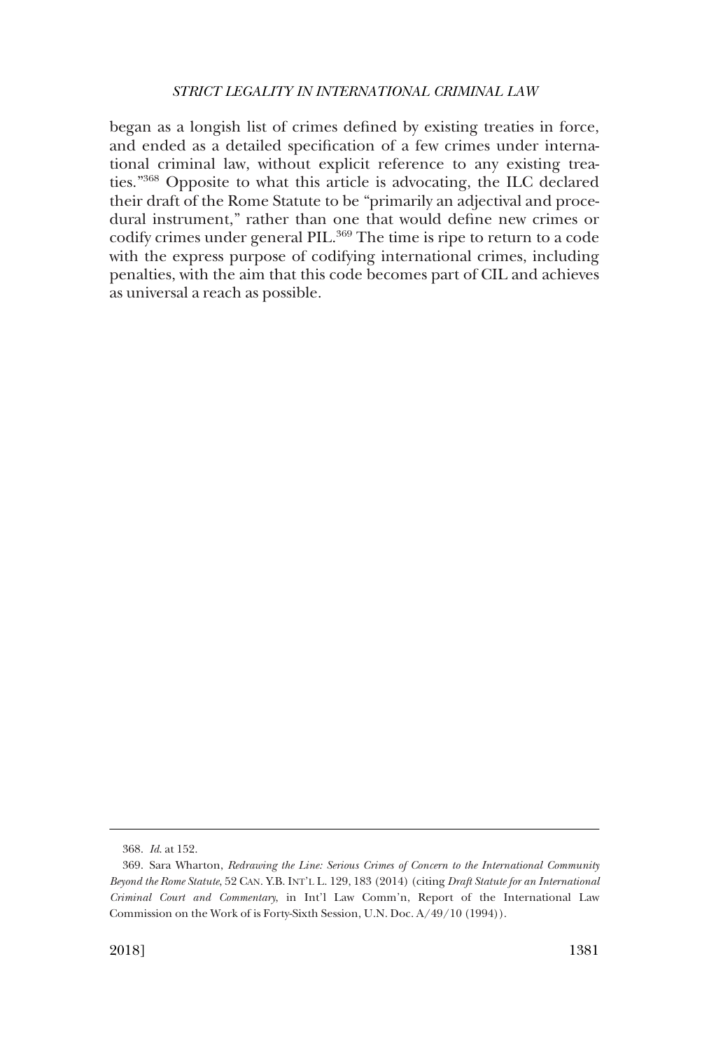began as a longish list of crimes defined by existing treaties in force, and ended as a detailed specification of a few crimes under international criminal law, without explicit reference to any existing treaties."[368] Opposite to what this article is advocating, the ILC declared their draft of the Rome Statute to be "primarily an adjectival and procedural instrument," rather than one that would define new crimes or codify crimes under general PIL.[369] The time is ripe to return to a code with the express purpose of codifying international crimes, including penalties, with the aim that this code becomes part of CIL and achieves as universal a reach as possible.

---

368. *Id.* at 152.

369. Sara Wharton, *Redrawing the Line: Serious Crimes of Concern to the International Community Beyond the Rome Statute*, 52 CAN. Y.B. INT'L L. 129, 183 (2014) (citing *Draft Statute for an International Criminal Court and Commentary*, in Int'l Law Comm'n, Report of the International Law Commission on the Work of is Forty-Sixth Session, U.N. Doc. A/49/10 (1994)).